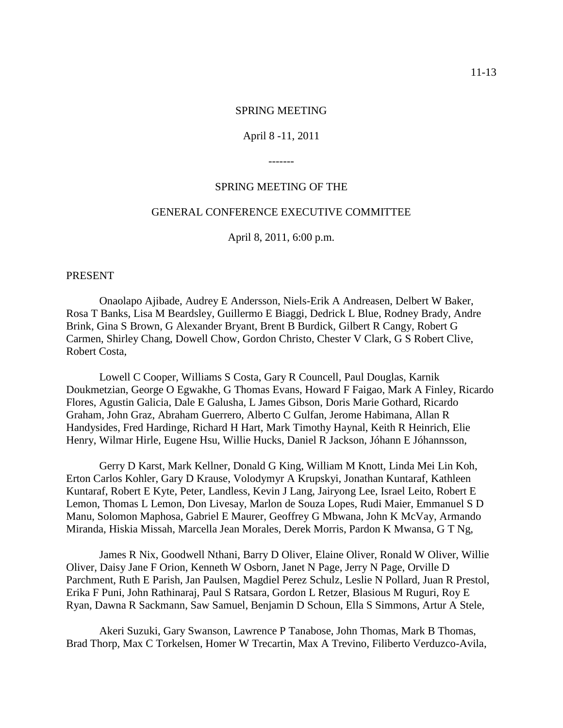SPRING MEETING

April 8 -11, 2011

-------

SPRING MEETING OF THE

GENERAL CONFERENCE EXECUTIVE COMMITTEE

April 8, 2011, 6:00 p.m.

PRESENT

Onaolapo Ajibade, Audrey E Andersson, Niels-Erik A Andreasen, Delbert W Baker, Rosa T Banks, Lisa M Beardsley, Guillermo E Biaggi, Dedrick L Blue, Rodney Brady, Andre Brink, Gina S Brown, G Alexander Bryant, Brent B Burdick, Gilbert R Cangy, Robert G Carmen, Shirley Chang, Dowell Chow, Gordon Christo, Chester V Clark, G S Robert Clive, Robert Costa,

Lowell C Cooper, Williams S Costa, Gary R Councell, Paul Douglas, Karnik Doukmetzian, George O Egwakhe, G Thomas Evans, Howard F Faigao, Mark A Finley, Ricardo Flores, Agustin Galicia, Dale E Galusha, L James Gibson, Doris Marie Gothard, Ricardo Graham, John Graz, Abraham Guerrero, Alberto C Gulfan, Jerome Habimana, Allan R Handysides, Fred Hardinge, Richard H Hart, Mark Timothy Haynal, Keith R Heinrich, Elie Henry, Wilmar Hirle, Eugene Hsu, Willie Hucks, Daniel R Jackson, Jóhann E Jóhannsson,

Gerry D Karst, Mark Kellner, Donald G King, William M Knott, Linda Mei Lin Koh, Erton Carlos Kohler, Gary D Krause, Volodymyr A Krupskyi, Jonathan Kuntaraf, Kathleen Kuntaraf, Robert E Kyte, Peter, Landless, Kevin J Lang, Jairyong Lee, Israel Leito, Robert E Lemon, Thomas L Lemon, Don Livesay, Marlon de Souza Lopes, Rudi Maier, Emmanuel S D Manu, Solomon Maphosa, Gabriel E Maurer, Geoffrey G Mbwana, John K McVay, Armando Miranda, Hiskia Missah, Marcella Jean Morales, Derek Morris, Pardon K Mwansa, G T Ng,

James R Nix, Goodwell Nthani, Barry D Oliver, Elaine Oliver, Ronald W Oliver, Willie Oliver, Daisy Jane F Orion, Kenneth W Osborn, Janet N Page, Jerry N Page, Orville D Parchment, Ruth E Parish, Jan Paulsen, Magdiel Perez Schulz, Leslie N Pollard, Juan R Prestol, Erika F Puni, John Rathinaraj, Paul S Ratsara, Gordon L Retzer, Blasious M Ruguri, Roy E Ryan, Dawna R Sackmann, Saw Samuel, Benjamin D Schoun, Ella S Simmons, Artur A Stele,

Akeri Suzuki, Gary Swanson, Lawrence P Tanabose, John Thomas, Mark B Thomas, Brad Thorp, Max C Torkelsen, Homer W Trecartin, Max A Trevino, Filiberto Verduzco-Avila,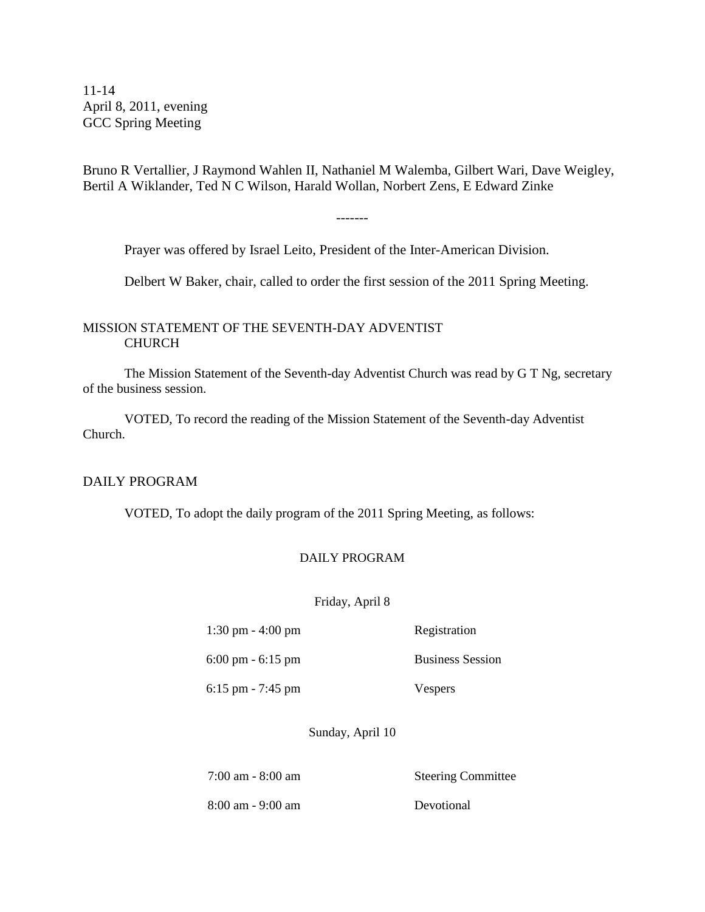11-14
April 8, 2011, evening
GCC Spring Meeting

Bruno R Vertallier, J Raymond Wahlen II, Nathaniel M Walemba, Gilbert Wari, Dave Weigley, Bertil A Wiklander, Ted N C Wilson, Harald Wollan, Norbert Zens, E Edward Zinke

-------

Prayer was offered by Israel Leito, President of the Inter-American Division.

Delbert W Baker, chair, called to order the first session of the 2011 Spring Meeting.

## MISSION STATEMENT OF THE SEVENTH-DAY ADVENTIST CHURCH

The Mission Statement of the Seventh-day Adventist Church was read by G T Ng, secretary of the business session.

VOTED, To record the reading of the Mission Statement of the Seventh-day Adventist Church.

## DAILY PROGRAM

VOTED, To adopt the daily program of the 2011 Spring Meeting, as follows:

### DAILY PROGRAM

Friday, April 8

| | |
|---|---|
| 1:30 pm - 4:00 pm | Registration |
| 6:00 pm - 6:15 pm | Business Session |
| 6:15 pm - 7:45 pm | Vespers |

Sunday, April 10

| | |
|---|---|
| 7:00 am - 8:00 am | Steering Committee |
| 8:00 am - 9:00 am | Devotional |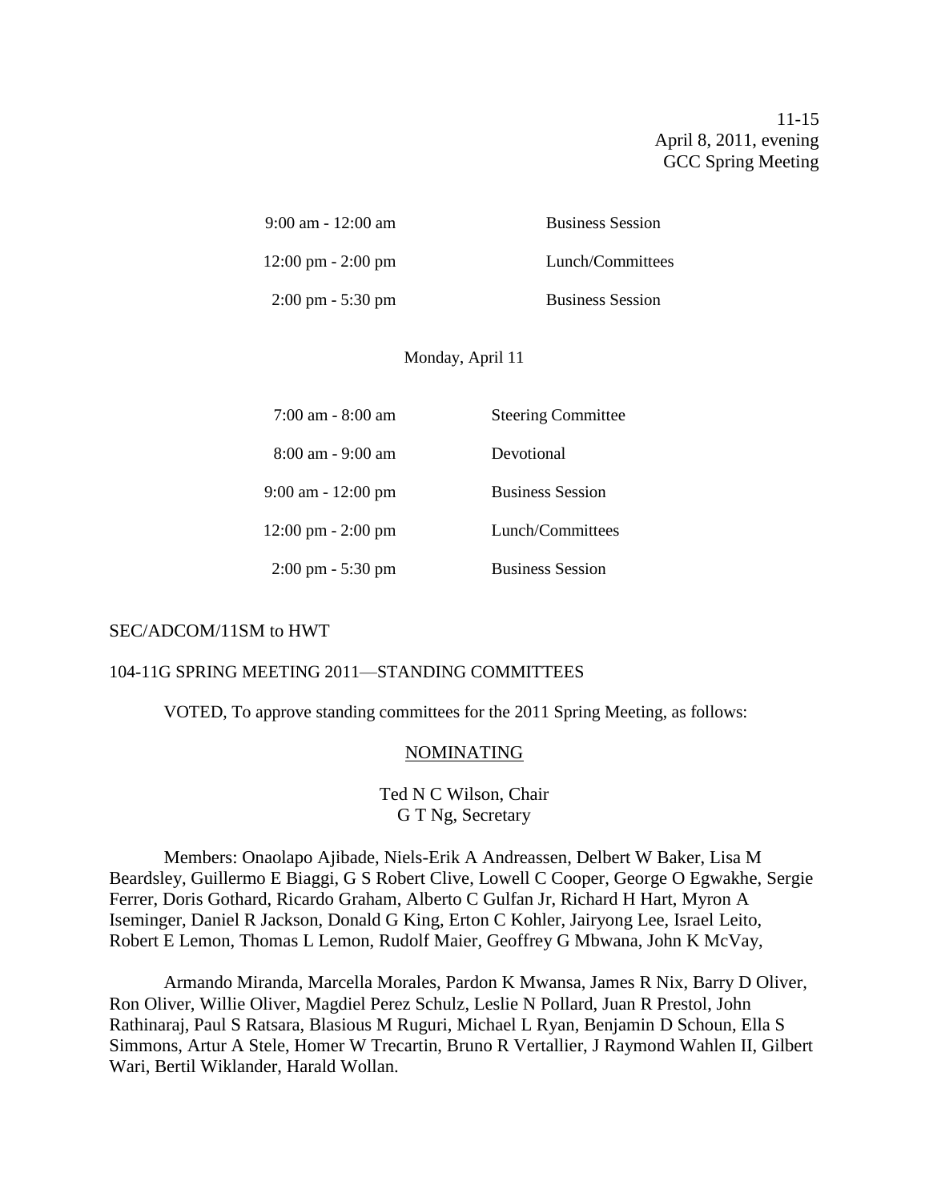| | |
|---|---|
| 9:00 am - 12:00 am | Business Session |
| 12:00 pm - 2:00 pm | Lunch/Committees |
| 2:00 pm - 5:30 pm | Business Session |

Monday, April 11

| | |
|---|---|
| 7:00 am - 8:00 am | Steering Committee |
| 8:00 am - 9:00 am | Devotional |
| 9:00 am - 12:00 pm | Business Session |
| 12:00 pm - 2:00 pm | Lunch/Committees |
| 2:00 pm - 5:30 pm | Business Session |

SEC/ADCOM/11SM to HWT

104-11G SPRING MEETING 2011—STANDING COMMITTEES

VOTED, To approve standing committees for the 2011 Spring Meeting, as follows:

NOMINATING

Ted N C Wilson, Chair
G T Ng, Secretary

Members: Onaolapo Ajibade, Niels-Erik A Andreassen, Delbert W Baker, Lisa M Beardsley, Guillermo E Biaggi, G S Robert Clive, Lowell C Cooper, George O Egwakhe, Sergie Ferrer, Doris Gothard, Ricardo Graham, Alberto C Gulfan Jr, Richard H Hart, Myron A Iseminger, Daniel R Jackson, Donald G King, Erton C Kohler, Jairyong Lee, Israel Leito, Robert E Lemon, Thomas L Lemon, Rudolf Maier, Geoffrey G Mbwana, John K McVay,

Armando Miranda, Marcella Morales, Pardon K Mwansa, James R Nix, Barry D Oliver, Ron Oliver, Willie Oliver, Magdiel Perez Schulz, Leslie N Pollard, Juan R Prestol, John Rathinaraj, Paul S Ratsara, Blasious M Ruguri, Michael L Ryan, Benjamin D Schoun, Ella S Simmons, Artur A Stele, Homer W Trecartin, Bruno R Vertallier, J Raymond Wahlen II, Gilbert Wari, Bertil Wiklander, Harald Wollan.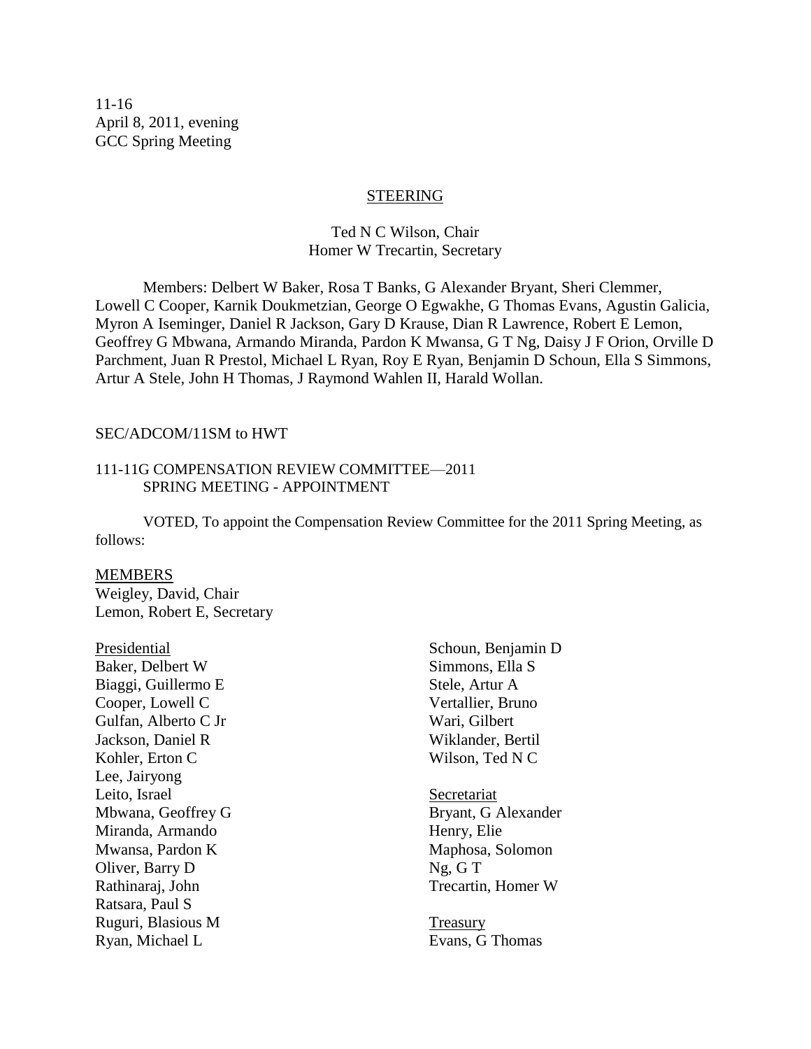11-16
April 8, 2011, evening
GCC Spring Meeting

## STEERING

Ted N C Wilson, Chair
Homer W Trecartin, Secretary

Members: Delbert W Baker, Rosa T Banks, G Alexander Bryant, Sheri Clemmer, Lowell C Cooper, Karnik Doukmetzian, George O Egwakhe, G Thomas Evans, Agustin Galicia, Myron A Iseminger, Daniel R Jackson, Gary D Krause, Dian R Lawrence, Robert E Lemon, Geoffrey G Mbwana, Armando Miranda, Pardon K Mwansa, G T Ng, Daisy J F Orion, Orville D Parchment, Juan R Prestol, Michael L Ryan, Roy E Ryan, Benjamin D Schoun, Ella S Simmons, Artur A Stele, John H Thomas, J Raymond Wahlen II, Harald Wollan.

SEC/ADCOM/11SM to HWT

### 111-11G COMPENSATION REVIEW COMMITTEE—2011 SPRING MEETING - APPOINTMENT

VOTED, To appoint the Compensation Review Committee for the 2011 Spring Meeting, as follows:

MEMBERS
Weigley, David, Chair
Lemon, Robert E, Secretary

Presidential
Baker, Delbert W
Biaggi, Guillermo E
Cooper, Lowell C
Gulfan, Alberto C Jr
Jackson, Daniel R
Kohler, Erton C
Lee, Jairyong
Leito, Israel
Mbwana, Geoffrey G
Miranda, Armando
Mwansa, Pardon K
Oliver, Barry D
Rathinaraj, John
Ratsara, Paul S
Ruguri, Blasious M
Ryan, Michael L
Schoun, Benjamin D
Simmons, Ella S
Stele, Artur A
Vertallier, Bruno
Wari, Gilbert
Wiklander, Bertil
Wilson, Ted N C

Secretariat
Bryant, G Alexander
Henry, Elie
Maphosa, Solomon
Ng, G T
Trecartin, Homer W

Treasury
Evans, G Thomas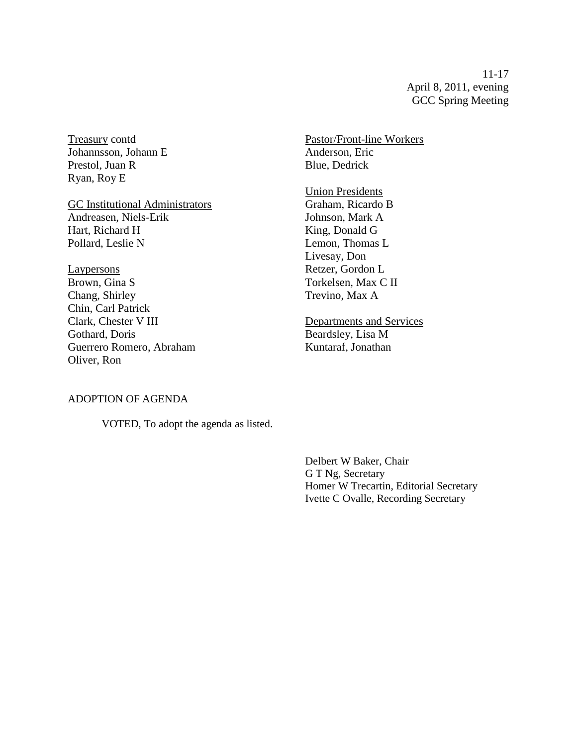<u>Treasury</u> contd
Johannsson, Johann E
Prestol, Juan R
Ryan, Roy E

<u>GC Institutional Administrators</u>
Andreasen, Niels-Erik
Hart, Richard H
Pollard, Leslie N

<u>Laypersons</u>
Brown, Gina S
Chang, Shirley
Chin, Carl Patrick
Clark, Chester V III
Gothard, Doris
Guerrero Romero, Abraham
Oliver, Ron

<u>Pastor/Front-line Workers</u>
Anderson, Eric
Blue, Dedrick

<u>Union Presidents</u>
Graham, Ricardo B
Johnson, Mark A
King, Donald G
Lemon, Thomas L
Livesay, Don
Retzer, Gordon L
Torkelsen, Max C II
Trevino, Max A

<u>Departments and Services</u>
Beardsley, Lisa M
Kuntaraf, Jonathan

ADOPTION OF AGENDA

VOTED, To adopt the agenda as listed.

Delbert W Baker, Chair
G T Ng, Secretary
Homer W Trecartin, Editorial Secretary
Ivette C Ovalle, Recording Secretary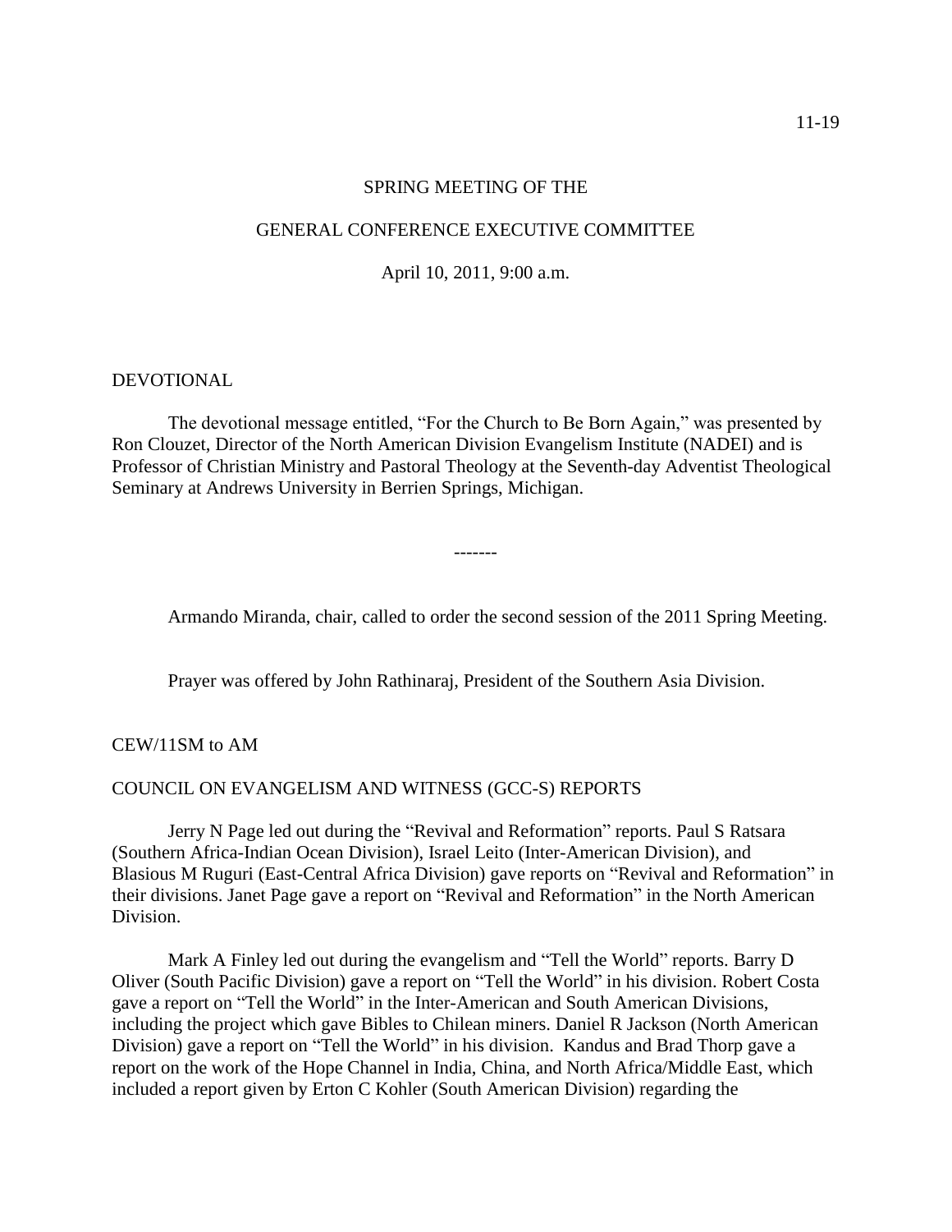SPRING MEETING OF THE

GENERAL CONFERENCE EXECUTIVE COMMITTEE

April 10, 2011, 9:00 a.m.

DEVOTIONAL

The devotional message entitled, "For the Church to Be Born Again," was presented by Ron Clouzet, Director of the North American Division Evangelism Institute (NADEI) and is Professor of Christian Ministry and Pastoral Theology at the Seventh-day Adventist Theological Seminary at Andrews University in Berrien Springs, Michigan.

-------

Armando Miranda, chair, called to order the second session of the 2011 Spring Meeting.

Prayer was offered by John Rathinaraj, President of the Southern Asia Division.

CEW/11SM to AM

COUNCIL ON EVANGELISM AND WITNESS (GCC-S) REPORTS

Jerry N Page led out during the "Revival and Reformation" reports. Paul S Ratsara (Southern Africa-Indian Ocean Division), Israel Leito (Inter-American Division), and Blasious M Ruguri (East-Central Africa Division) gave reports on "Revival and Reformation" in their divisions. Janet Page gave a report on "Revival and Reformation" in the North American Division.

Mark A Finley led out during the evangelism and "Tell the World" reports. Barry D Oliver (South Pacific Division) gave a report on "Tell the World" in his division. Robert Costa gave a report on "Tell the World" in the Inter-American and South American Divisions, including the project which gave Bibles to Chilean miners. Daniel R Jackson (North American Division) gave a report on "Tell the World" in his division. Kandus and Brad Thorp gave a report on the work of the Hope Channel in India, China, and North Africa/Middle East, which included a report given by Erton C Kohler (South American Division) regarding the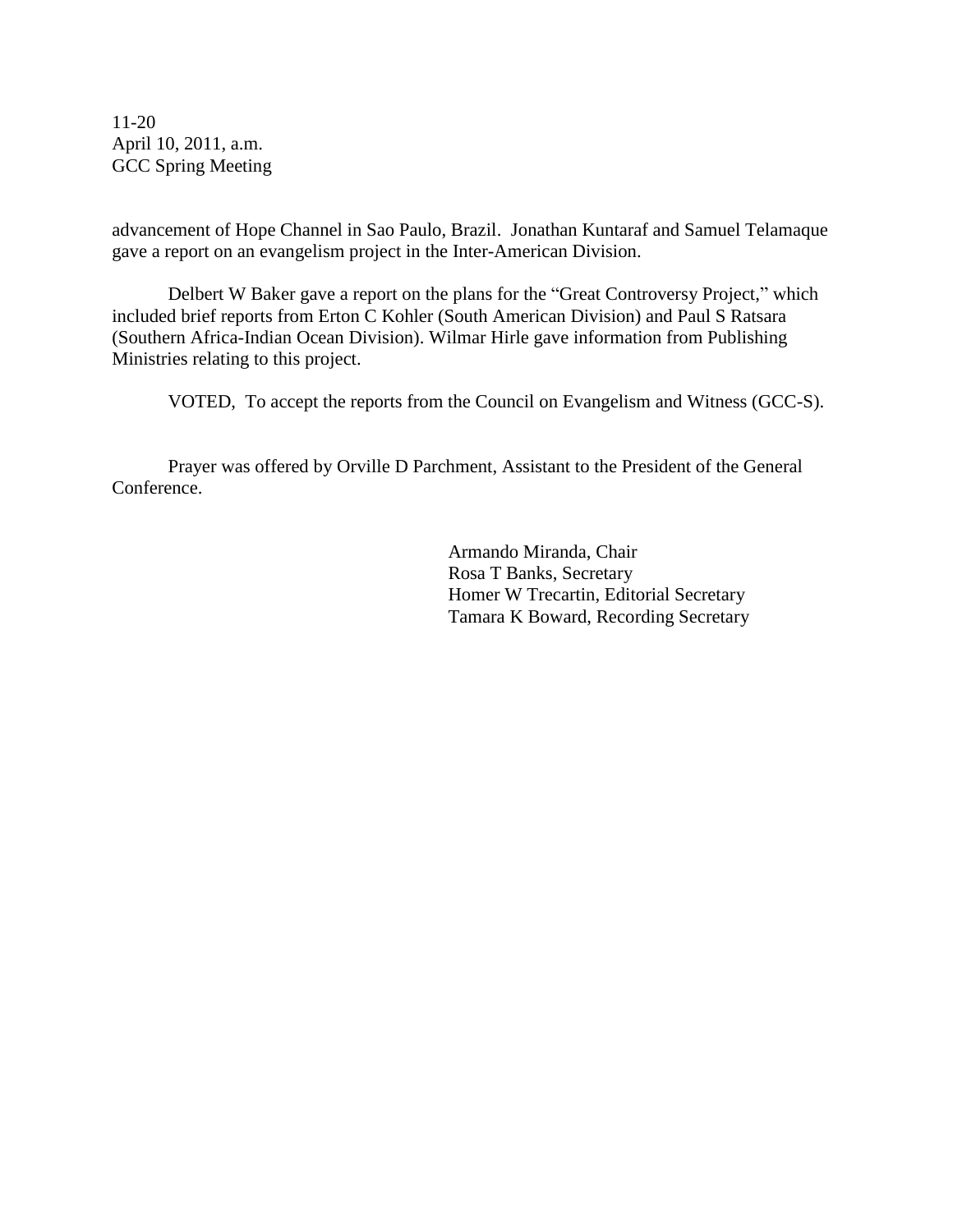advancement of Hope Channel in Sao Paulo, Brazil. Jonathan Kuntaraf and Samuel Telamaque gave a report on an evangelism project in the Inter-American Division.

Delbert W Baker gave a report on the plans for the "Great Controversy Project," which included brief reports from Erton C Kohler (South American Division) and Paul S Ratsara (Southern Africa-Indian Ocean Division). Wilmar Hirle gave information from Publishing Ministries relating to this project.

VOTED, To accept the reports from the Council on Evangelism and Witness (GCC-S).

Prayer was offered by Orville D Parchment, Assistant to the President of the General Conference.

Armando Miranda, Chair
Rosa T Banks, Secretary
Homer W Trecartin, Editorial Secretary
Tamara K Boward, Recording Secretary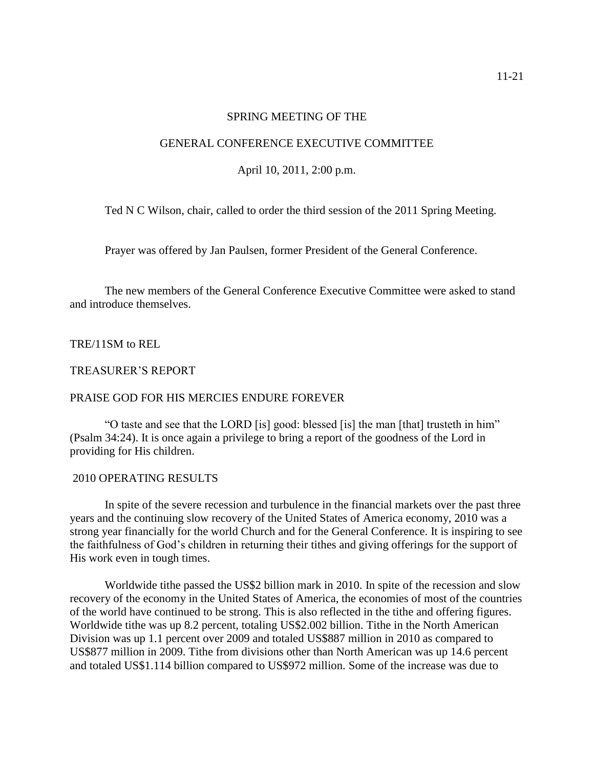SPRING MEETING OF THE

GENERAL CONFERENCE EXECUTIVE COMMITTEE

April 10, 2011, 2:00 p.m.

Ted N C Wilson, chair, called to order the third session of the 2011 Spring Meeting.

Prayer was offered by Jan Paulsen, former President of the General Conference.

The new members of the General Conference Executive Committee were asked to stand and introduce themselves.

TRE/11SM to REL

TREASURER'S REPORT

PRAISE GOD FOR HIS MERCIES ENDURE FOREVER

"O taste and see that the LORD [is] good: blessed [is] the man [that] trusteth in him" (Psalm 34:24). It is once again a privilege to bring a report of the goodness of the Lord in providing for His children.

2010 OPERATING RESULTS

In spite of the severe recession and turbulence in the financial markets over the past three years and the continuing slow recovery of the United States of America economy, 2010 was a strong year financially for the world Church and for the General Conference. It is inspiring to see the faithfulness of God's children in returning their tithes and giving offerings for the support of His work even in tough times.

Worldwide tithe passed the US$2 billion mark in 2010. In spite of the recession and slow recovery of the economy in the United States of America, the economies of most of the countries of the world have continued to be strong. This is also reflected in the tithe and offering figures. Worldwide tithe was up 8.2 percent, totaling US$2.002 billion. Tithe in the North American Division was up 1.1 percent over 2009 and totaled US$887 million in 2010 as compared to US$877 million in 2009. Tithe from divisions other than North American was up 14.6 percent and totaled US$1.114 billion compared to US$972 million. Some of the increase was due to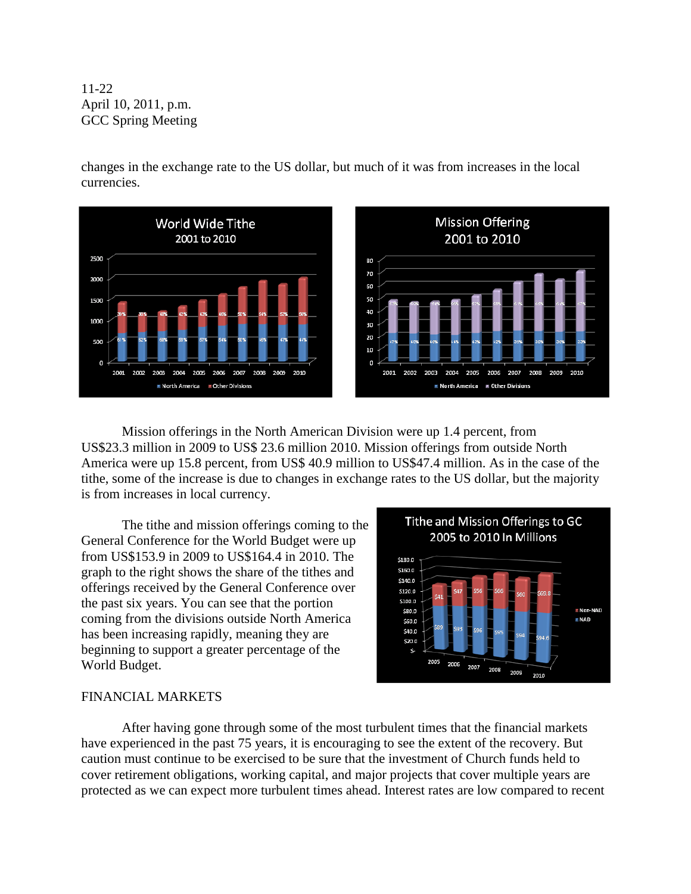changes in the exchange rate to the US dollar, but much of it was from increases in the local currencies.

Mission offerings in the North American Division were up 1.4 percent, from US$23.3 million in 2009 to US$ 23.6 million 2010. Mission offerings from outside North America were up 15.8 percent, from US$ 40.9 million to US$47.4 million. As in the case of the tithe, some of the increase is due to changes in exchange rates to the US dollar, but the majority is from increases in local currency.

The tithe and mission offerings coming to the General Conference for the World Budget were up from US$153.9 in 2009 to US$164.4 in 2010. The graph to the right shows the share of the tithes and offerings received by the General Conference over the past six years. You can see that the portion coming from the divisions outside North America has been increasing rapidly, meaning they are beginning to support a greater percentage of the World Budget.

FINANCIAL MARKETS

After having gone through some of the most turbulent times that the financial markets have experienced in the past 75 years, it is encouraging to see the extent of the recovery. But caution must continue to be exercised to be sure that the investment of Church funds held to cover retirement obligations, working capital, and major projects that cover multiple years are protected as we can expect more turbulent times ahead. Interest rates are low compared to recent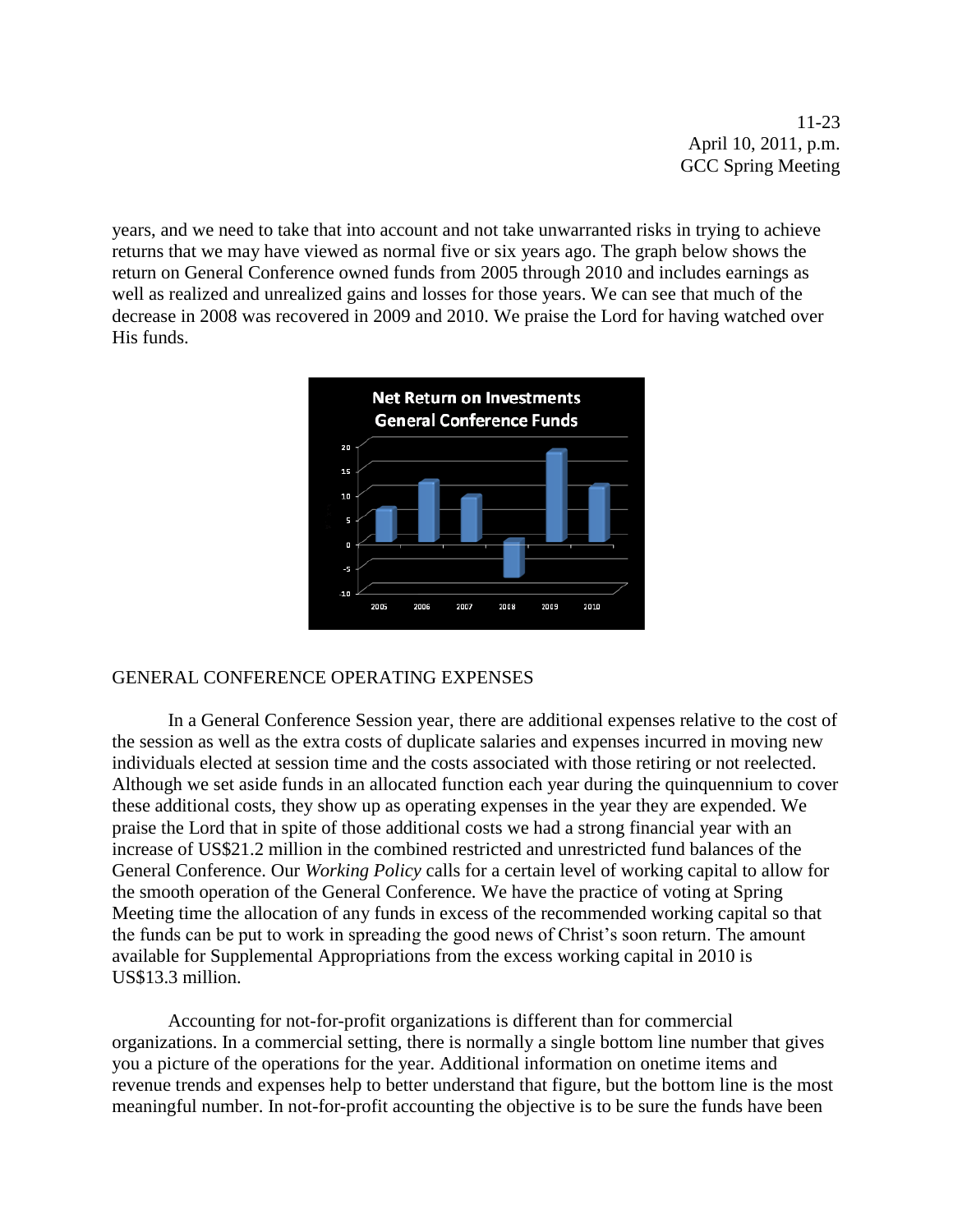years, and we need to take that into account and not take unwarranted risks in trying to achieve returns that we may have viewed as normal five or six years ago. The graph below shows the return on General Conference owned funds from 2005 through 2010 and includes earnings as well as realized and unrealized gains and losses for those years. We can see that much of the decrease in 2008 was recovered in 2009 and 2010. We praise the Lord for having watched over His funds.

**Net Return on Investments**
**General Conference Funds**

GENERAL CONFERENCE OPERATING EXPENSES

In a General Conference Session year, there are additional expenses relative to the cost of the session as well as the extra costs of duplicate salaries and expenses incurred in moving new individuals elected at session time and the costs associated with those retiring or not reelected. Although we set aside funds in an allocated function each year during the quinquennium to cover these additional costs, they show up as operating expenses in the year they are expended. We praise the Lord that in spite of those additional costs we had a strong financial year with an increase of US$21.2 million in the combined restricted and unrestricted fund balances of the General Conference. Our *Working Policy* calls for a certain level of working capital to allow for the smooth operation of the General Conference. We have the practice of voting at Spring Meeting time the allocation of any funds in excess of the recommended working capital so that the funds can be put to work in spreading the good news of Christ's soon return. The amount available for Supplemental Appropriations from the excess working capital in 2010 is US$13.3 million.

Accounting for not-for-profit organizations is different than for commercial organizations. In a commercial setting, there is normally a single bottom line number that gives you a picture of the operations for the year. Additional information on onetime items and revenue trends and expenses help to better understand that figure, but the bottom line is the most meaningful number. In not-for-profit accounting the objective is to be sure the funds have been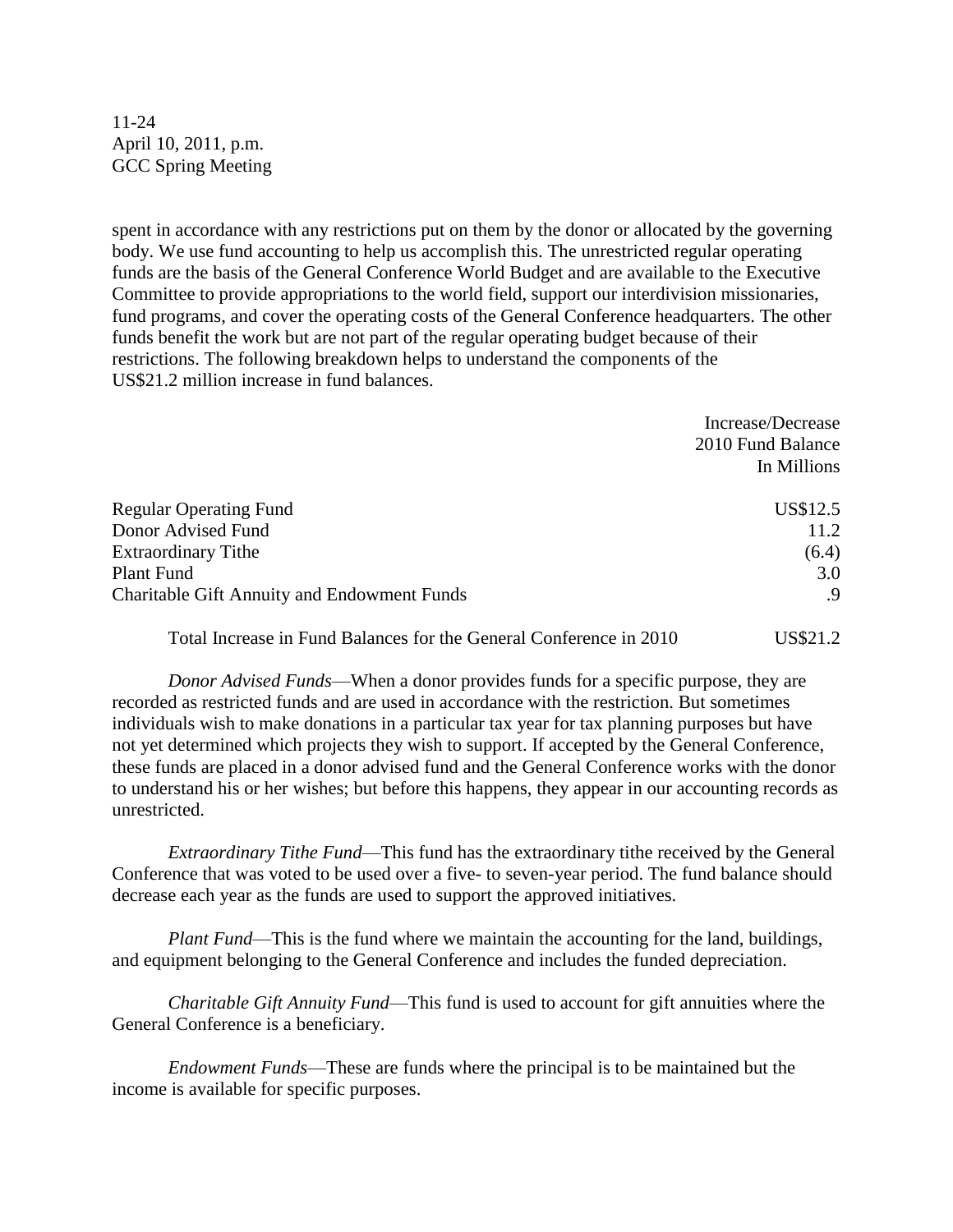spent in accordance with any restrictions put on them by the donor or allocated by the governing body. We use fund accounting to help us accomplish this. The unrestricted regular operating funds are the basis of the General Conference World Budget and are available to the Executive Committee to provide appropriations to the world field, support our interdivision missionaries, fund programs, and cover the operating costs of the General Conference headquarters. The other funds benefit the work but are not part of the regular operating budget because of their restrictions. The following breakdown helps to understand the components of the US$21.2 million increase in fund balances.

| | Increase/Decrease 2010 Fund Balance In Millions |
|---|---:|
| Regular Operating Fund | US$12.5 |
| Donor Advised Fund | 11.2 |
| Extraordinary Tithe | (6.4) |
| Plant Fund | 3.0 |
| Charitable Gift Annuity and Endowment Funds | .9 |
| Total Increase in Fund Balances for the General Conference in 2010 | US$21.2 |

*Donor Advised Funds*—When a donor provides funds for a specific purpose, they are recorded as restricted funds and are used in accordance with the restriction. But sometimes individuals wish to make donations in a particular tax year for tax planning purposes but have not yet determined which projects they wish to support. If accepted by the General Conference, these funds are placed in a donor advised fund and the General Conference works with the donor to understand his or her wishes; but before this happens, they appear in our accounting records as unrestricted.

*Extraordinary Tithe Fund*—This fund has the extraordinary tithe received by the General Conference that was voted to be used over a five- to seven-year period. The fund balance should decrease each year as the funds are used to support the approved initiatives.

*Plant Fund*—This is the fund where we maintain the accounting for the land, buildings, and equipment belonging to the General Conference and includes the funded depreciation.

*Charitable Gift Annuity Fund*—This fund is used to account for gift annuities where the General Conference is a beneficiary.

*Endowment Funds*—These are funds where the principal is to be maintained but the income is available for specific purposes.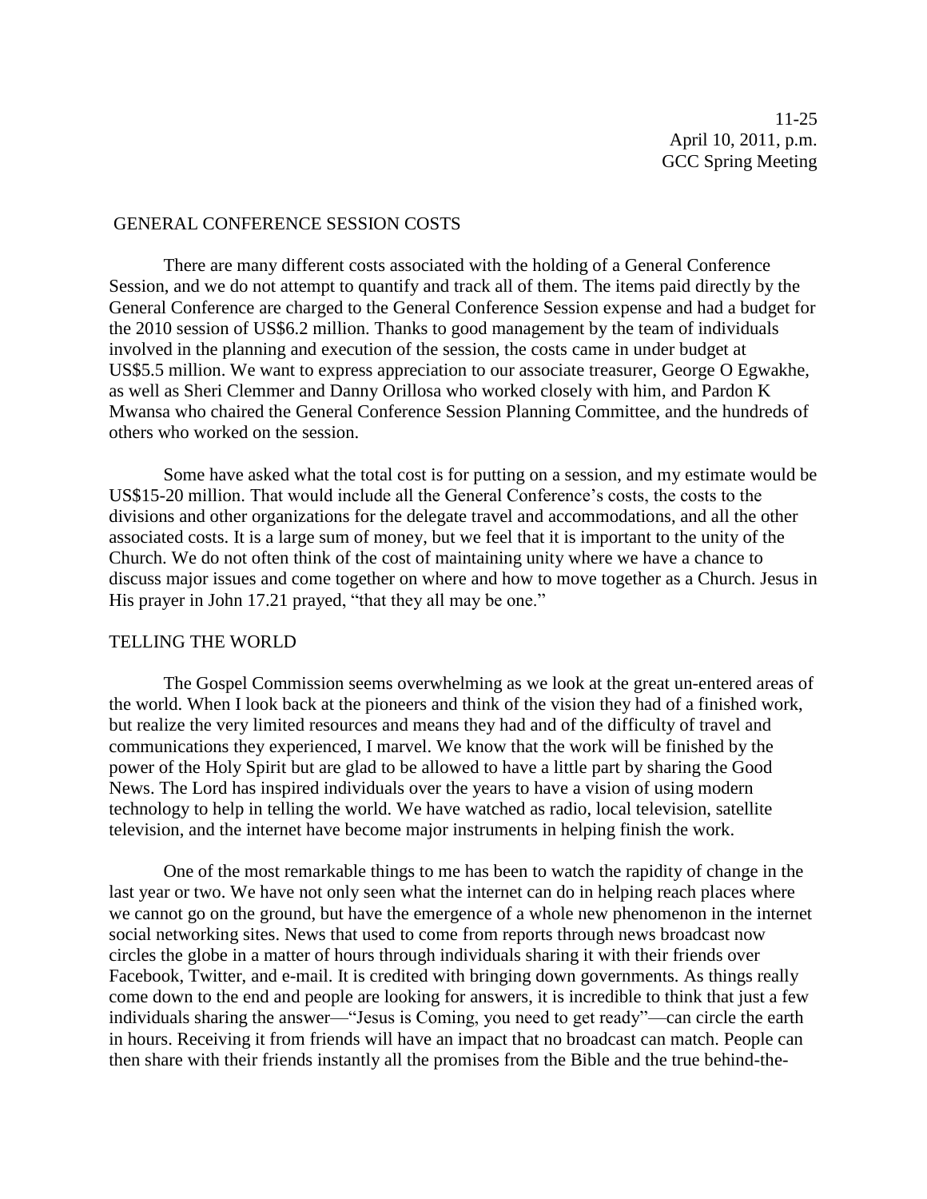11-25
April 10, 2011, p.m.
GCC Spring Meeting

GENERAL CONFERENCE SESSION COSTS

There are many different costs associated with the holding of a General Conference Session, and we do not attempt to quantify and track all of them. The items paid directly by the General Conference are charged to the General Conference Session expense and had a budget for the 2010 session of US$6.2 million. Thanks to good management by the team of individuals involved in the planning and execution of the session, the costs came in under budget at US$5.5 million. We want to express appreciation to our associate treasurer, George O Egwakhe, as well as Sheri Clemmer and Danny Orillosa who worked closely with him, and Pardon K Mwansa who chaired the General Conference Session Planning Committee, and the hundreds of others who worked on the session.

Some have asked what the total cost is for putting on a session, and my estimate would be US$15-20 million. That would include all the General Conference's costs, the costs to the divisions and other organizations for the delegate travel and accommodations, and all the other associated costs. It is a large sum of money, but we feel that it is important to the unity of the Church. We do not often think of the cost of maintaining unity where we have a chance to discuss major issues and come together on where and how to move together as a Church. Jesus in His prayer in John 17.21 prayed, "that they all may be one."

TELLING THE WORLD

The Gospel Commission seems overwhelming as we look at the great un-entered areas of the world. When I look back at the pioneers and think of the vision they had of a finished work, but realize the very limited resources and means they had and of the difficulty of travel and communications they experienced, I marvel. We know that the work will be finished by the power of the Holy Spirit but are glad to be allowed to have a little part by sharing the Good News. The Lord has inspired individuals over the years to have a vision of using modern technology to help in telling the world. We have watched as radio, local television, satellite television, and the internet have become major instruments in helping finish the work.

One of the most remarkable things to me has been to watch the rapidity of change in the last year or two. We have not only seen what the internet can do in helping reach places where we cannot go on the ground, but have the emergence of a whole new phenomenon in the internet social networking sites. News that used to come from reports through news broadcast now circles the globe in a matter of hours through individuals sharing it with their friends over Facebook, Twitter, and e-mail. It is credited with bringing down governments. As things really come down to the end and people are looking for answers, it is incredible to think that just a few individuals sharing the answer—"Jesus is Coming, you need to get ready"—can circle the earth in hours. Receiving it from friends will have an impact that no broadcast can match. People can then share with their friends instantly all the promises from the Bible and the true behind-the-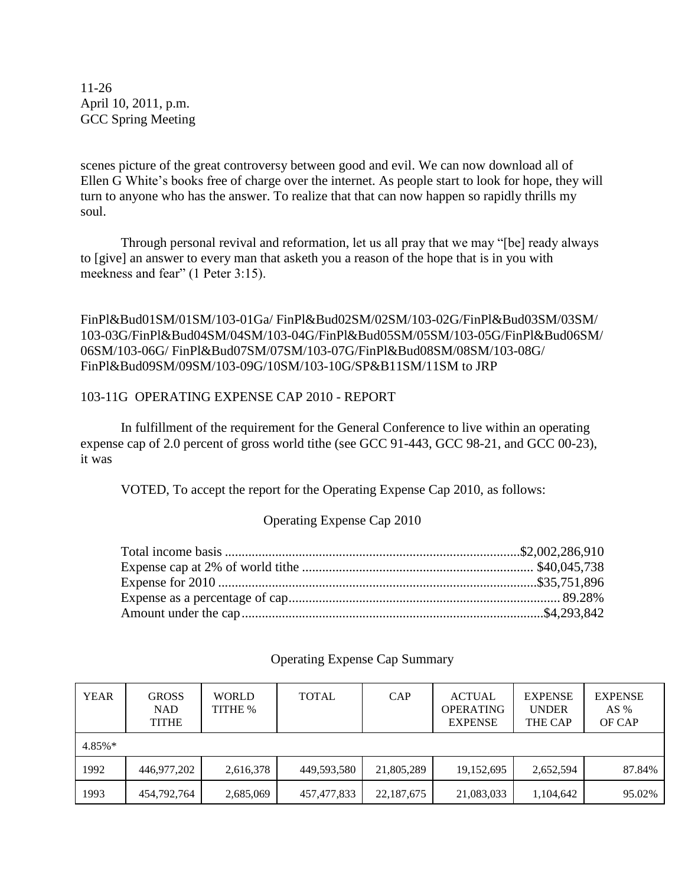scenes picture of the great controversy between good and evil. We can now download all of Ellen G White's books free of charge over the internet. As people start to look for hope, they will turn to anyone who has the answer. To realize that that can now happen so rapidly thrills my soul.

Through personal revival and reformation, let us all pray that we may "[be] ready always to [give] an answer to every man that asketh you a reason of the hope that is in you with meekness and fear" (1 Peter 3:15).

FinPl&Bud01SM/01SM/103-01Ga/ FinPl&Bud02SM/02SM/103-02G/FinPl&Bud03SM/03SM/ 103-03G/FinPl&Bud04SM/04SM/103-04G/FinPl&Bud05SM/05SM/103-05G/FinPl&Bud06SM/ 06SM/103-06G/ FinPl&Bud07SM/07SM/103-07G/FinPl&Bud08SM/08SM/103-08G/ FinPl&Bud09SM/09SM/103-09G/10SM/103-10G/SP&B11SM/11SM to JRP

## 103-11G OPERATING EXPENSE CAP 2010 - REPORT

In fulfillment of the requirement for the General Conference to live within an operating expense cap of 2.0 percent of gross world tithe (see GCC 91-443, GCC 98-21, and GCC 00-23), it was

VOTED, To accept the report for the Operating Expense Cap 2010, as follows:

Operating Expense Cap 2010

| | |
|---|---|
| Total income basis | $2,002,286,910 |
| Expense cap at 2% of world tithe | $40,045,738 |
| Expense for 2010 | $35,751,896 |
| Expense as a percentage of cap | 89.28% |
| Amount under the cap | $4,293,842 |

Operating Expense Cap Summary

| YEAR | GROSS NAD TITHE | WORLD TITHE % | TOTAL | CAP | ACTUAL OPERATING EXPENSE | EXPENSE UNDER THE CAP | EXPENSE AS % OF CAP |
|---|---|---|---|---|---|---|---|
| 4.85%* | | | | | | | |
| 1992 | 446,977,202 | 2,616,378 | 449,593,580 | 21,805,289 | 19,152,695 | 2,652,594 | 87.84% |
| 1993 | 454,792,764 | 2,685,069 | 457,477,833 | 22,187,675 | 21,083,033 | 1,104,642 | 95.02% |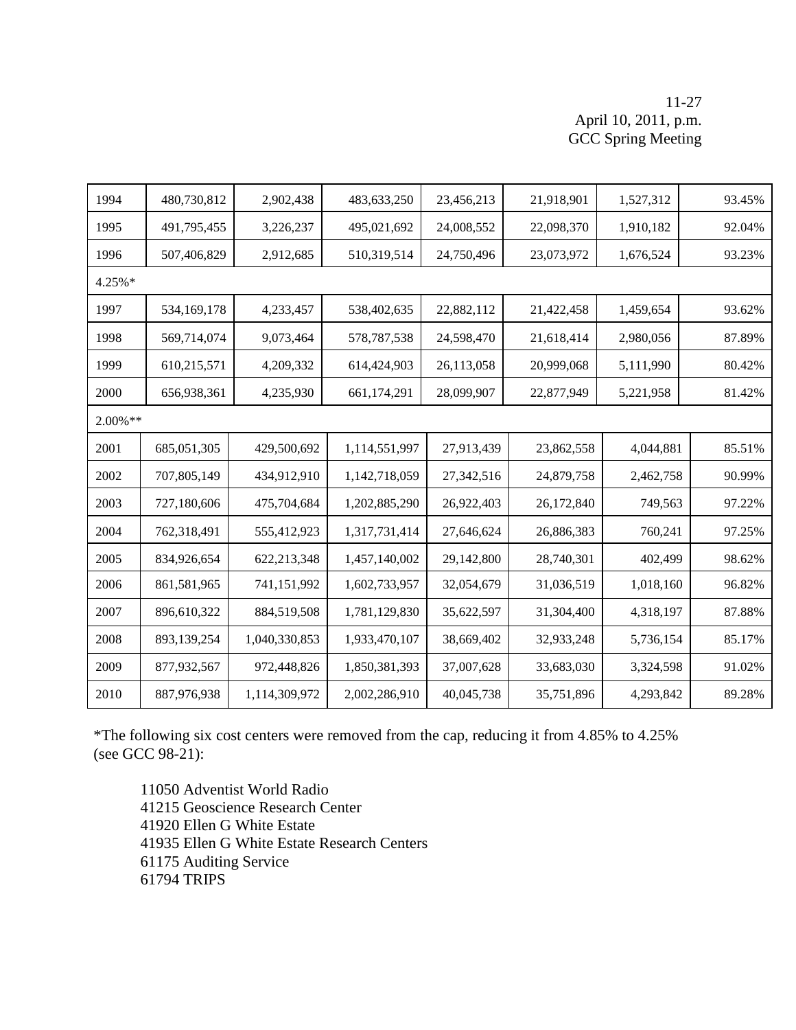11-27
April 10, 2011, p.m.
GCC Spring Meeting

| | | | | | | | |
|---|---|---|---|---|---|---|---|
| 1994 | 480,730,812 | 2,902,438 | 483,633,250 | 23,456,213 | 21,918,901 | 1,527,312 | 93.45% |
| 1995 | 491,795,455 | 3,226,237 | 495,021,692 | 24,008,552 | 22,098,370 | 1,910,182 | 92.04% |
| 1996 | 507,406,829 | 2,912,685 | 510,319,514 | 24,750,496 | 23,073,972 | 1,676,524 | 93.23% |
| 4.25%* | | | | | | | |
| 1997 | 534,169,178 | 4,233,457 | 538,402,635 | 22,882,112 | 21,422,458 | 1,459,654 | 93.62% |
| 1998 | 569,714,074 | 9,073,464 | 578,787,538 | 24,598,470 | 21,618,414 | 2,980,056 | 87.89% |
| 1999 | 610,215,571 | 4,209,332 | 614,424,903 | 26,113,058 | 20,999,068 | 5,111,990 | 80.42% |
| 2000 | 656,938,361 | 4,235,930 | 661,174,291 | 28,099,907 | 22,877,949 | 5,221,958 | 81.42% |
| 2.00%** | | | | | | | |
| 2001 | 685,051,305 | 429,500,692 | 1,114,551,997 | 27,913,439 | 23,862,558 | 4,044,881 | 85.51% |
| 2002 | 707,805,149 | 434,912,910 | 1,142,718,059 | 27,342,516 | 24,879,758 | 2,462,758 | 90.99% |
| 2003 | 727,180,606 | 475,704,684 | 1,202,885,290 | 26,922,403 | 26,172,840 | 749,563 | 97.22% |
| 2004 | 762,318,491 | 555,412,923 | 1,317,731,414 | 27,646,624 | 26,886,383 | 760,241 | 97.25% |
| 2005 | 834,926,654 | 622,213,348 | 1,457,140,002 | 29,142,800 | 28,740,301 | 402,499 | 98.62% |
| 2006 | 861,581,965 | 741,151,992 | 1,602,733,957 | 32,054,679 | 31,036,519 | 1,018,160 | 96.82% |
| 2007 | 896,610,322 | 884,519,508 | 1,781,129,830 | 35,622,597 | 31,304,400 | 4,318,197 | 87.88% |
| 2008 | 893,139,254 | 1,040,330,853 | 1,933,470,107 | 38,669,402 | 32,933,248 | 5,736,154 | 85.17% |
| 2009 | 877,932,567 | 972,448,826 | 1,850,381,393 | 37,007,628 | 33,683,030 | 3,324,598 | 91.02% |
| 2010 | 887,976,938 | 1,114,309,972 | 2,002,286,910 | 40,045,738 | 35,751,896 | 4,293,842 | 89.28% |

*The following six cost centers were removed from the cap, reducing it from 4.85% to 4.25% (see GCC 98-21):

11050 Adventist World Radio
41215 Geoscience Research Center
41920 Ellen G White Estate
41935 Ellen G White Estate Research Centers
61175 Auditing Service
61794 TRIPS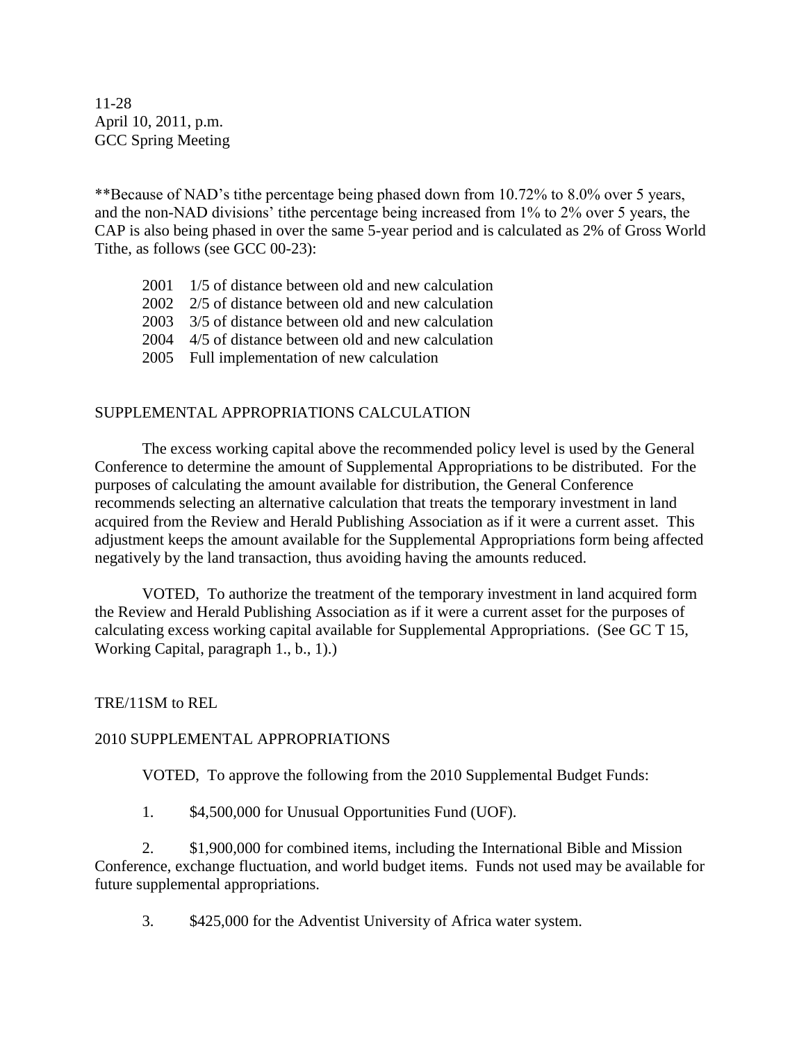**Because of NAD's tithe percentage being phased down from 10.72% to 8.0% over 5 years, and the non-NAD divisions' tithe percentage being increased from 1% to 2% over 5 years, the CAP is also being phased in over the same 5-year period and is calculated as 2% of Gross World Tithe, as follows (see GCC 00-23):

2001 1/5 of distance between old and new calculation
2002 2/5 of distance between old and new calculation
2003 3/5 of distance between old and new calculation
2004 4/5 of distance between old and new calculation
2005 Full implementation of new calculation

## SUPPLEMENTAL APPROPRIATIONS CALCULATION

The excess working capital above the recommended policy level is used by the General Conference to determine the amount of Supplemental Appropriations to be distributed. For the purposes of calculating the amount available for distribution, the General Conference recommends selecting an alternative calculation that treats the temporary investment in land acquired from the Review and Herald Publishing Association as if it were a current asset. This adjustment keeps the amount available for the Supplemental Appropriations form being affected negatively by the land transaction, thus avoiding having the amounts reduced.

VOTED, To authorize the treatment of the temporary investment in land acquired form the Review and Herald Publishing Association as if it were a current asset for the purposes of calculating excess working capital available for Supplemental Appropriations. (See GC T 15, Working Capital, paragraph 1., b., 1).)

TRE/11SM to REL

## 2010 SUPPLEMENTAL APPROPRIATIONS

VOTED, To approve the following from the 2010 Supplemental Budget Funds:

1. $4,500,000 for Unusual Opportunities Fund (UOF).

2. $1,900,000 for combined items, including the International Bible and Mission Conference, exchange fluctuation, and world budget items. Funds not used may be available for future supplemental appropriations.

3. $425,000 for the Adventist University of Africa water system.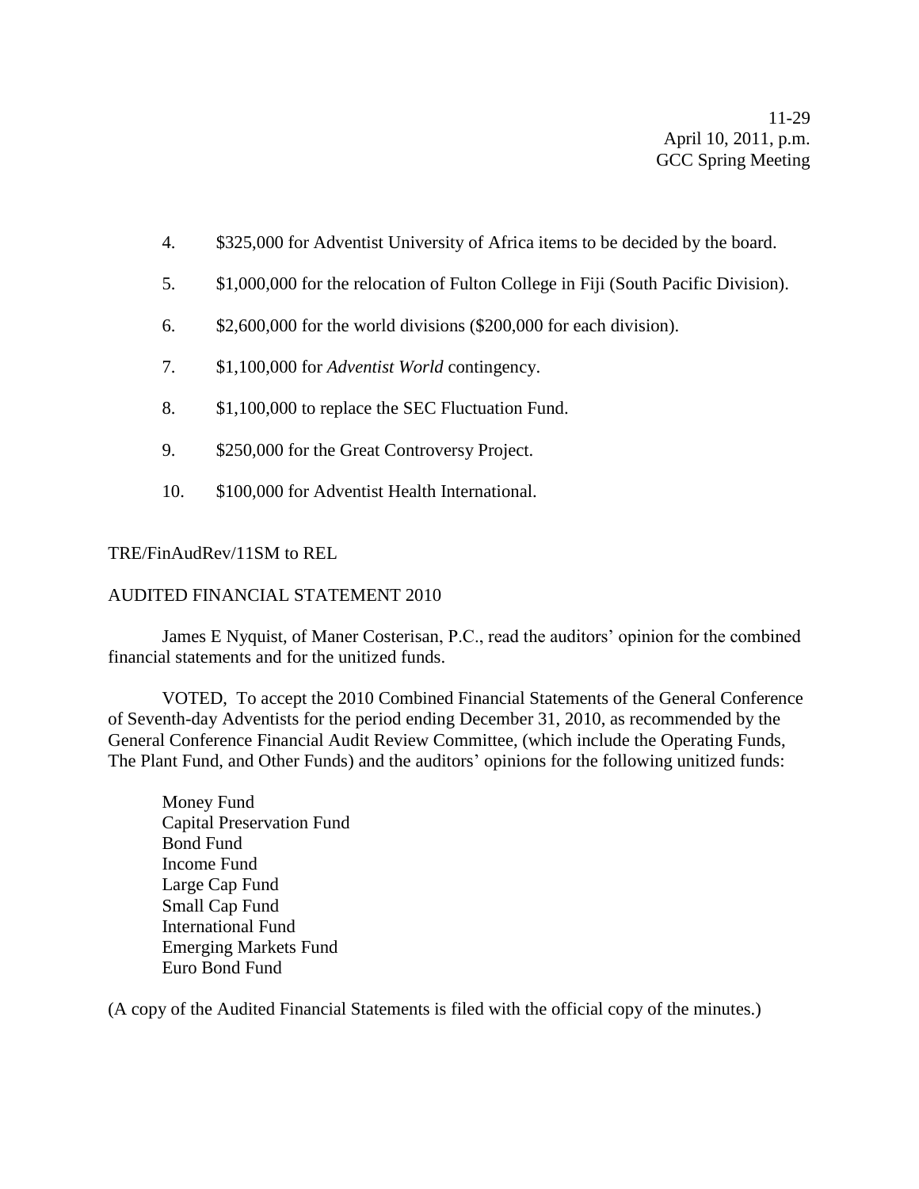4. $325,000 for Adventist University of Africa items to be decided by the board.

5. $1,000,000 for the relocation of Fulton College in Fiji (South Pacific Division).

6. $2,600,000 for the world divisions ($200,000 for each division).

7. $1,100,000 for *Adventist World* contingency.

8. $1,100,000 to replace the SEC Fluctuation Fund.

9. $250,000 for the Great Controversy Project.

10. $100,000 for Adventist Health International.

TRE/FinAudRev/11SM to REL

AUDITED FINANCIAL STATEMENT 2010

James E Nyquist, of Maner Costerisan, P.C., read the auditors' opinion for the combined financial statements and for the unitized funds.

VOTED, To accept the 2010 Combined Financial Statements of the General Conference of Seventh-day Adventists for the period ending December 31, 2010, as recommended by the General Conference Financial Audit Review Committee, (which include the Operating Funds, The Plant Fund, and Other Funds) and the auditors' opinions for the following unitized funds:

Money Fund  
Capital Preservation Fund  
Bond Fund  
Income Fund  
Large Cap Fund  
Small Cap Fund  
International Fund  
Emerging Markets Fund  
Euro Bond Fund

(A copy of the Audited Financial Statements is filed with the official copy of the minutes.)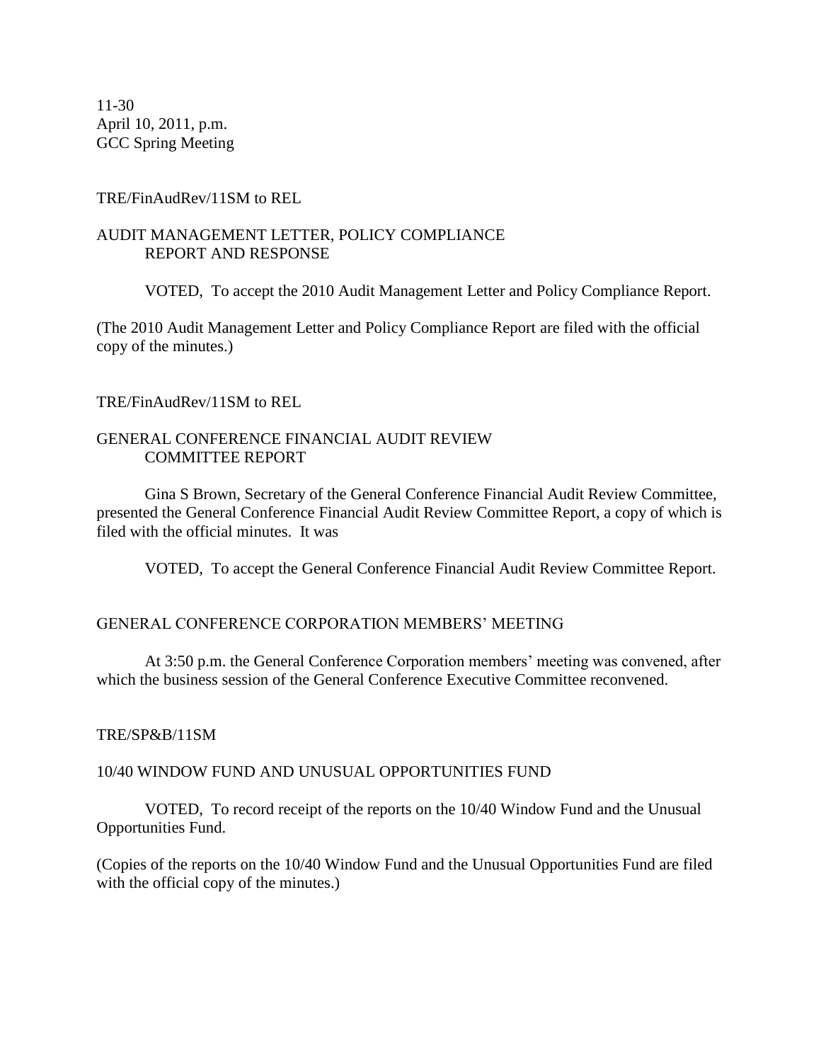11-30
April 10, 2011, p.m.
GCC Spring Meeting

TRE/FinAudRev/11SM to REL

## AUDIT MANAGEMENT LETTER, POLICY COMPLIANCE REPORT AND RESPONSE

VOTED, To accept the 2010 Audit Management Letter and Policy Compliance Report.

(The 2010 Audit Management Letter and Policy Compliance Report are filed with the official copy of the minutes.)

TRE/FinAudRev/11SM to REL

## GENERAL CONFERENCE FINANCIAL AUDIT REVIEW COMMITTEE REPORT

Gina S Brown, Secretary of the General Conference Financial Audit Review Committee, presented the General Conference Financial Audit Review Committee Report, a copy of which is filed with the official minutes. It was

VOTED, To accept the General Conference Financial Audit Review Committee Report.

## GENERAL CONFERENCE CORPORATION MEMBERS' MEETING

At 3:50 p.m. the General Conference Corporation members' meeting was convened, after which the business session of the General Conference Executive Committee reconvened.

TRE/SP&B/11SM

## 10/40 WINDOW FUND AND UNUSUAL OPPORTUNITIES FUND

VOTED, To record receipt of the reports on the 10/40 Window Fund and the Unusual Opportunities Fund.

(Copies of the reports on the 10/40 Window Fund and the Unusual Opportunities Fund are filed with the official copy of the minutes.)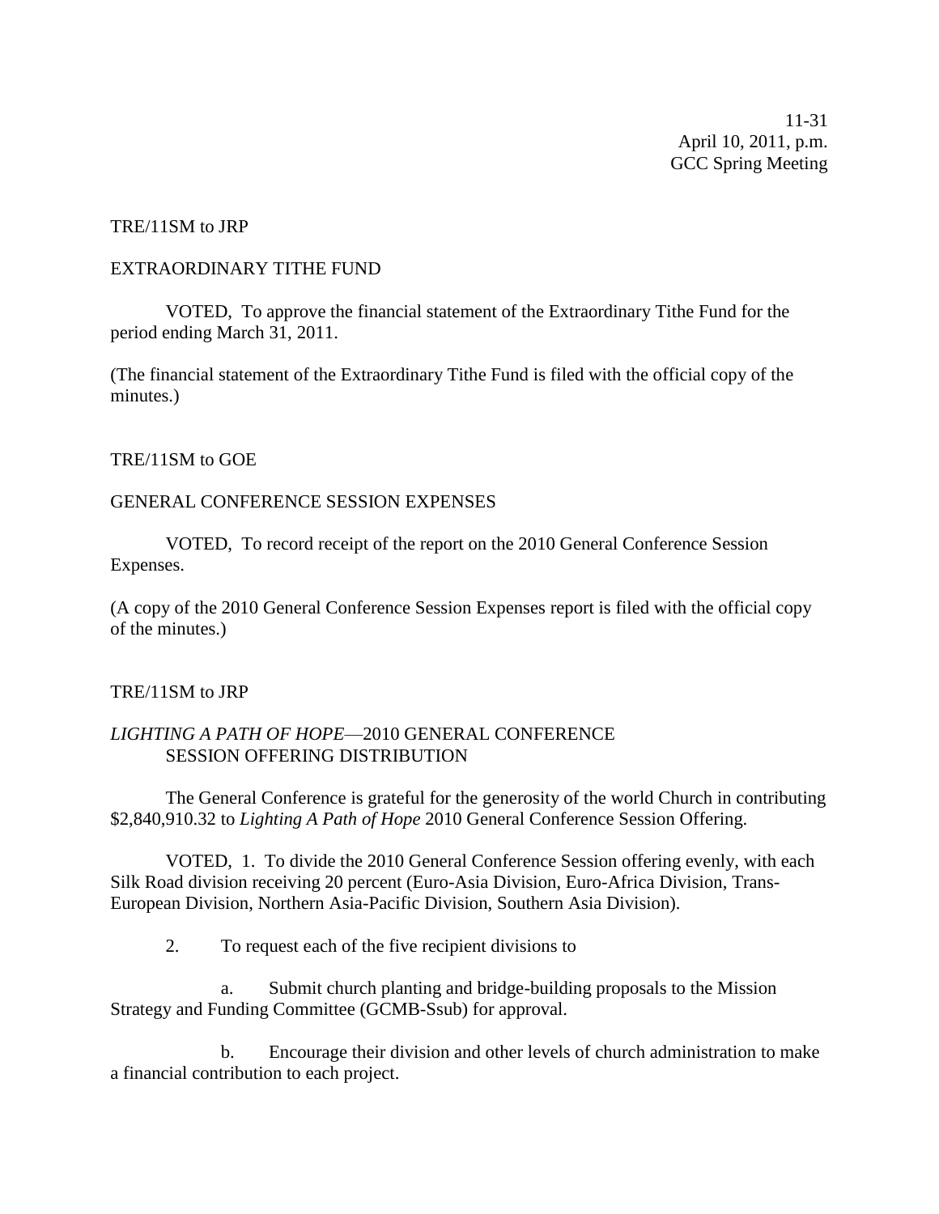11-31
April 10, 2011, p.m.
GCC Spring Meeting

TRE/11SM to JRP

EXTRAORDINARY TITHE FUND

VOTED, To approve the financial statement of the Extraordinary Tithe Fund for the period ending March 31, 2011.

(The financial statement of the Extraordinary Tithe Fund is filed with the official copy of the minutes.)

TRE/11SM to GOE

GENERAL CONFERENCE SESSION EXPENSES

VOTED, To record receipt of the report on the 2010 General Conference Session Expenses.

(A copy of the 2010 General Conference Session Expenses report is filed with the official copy of the minutes.)

TRE/11SM to JRP

*LIGHTING A PATH OF HOPE*—2010 GENERAL CONFERENCE SESSION OFFERING DISTRIBUTION

The General Conference is grateful for the generosity of the world Church in contributing $2,840,910.32 to *Lighting A Path of Hope* 2010 General Conference Session Offering.

VOTED, 1. To divide the 2010 General Conference Session offering evenly, with each Silk Road division receiving 20 percent (Euro-Asia Division, Euro-Africa Division, Trans-European Division, Northern Asia-Pacific Division, Southern Asia Division).

2. To request each of the five recipient divisions to

a. Submit church planting and bridge-building proposals to the Mission Strategy and Funding Committee (GCMB-Ssub) for approval.

b. Encourage their division and other levels of church administration to make a financial contribution to each project.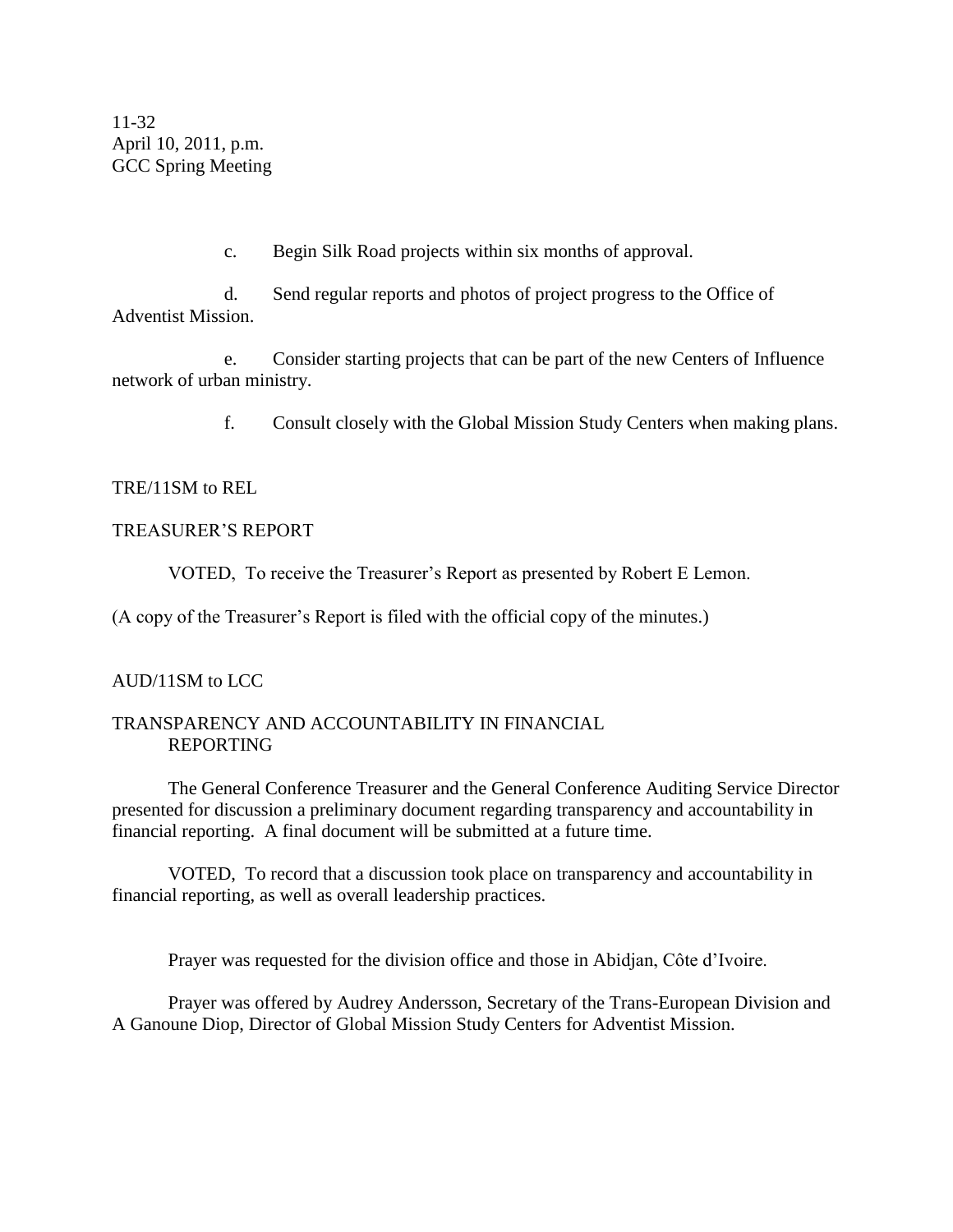c. Begin Silk Road projects within six months of approval.

d. Send regular reports and photos of project progress to the Office of Adventist Mission.

e. Consider starting projects that can be part of the new Centers of Influence network of urban ministry.

f. Consult closely with the Global Mission Study Centers when making plans.

TRE/11SM to REL

TREASURER'S REPORT

VOTED, To receive the Treasurer's Report as presented by Robert E Lemon.

(A copy of the Treasurer's Report is filed with the official copy of the minutes.)

AUD/11SM to LCC

TRANSPARENCY AND ACCOUNTABILITY IN FINANCIAL REPORTING

The General Conference Treasurer and the General Conference Auditing Service Director presented for discussion a preliminary document regarding transparency and accountability in financial reporting. A final document will be submitted at a future time.

VOTED, To record that a discussion took place on transparency and accountability in financial reporting, as well as overall leadership practices.

Prayer was requested for the division office and those in Abidjan, Côte d'Ivoire.

Prayer was offered by Audrey Andersson, Secretary of the Trans-European Division and A Ganoune Diop, Director of Global Mission Study Centers for Adventist Mission.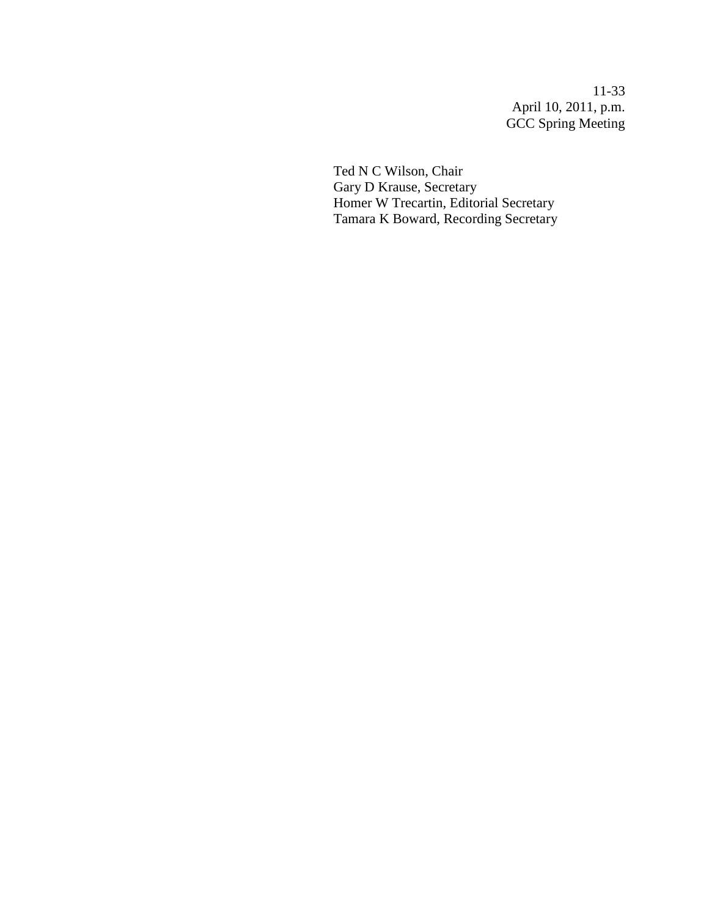Ted N C Wilson, Chair
Gary D Krause, Secretary
Homer W Trecartin, Editorial Secretary
Tamara K Boward, Recording Secretary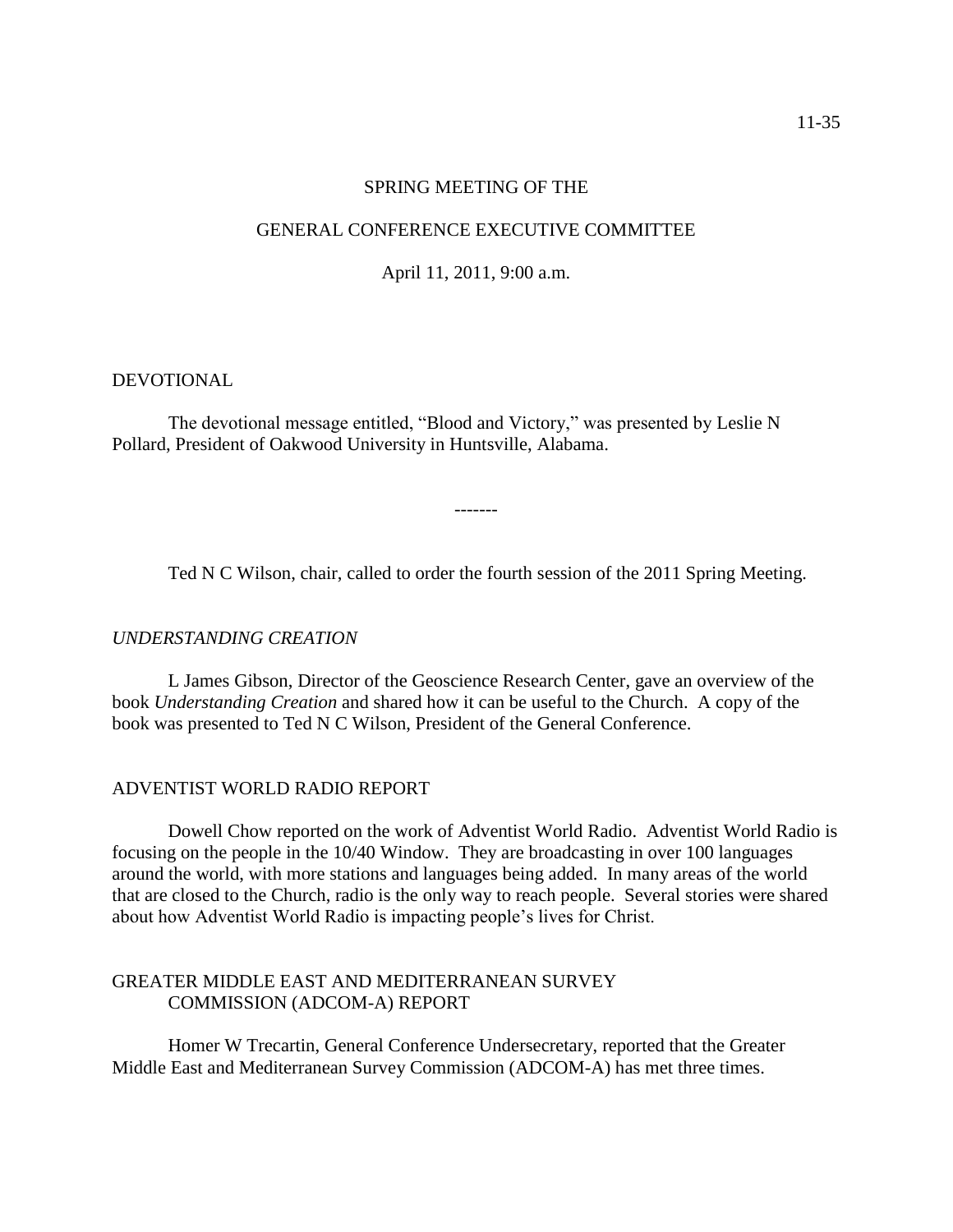SPRING MEETING OF THE

GENERAL CONFERENCE EXECUTIVE COMMITTEE

April 11, 2011, 9:00 a.m.

DEVOTIONAL

The devotional message entitled, "Blood and Victory," was presented by Leslie N Pollard, President of Oakwood University in Huntsville, Alabama.

-------

Ted N C Wilson, chair, called to order the fourth session of the 2011 Spring Meeting.

*UNDERSTANDING CREATION*

L James Gibson, Director of the Geoscience Research Center, gave an overview of the book *Understanding Creation* and shared how it can be useful to the Church. A copy of the book was presented to Ted N C Wilson, President of the General Conference.

ADVENTIST WORLD RADIO REPORT

Dowell Chow reported on the work of Adventist World Radio. Adventist World Radio is focusing on the people in the 10/40 Window. They are broadcasting in over 100 languages around the world, with more stations and languages being added. In many areas of the world that are closed to the Church, radio is the only way to reach people. Several stories were shared about how Adventist World Radio is impacting people's lives for Christ.

GREATER MIDDLE EAST AND MEDITERRANEAN SURVEY COMMISSION (ADCOM-A) REPORT

Homer W Trecartin, General Conference Undersecretary, reported that the Greater Middle East and Mediterranean Survey Commission (ADCOM-A) has met three times.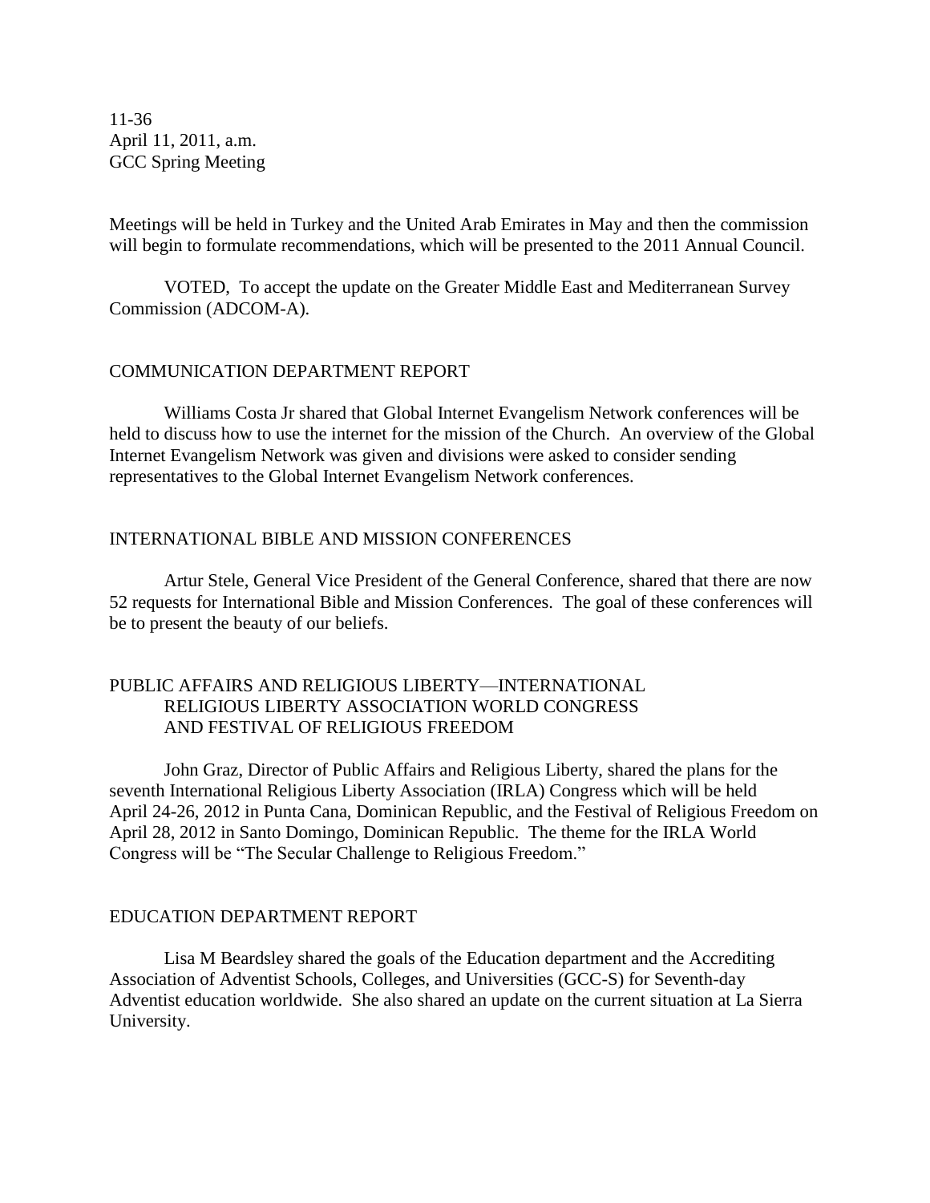Meetings will be held in Turkey and the United Arab Emirates in May and then the commission will begin to formulate recommendations, which will be presented to the 2011 Annual Council.

VOTED, To accept the update on the Greater Middle East and Mediterranean Survey Commission (ADCOM-A).

## COMMUNICATION DEPARTMENT REPORT

Williams Costa Jr shared that Global Internet Evangelism Network conferences will be held to discuss how to use the internet for the mission of the Church. An overview of the Global Internet Evangelism Network was given and divisions were asked to consider sending representatives to the Global Internet Evangelism Network conferences.

## INTERNATIONAL BIBLE AND MISSION CONFERENCES

Artur Stele, General Vice President of the General Conference, shared that there are now 52 requests for International Bible and Mission Conferences. The goal of these conferences will be to present the beauty of our beliefs.

## PUBLIC AFFAIRS AND RELIGIOUS LIBERTY—INTERNATIONAL RELIGIOUS LIBERTY ASSOCIATION WORLD CONGRESS AND FESTIVAL OF RELIGIOUS FREEDOM

John Graz, Director of Public Affairs and Religious Liberty, shared the plans for the seventh International Religious Liberty Association (IRLA) Congress which will be held April 24-26, 2012 in Punta Cana, Dominican Republic, and the Festival of Religious Freedom on April 28, 2012 in Santo Domingo, Dominican Republic. The theme for the IRLA World Congress will be "The Secular Challenge to Religious Freedom."

## EDUCATION DEPARTMENT REPORT

Lisa M Beardsley shared the goals of the Education department and the Accrediting Association of Adventist Schools, Colleges, and Universities (GCC-S) for Seventh-day Adventist education worldwide. She also shared an update on the current situation at La Sierra University.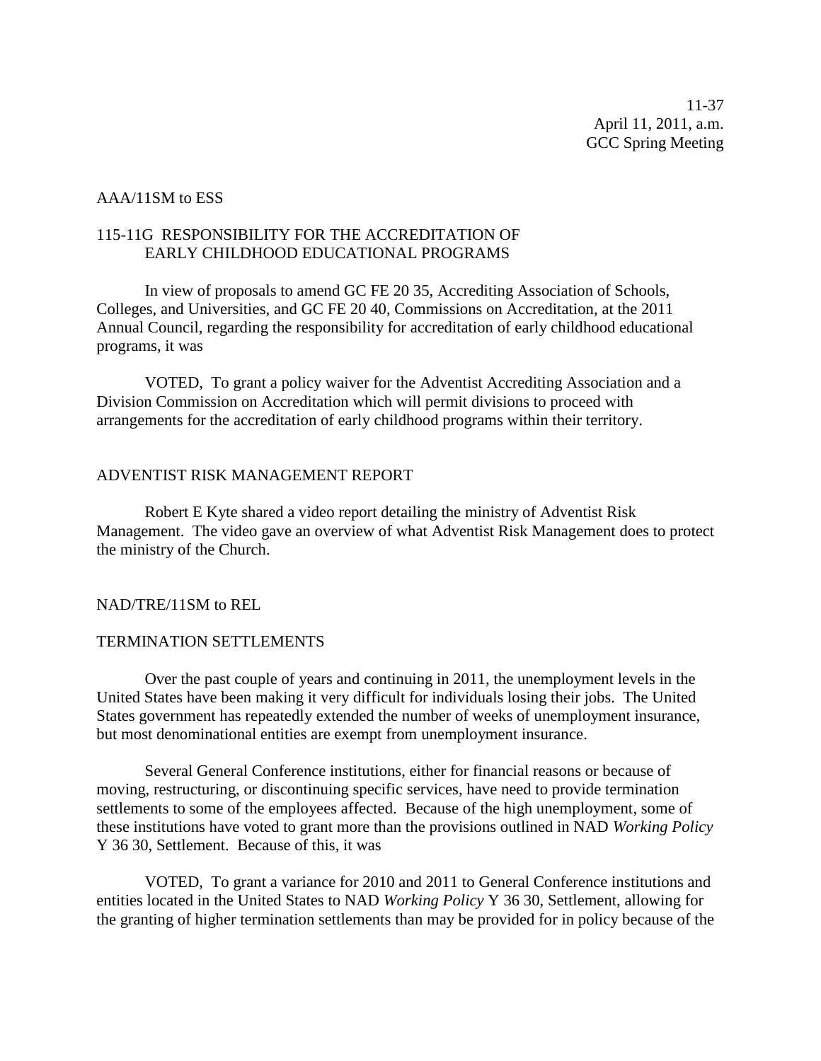AAA/11SM to ESS

115-11G RESPONSIBILITY FOR THE ACCREDITATION OF EARLY CHILDHOOD EDUCATIONAL PROGRAMS

In view of proposals to amend GC FE 20 35, Accrediting Association of Schools, Colleges, and Universities, and GC FE 20 40, Commissions on Accreditation, at the 2011 Annual Council, regarding the responsibility for accreditation of early childhood educational programs, it was

VOTED, To grant a policy waiver for the Adventist Accrediting Association and a Division Commission on Accreditation which will permit divisions to proceed with arrangements for the accreditation of early childhood programs within their territory.

ADVENTIST RISK MANAGEMENT REPORT

Robert E Kyte shared a video report detailing the ministry of Adventist Risk Management. The video gave an overview of what Adventist Risk Management does to protect the ministry of the Church.

NAD/TRE/11SM to REL

TERMINATION SETTLEMENTS

Over the past couple of years and continuing in 2011, the unemployment levels in the United States have been making it very difficult for individuals losing their jobs. The United States government has repeatedly extended the number of weeks of unemployment insurance, but most denominational entities are exempt from unemployment insurance.

Several General Conference institutions, either for financial reasons or because of moving, restructuring, or discontinuing specific services, have need to provide termination settlements to some of the employees affected. Because of the high unemployment, some of these institutions have voted to grant more than the provisions outlined in NAD *Working Policy* Y 36 30, Settlement. Because of this, it was

VOTED, To grant a variance for 2010 and 2011 to General Conference institutions and entities located in the United States to NAD *Working Policy* Y 36 30, Settlement, allowing for the granting of higher termination settlements than may be provided for in policy because of the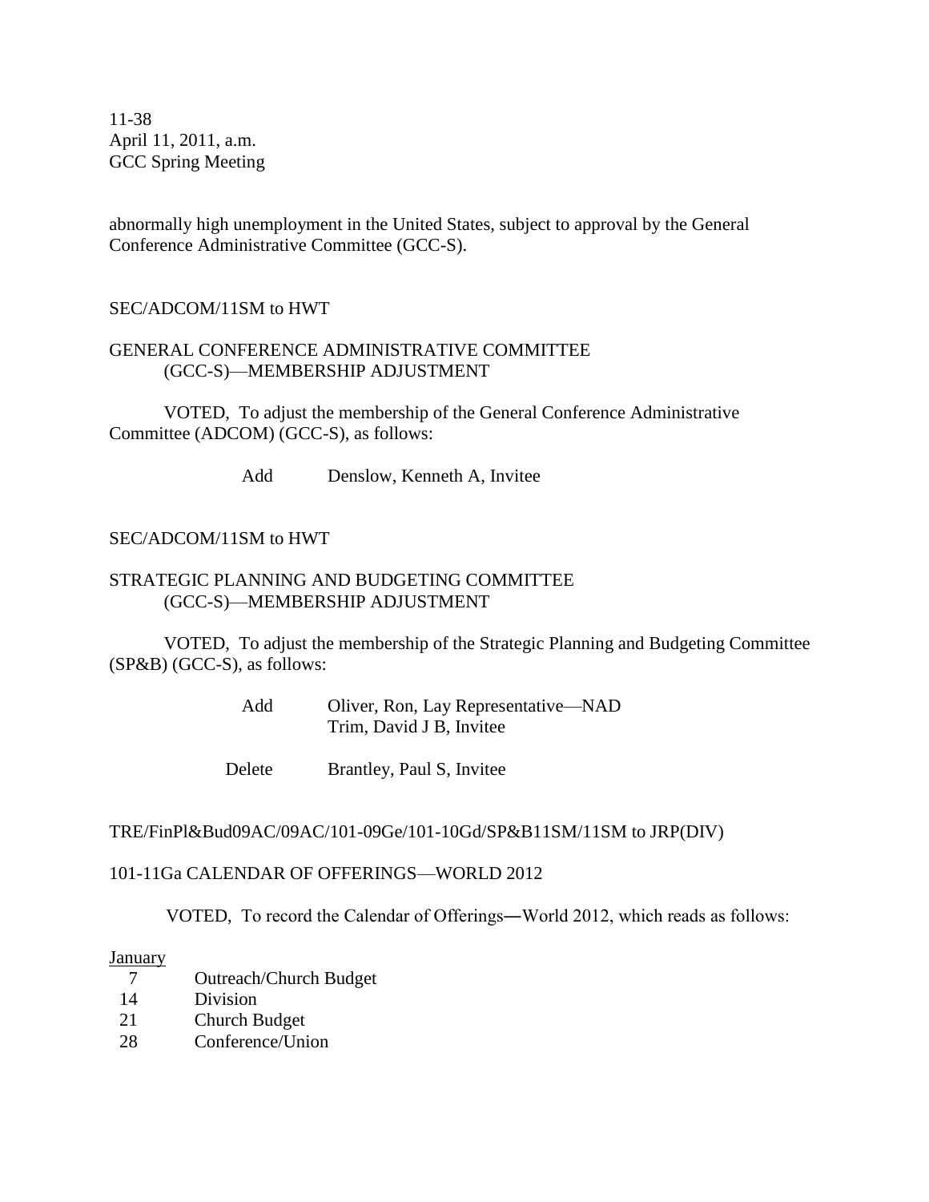abnormally high unemployment in the United States, subject to approval by the General Conference Administrative Committee (GCC-S).

SEC/ADCOM/11SM to HWT

GENERAL CONFERENCE ADMINISTRATIVE COMMITTEE (GCC-S)—MEMBERSHIP ADJUSTMENT

VOTED, To adjust the membership of the General Conference Administrative Committee (ADCOM) (GCC-S), as follows:

| | |
|---|---|
| Add | Denslow, Kenneth A, Invitee |

SEC/ADCOM/11SM to HWT

STRATEGIC PLANNING AND BUDGETING COMMITTEE (GCC-S)—MEMBERSHIP ADJUSTMENT

VOTED, To adjust the membership of the Strategic Planning and Budgeting Committee (SP&B) (GCC-S), as follows:

| | |
|---|---|
| Add | Oliver, Ron, Lay Representative—NAD |
| | Trim, David J B, Invitee |
| Delete | Brantley, Paul S, Invitee |

TRE/FinPl&Bud09AC/09AC/101-09Ge/101-10Gd/SP&B11SM/11SM to JRP(DIV)

101-11Ga CALENDAR OF OFFERINGS—WORLD 2012

VOTED, To record the Calendar of Offerings—World 2012, which reads as follows:

January

| | |
|---|---|
| 7 | Outreach/Church Budget |
| 14 | Division |
| 21 | Church Budget |
| 28 | Conference/Union |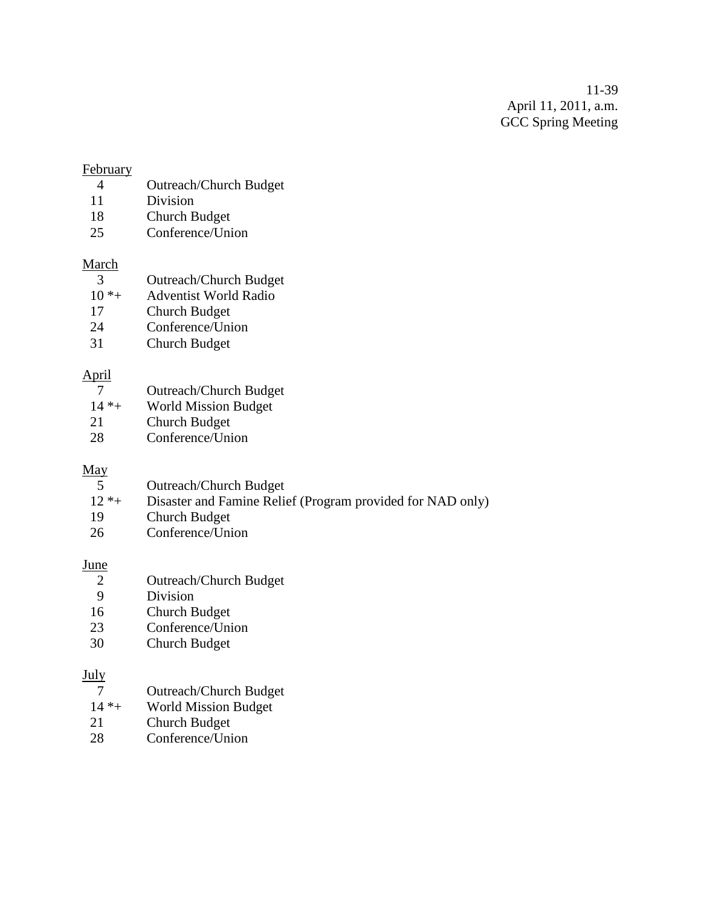11-39
April 11, 2011, a.m.
GCC Spring Meeting

<u>February</u>

| | |
|---|---|
| 4 | Outreach/Church Budget |
| 11 | Division |
| 18 | Church Budget |
| 25 | Conference/Union |

<u>March</u>

| | |
|---|---|
| 3 | Outreach/Church Budget |
| 10 *+ | Adventist World Radio |
| 17 | Church Budget |
| 24 | Conference/Union |
| 31 | Church Budget |

<u>April</u>

| | |
|---|---|
| 7 | Outreach/Church Budget |
| 14 *+ | World Mission Budget |
| 21 | Church Budget |
| 28 | Conference/Union |

<u>May</u>

| | |
|---|---|
| 5 | Outreach/Church Budget |
| 12 *+ | Disaster and Famine Relief (Program provided for NAD only) |
| 19 | Church Budget |
| 26 | Conference/Union |

<u>June</u>

| | |
|---|---|
| 2 | Outreach/Church Budget |
| 9 | Division |
| 16 | Church Budget |
| 23 | Conference/Union |
| 30 | Church Budget |

<u>July</u>

| | |
|---|---|
| 7 | Outreach/Church Budget |
| 14 *+ | World Mission Budget |
| 21 | Church Budget |
| 28 | Conference/Union |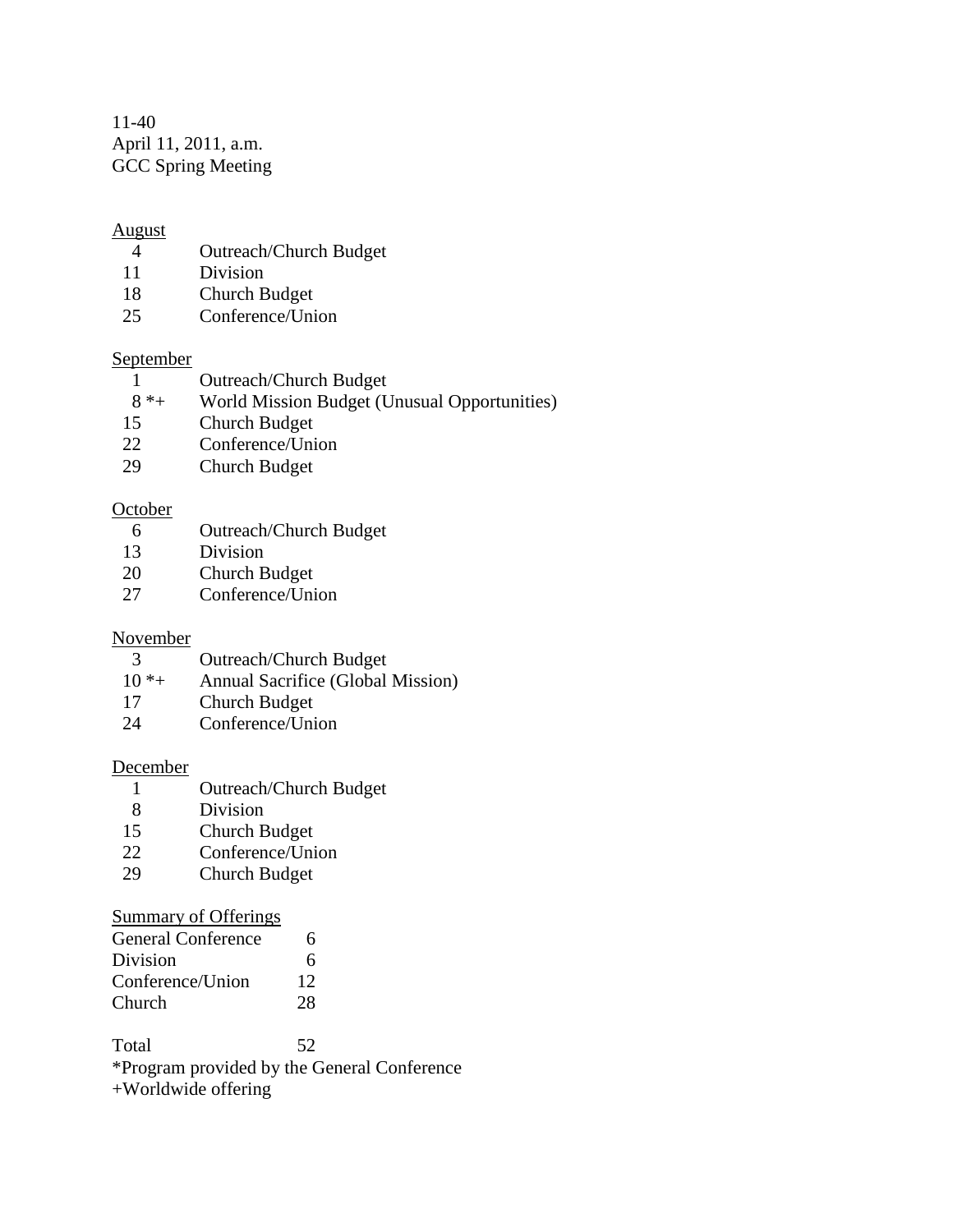11-40
April 11, 2011, a.m.
GCC Spring Meeting

August

| | |
|---|---|
| 4 | Outreach/Church Budget |
| 11 | Division |
| 18 | Church Budget |
| 25 | Conference/Union |

September

| | |
|---|---|
| 1 | Outreach/Church Budget |
| 8 *+ | World Mission Budget (Unusual Opportunities) |
| 15 | Church Budget |
| 22 | Conference/Union |
| 29 | Church Budget |

October

| | |
|---|---|
| 6 | Outreach/Church Budget |
| 13 | Division |
| 20 | Church Budget |
| 27 | Conference/Union |

November

| | |
|---|---|
| 3 | Outreach/Church Budget |
| 10 *+ | Annual Sacrifice (Global Mission) |
| 17 | Church Budget |
| 24 | Conference/Union |

December

| | |
|---|---|
| 1 | Outreach/Church Budget |
| 8 | Division |
| 15 | Church Budget |
| 22 | Conference/Union |
| 29 | Church Budget |

Summary of Offerings

| | |
|---|---|
| General Conference | 6 |
| Division | 6 |
| Conference/Union | 12 |
| Church | 28 |
| | |
| Total | 52 |

*Program provided by the General Conference
+Worldwide offering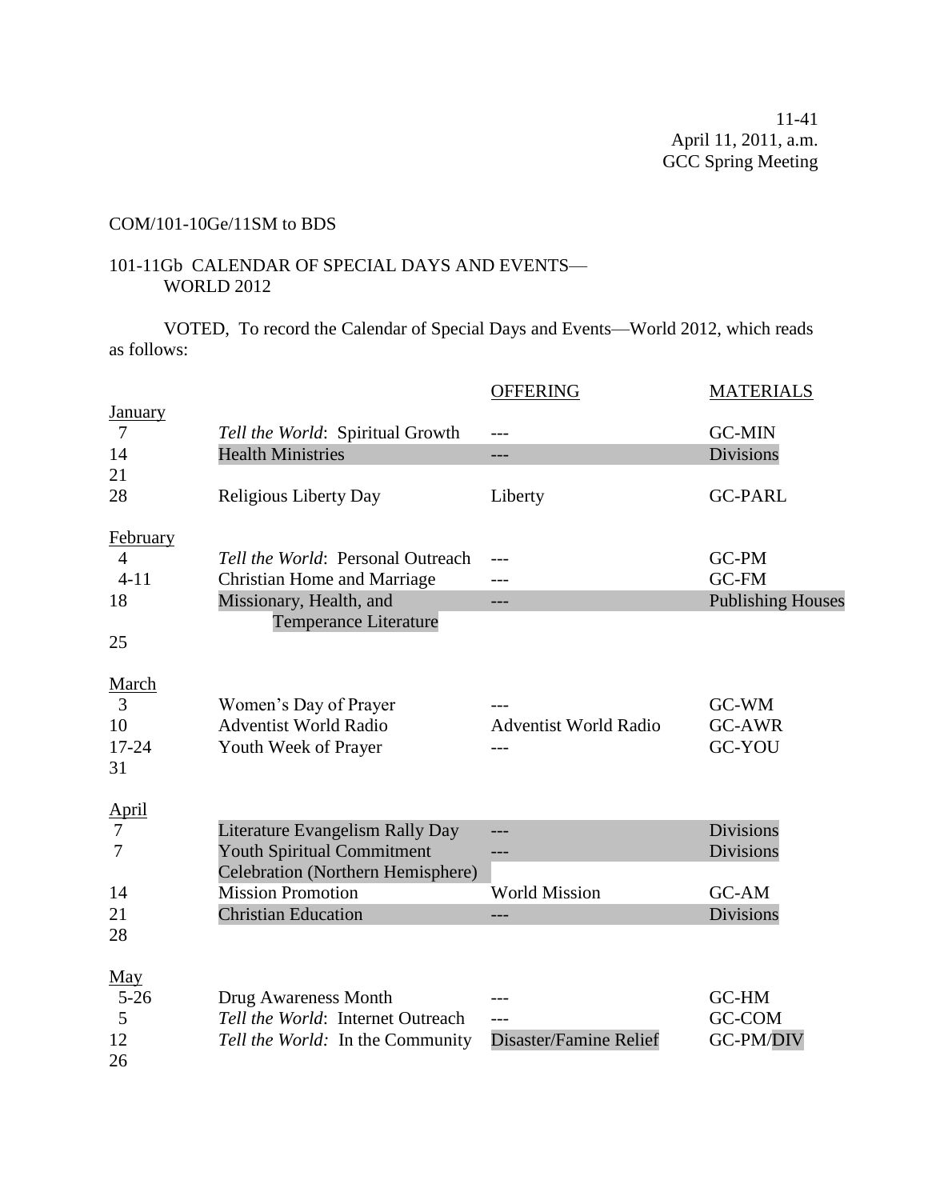11-41
April 11, 2011, a.m.
GCC Spring Meeting

COM/101-10Ge/11SM to BDS

101-11Gb CALENDAR OF SPECIAL DAYS AND EVENTS—
WORLD 2012

VOTED, To record the Calendar of Special Days and Events—World 2012, which reads as follows:

| | | OFFERING | MATERIALS |
|---|---|---|---|
| **January** | | | |
| 7 | *Tell the World*: Spiritual Growth | --- | GC-MIN |
| 14 | Health Ministries | --- | Divisions |
| 21 | | | |
| 28 | Religious Liberty Day | Liberty | GC-PARL |
| **February** | | | |
| 4 | *Tell the World*: Personal Outreach | --- | GC-PM |
| 4-11 | Christian Home and Marriage | --- | GC-FM |
| 18 | Missionary, Health, and Temperance Literature | --- | Publishing Houses |
| 25 | | | |
| **March** | | | |
| 3 | Women's Day of Prayer | --- | GC-WM |
| 10 | Adventist World Radio | Adventist World Radio | GC-AWR |
| 17-24 | Youth Week of Prayer | --- | GC-YOU |
| 31 | | | |
| **April** | | | |
| 7 | Literature Evangelism Rally Day | --- | Divisions |
| 7 | Youth Spiritual Commitment Celebration (Northern Hemisphere) | --- | Divisions |
| 14 | Mission Promotion | World Mission | GC-AM |
| 21 | Christian Education | --- | Divisions |
| 28 | | | |
| **May** | | | |
| 5-26 | Drug Awareness Month | --- | GC-HM |
| 5 | *Tell the World*: Internet Outreach | --- | GC-COM |
| 12 | *Tell the World:* In the Community | Disaster/Famine Relief | GC-PM/DIV |
| 26 | | | |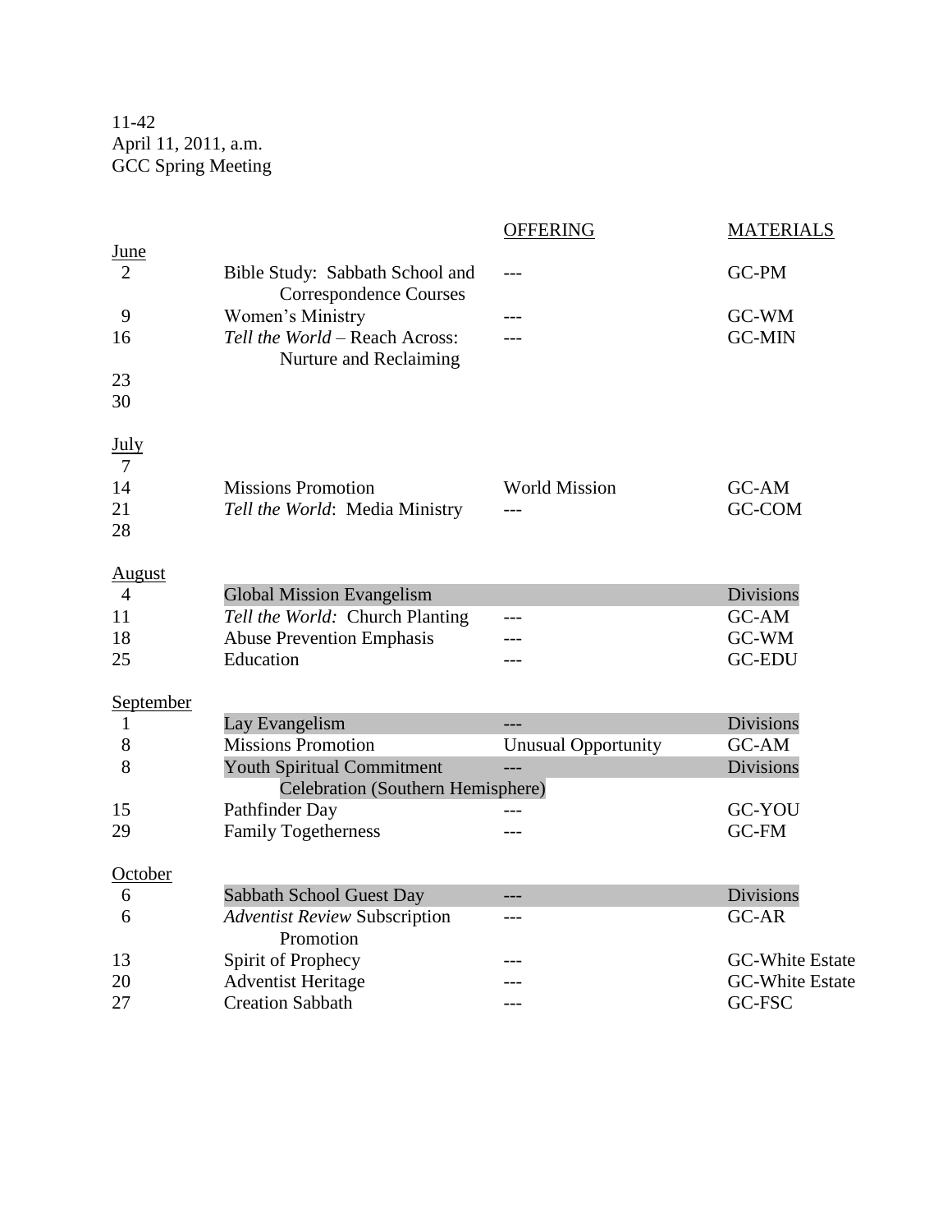11-42
April 11, 2011, a.m.
GCC Spring Meeting

| | | OFFERING | MATERIALS |
|---|---|---|---|
| **June** | | | |
| 2 | Bible Study: Sabbath School and Correspondence Courses | --- | GC-PM |
| 9 | Women's Ministry | --- | GC-WM |
| 16 | *Tell the World* – Reach Across: Nurture and Reclaiming | --- | GC-MIN |
| 23 | | | |
| 30 | | | |
| **July** | | | |
| 7 | | | |
| 14 | Missions Promotion | World Mission | GC-AM |
| 21 | *Tell the World*: Media Ministry | --- | GC-COM |
| 28 | | | |
| **August** | | | |
| 4 | Global Mission Evangelism | | Divisions |
| 11 | *Tell the World:* Church Planting | --- | GC-AM |
| 18 | Abuse Prevention Emphasis | --- | GC-WM |
| 25 | Education | --- | GC-EDU |
| **September** | | | |
| 1 | Lay Evangelism | --- | Divisions |
| 8 | Missions Promotion | Unusual Opportunity | GC-AM |
| 8 | Youth Spiritual Commitment Celebration (Southern Hemisphere) | --- | Divisions |
| 15 | Pathfinder Day | --- | GC-YOU |
| 29 | Family Togetherness | --- | GC-FM |
| **October** | | | |
| 6 | Sabbath School Guest Day | --- | Divisions |
| 6 | *Adventist Review* Subscription Promotion | --- | GC-AR |
| 13 | Spirit of Prophecy | --- | GC-White Estate |
| 20 | Adventist Heritage | --- | GC-White Estate |
| 27 | Creation Sabbath | --- | GC-FSC |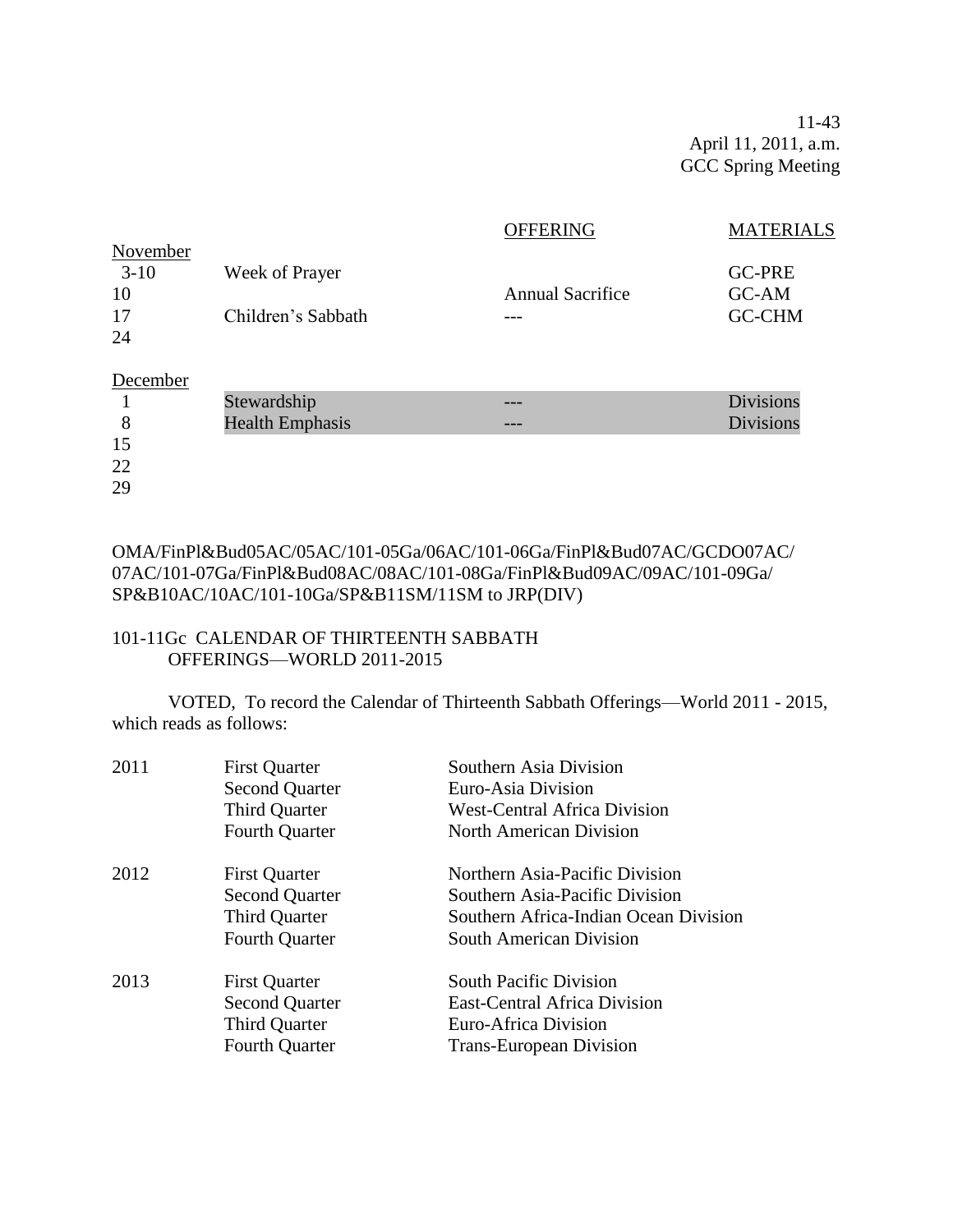| | | OFFERING | MATERIALS |
|---|---|---|---|
| November | | | |
| 3-10 | Week of Prayer | | GC-PRE |
| 10 | | Annual Sacrifice | GC-AM |
| 17 | Children's Sabbath | --- | GC-CHM |
| 24 | | | |
| | | | |
| December | | | |
| 1 | Stewardship | --- | Divisions |
| 8 | Health Emphasis | --- | Divisions |
| 15 | | | |
| 22 | | | |
| 29 | | | |

OMA/FinPl&Bud05AC/05AC/101-05Ga/06AC/101-06Ga/FinPl&Bud07AC/GCDO07AC/07AC/101-07Ga/FinPl&Bud08AC/08AC/101-08Ga/FinPl&Bud09AC/09AC/101-09Ga/SP&B10AC/10AC/101-10Ga/SP&B11SM/11SM to JRP(DIV)

## 101-11Gc CALENDAR OF THIRTEENTH SABBATH OFFERINGS—WORLD 2011-2015

VOTED, To record the Calendar of Thirteenth Sabbath Offerings—World 2011 - 2015, which reads as follows:

| | | |
|---|---|---|
| 2011 | First Quarter | Southern Asia Division |
| | Second Quarter | Euro-Asia Division |
| | Third Quarter | West-Central Africa Division |
| | Fourth Quarter | North American Division |
| 2012 | First Quarter | Northern Asia-Pacific Division |
| | Second Quarter | Southern Asia-Pacific Division |
| | Third Quarter | Southern Africa-Indian Ocean Division |
| | Fourth Quarter | South American Division |
| 2013 | First Quarter | South Pacific Division |
| | Second Quarter | East-Central Africa Division |
| | Third Quarter | Euro-Africa Division |
| | Fourth Quarter | Trans-European Division |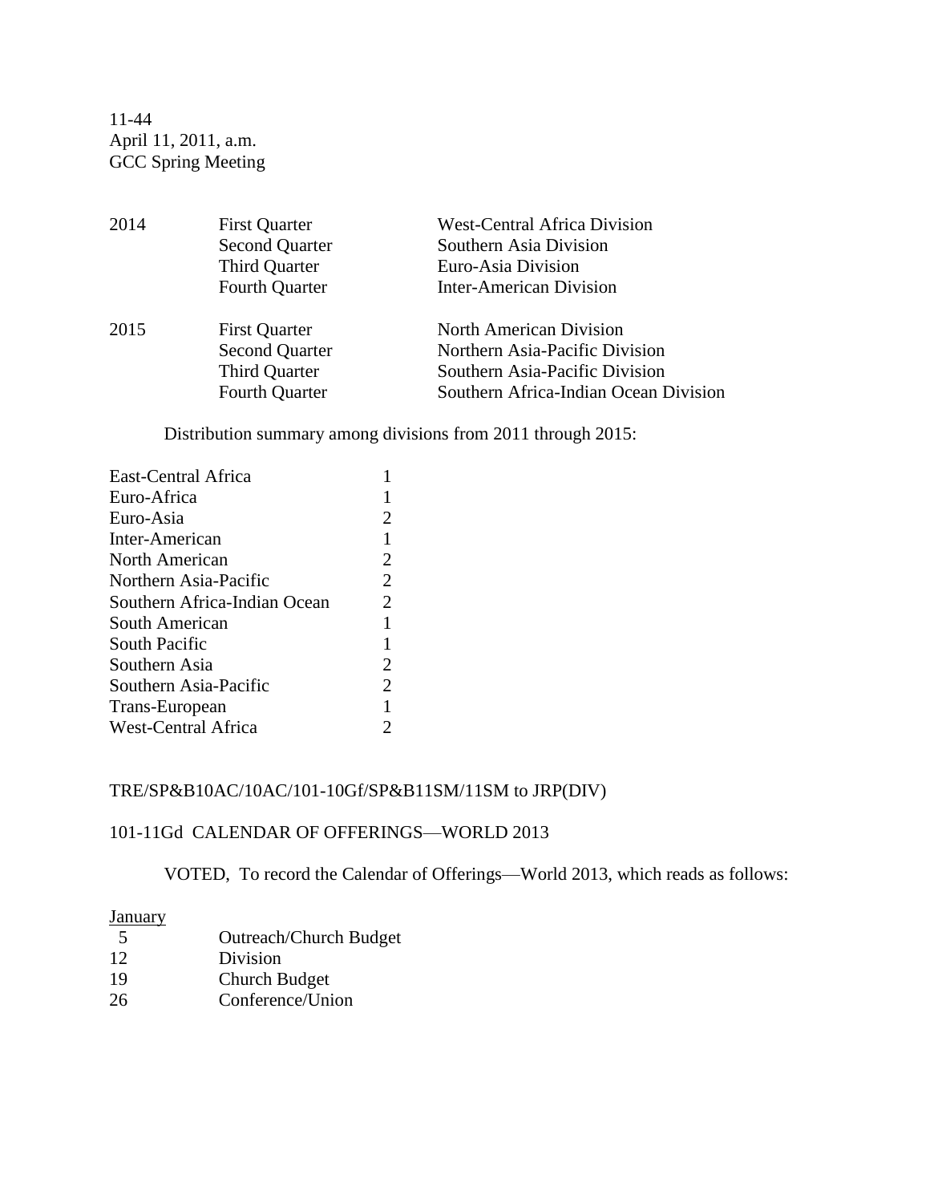| | | |
|---|---|---|
| 2014 | First Quarter | West-Central Africa Division |
| | Second Quarter | Southern Asia Division |
| | Third Quarter | Euro-Asia Division |
| | Fourth Quarter | Inter-American Division |
| 2015 | First Quarter | North American Division |
| | Second Quarter | Northern Asia-Pacific Division |
| | Third Quarter | Southern Asia-Pacific Division |
| | Fourth Quarter | Southern Africa-Indian Ocean Division |

Distribution summary among divisions from 2011 through 2015:

| | |
|---|---|
| East-Central Africa | 1 |
| Euro-Africa | 1 |
| Euro-Asia | 2 |
| Inter-American | 1 |
| North American | 2 |
| Northern Asia-Pacific | 2 |
| Southern Africa-Indian Ocean | 2 |
| South American | 1 |
| South Pacific | 1 |
| Southern Asia | 2 |
| Southern Asia-Pacific | 2 |
| Trans-European | 1 |
| West-Central Africa | 2 |

TRE/SP&B10AC/10AC/101-10Gf/SP&B11SM/11SM to JRP(DIV)

101-11Gd CALENDAR OF OFFERINGS—WORLD 2013

VOTED, To record the Calendar of Offerings—World 2013, which reads as follows:

<u>January</u>

| | |
|---|---|
| 5 | Outreach/Church Budget |
| 12 | Division |
| 19 | Church Budget |
| 26 | Conference/Union |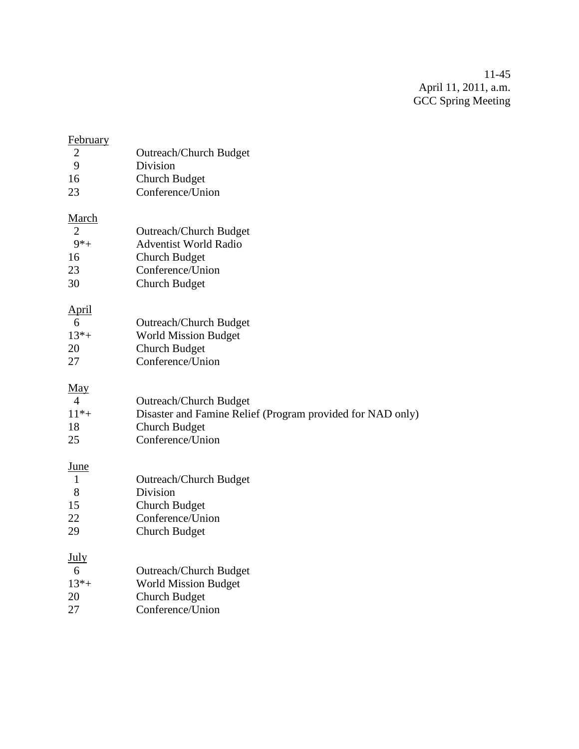11-45
April 11, 2011, a.m.
GCC Spring Meeting

<u>February</u>

| | |
|---|---|
| 2 | Outreach/Church Budget |
| 9 | Division |
| 16 | Church Budget |
| 23 | Conference/Union |

<u>March</u>

| | |
|---|---|
| 2 | Outreach/Church Budget |
| 9*+ | Adventist World Radio |
| 16 | Church Budget |
| 23 | Conference/Union |
| 30 | Church Budget |

<u>April</u>

| | |
|---|---|
| 6 | Outreach/Church Budget |
| 13*+ | World Mission Budget |
| 20 | Church Budget |
| 27 | Conference/Union |

<u>May</u>

| | |
|---|---|
| 4 | Outreach/Church Budget |
| 11*+ | Disaster and Famine Relief (Program provided for NAD only) |
| 18 | Church Budget |
| 25 | Conference/Union |

<u>June</u>

| | |
|---|---|
| 1 | Outreach/Church Budget |
| 8 | Division |
| 15 | Church Budget |
| 22 | Conference/Union |
| 29 | Church Budget |

<u>July</u>

| | |
|---|---|
| 6 | Outreach/Church Budget |
| 13*+ | World Mission Budget |
| 20 | Church Budget |
| 27 | Conference/Union |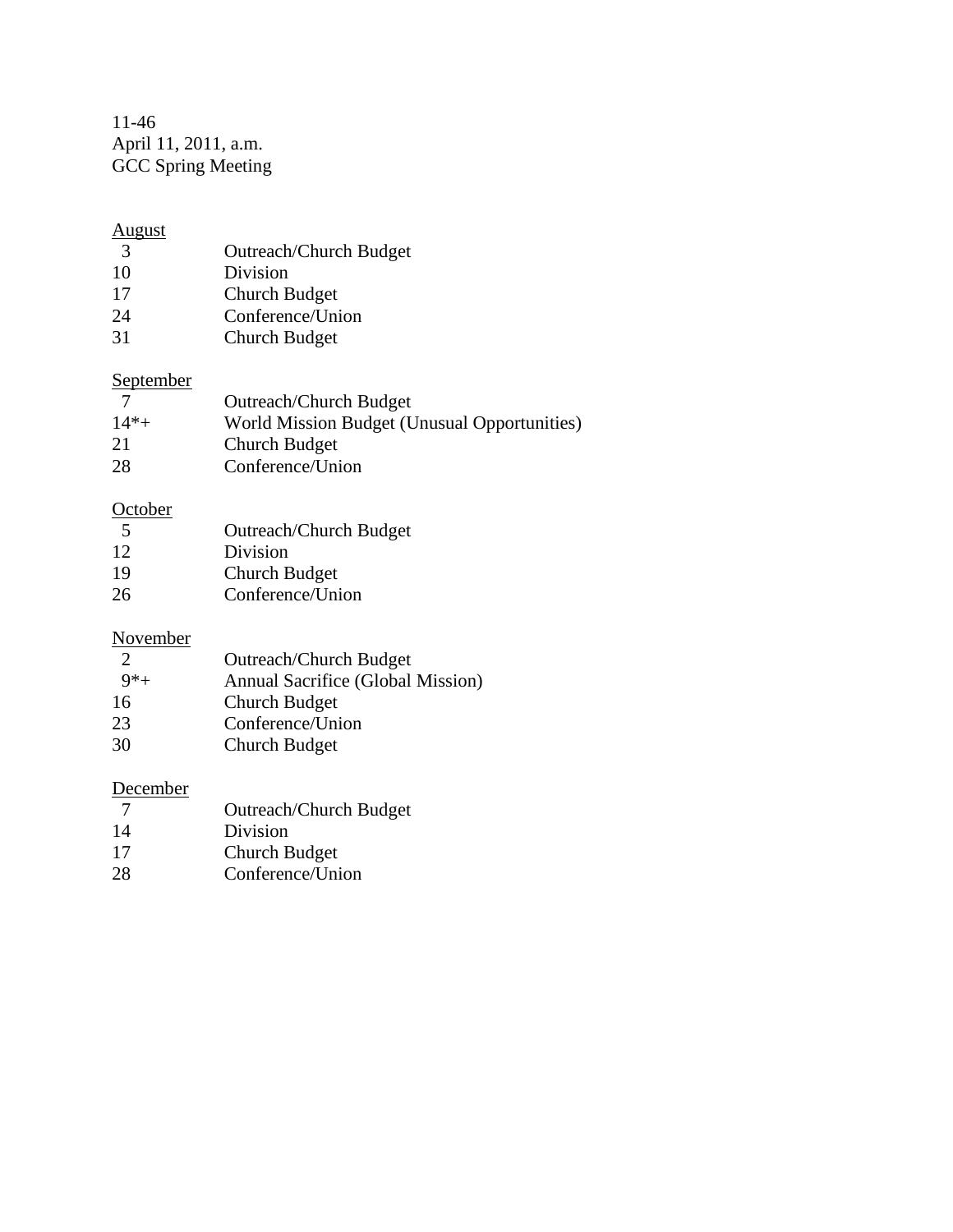August

| | |
|---|---|
| 3 | Outreach/Church Budget |
| 10 | Division |
| 17 | Church Budget |
| 24 | Conference/Union |
| 31 | Church Budget |

September

| | |
|---|---|
| 7 | Outreach/Church Budget |
| 14*+ | World Mission Budget (Unusual Opportunities) |
| 21 | Church Budget |
| 28 | Conference/Union |

October

| | |
|---|---|
| 5 | Outreach/Church Budget |
| 12 | Division |
| 19 | Church Budget |
| 26 | Conference/Union |

November

| | |
|---|---|
| 2 | Outreach/Church Budget |
| 9*+ | Annual Sacrifice (Global Mission) |
| 16 | Church Budget |
| 23 | Conference/Union |
| 30 | Church Budget |

December

| | |
|---|---|
| 7 | Outreach/Church Budget |
| 14 | Division |
| 17 | Church Budget |
| 28 | Conference/Union |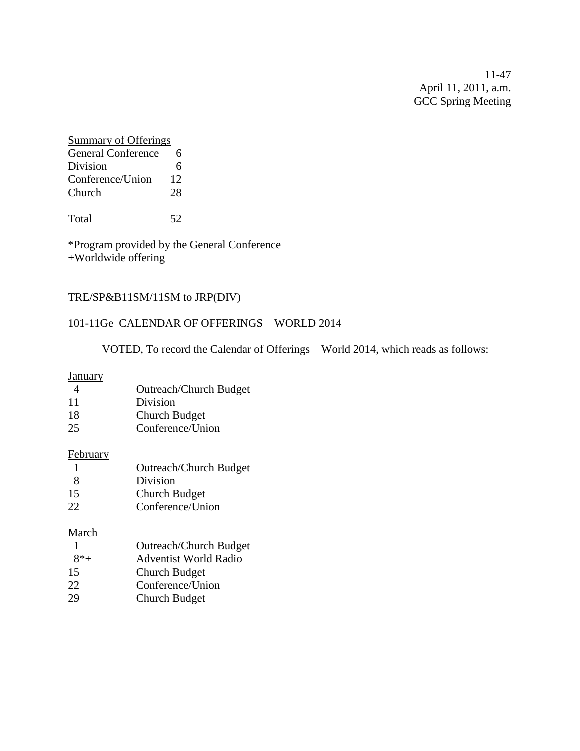Summary of Offerings

| | |
|---|---|
| General Conference | 6 |
| Division | 6 |
| Conference/Union | 12 |
| Church | 28 |
| Total | 52 |

*Program provided by the General Conference
+Worldwide offering

TRE/SP&B11SM/11SM to JRP(DIV)

101-11Ge CALENDAR OF OFFERINGS—WORLD 2014

VOTED, To record the Calendar of Offerings—World 2014, which reads as follows:

January

| | |
|---|---|
| 4 | Outreach/Church Budget |
| 11 | Division |
| 18 | Church Budget |
| 25 | Conference/Union |

February

| | |
|---|---|
| 1 | Outreach/Church Budget |
| 8 | Division |
| 15 | Church Budget |
| 22 | Conference/Union |

March

| | |
|---|---|
| 1 | Outreach/Church Budget |
| 8*+ | Adventist World Radio |
| 15 | Church Budget |
| 22 | Conference/Union |
| 29 | Church Budget |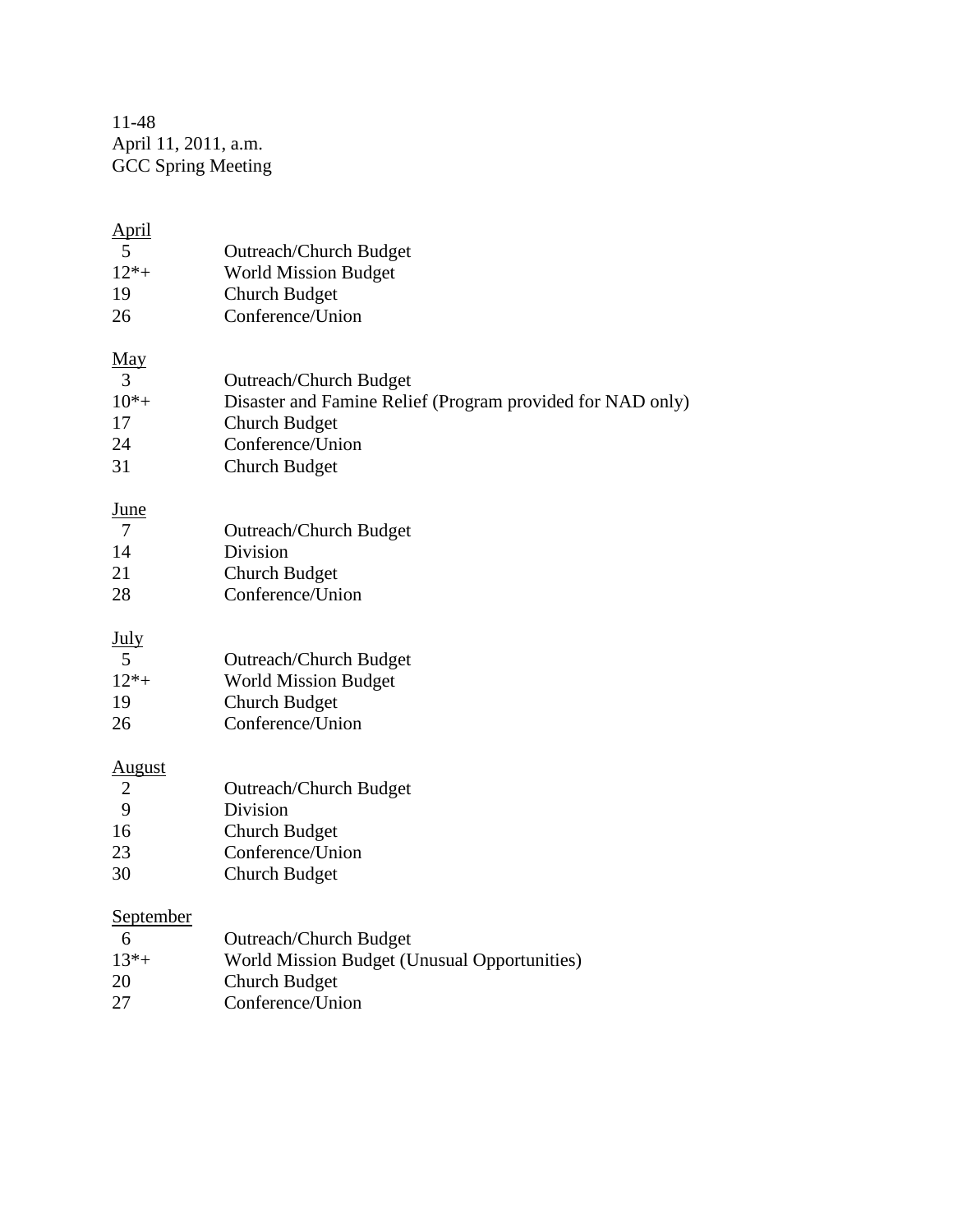11-48
April 11, 2011, a.m.
GCC Spring Meeting

<u>April</u>

| | |
|---|---|
| 5 | Outreach/Church Budget |
| 12*+ | World Mission Budget |
| 19 | Church Budget |
| 26 | Conference/Union |

<u>May</u>

| | |
|---|---|
| 3 | Outreach/Church Budget |
| 10*+ | Disaster and Famine Relief (Program provided for NAD only) |
| 17 | Church Budget |
| 24 | Conference/Union |
| 31 | Church Budget |

<u>June</u>

| | |
|---|---|
| 7 | Outreach/Church Budget |
| 14 | Division |
| 21 | Church Budget |
| 28 | Conference/Union |

<u>July</u>

| | |
|---|---|
| 5 | Outreach/Church Budget |
| 12*+ | World Mission Budget |
| 19 | Church Budget |
| 26 | Conference/Union |

<u>August</u>

| | |
|---|---|
| 2 | Outreach/Church Budget |
| 9 | Division |
| 16 | Church Budget |
| 23 | Conference/Union |
| 30 | Church Budget |

<u>September</u>

| | |
|---|---|
| 6 | Outreach/Church Budget |
| 13*+ | World Mission Budget (Unusual Opportunities) |
| 20 | Church Budget |
| 27 | Conference/Union |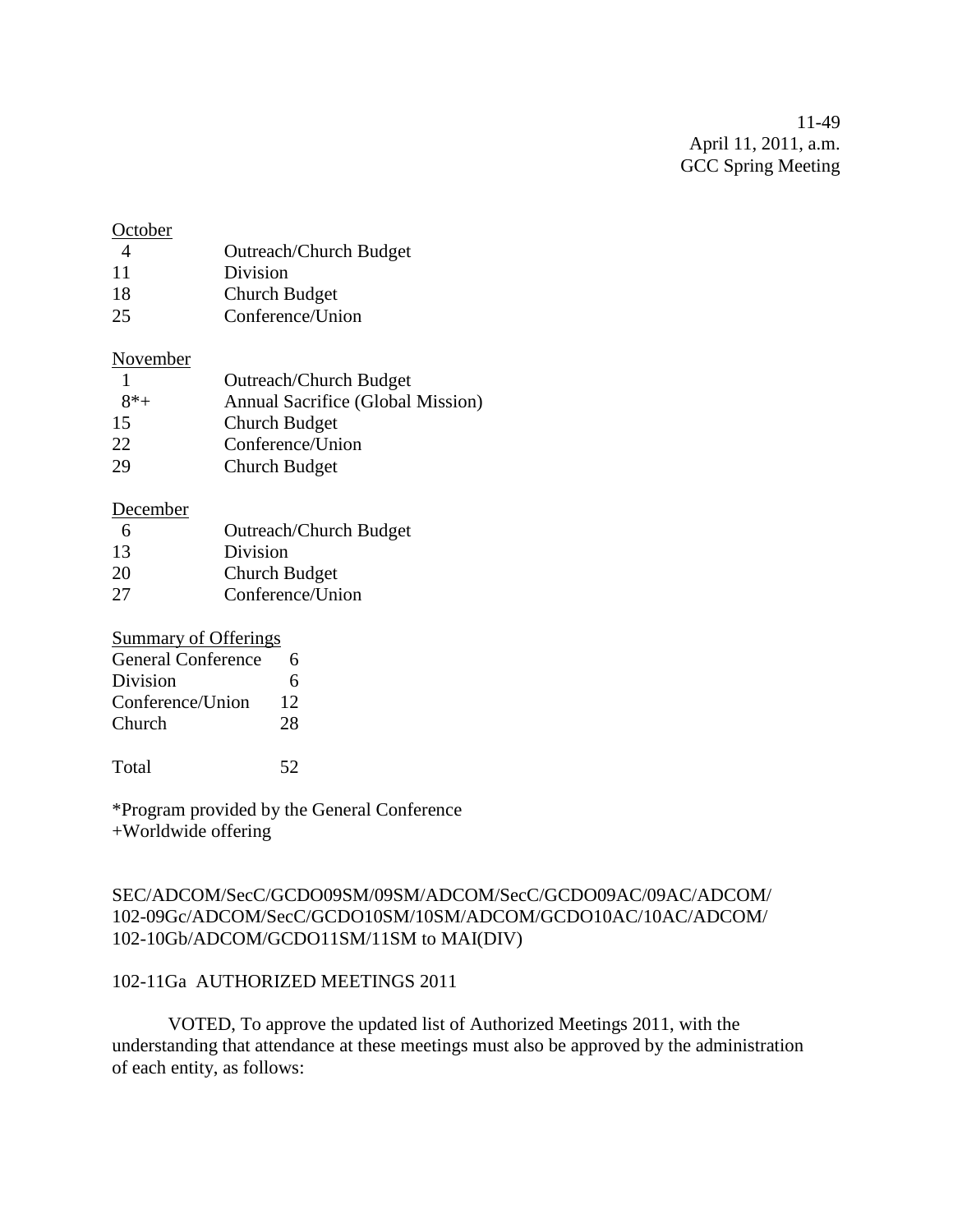October

| | |
|---|---|
| 4 | Outreach/Church Budget |
| 11 | Division |
| 18 | Church Budget |
| 25 | Conference/Union |

November

| | |
|---|---|
| 1 | Outreach/Church Budget |
| 8*+ | Annual Sacrifice (Global Mission) |
| 15 | Church Budget |
| 22 | Conference/Union |
| 29 | Church Budget |

December

| | |
|---|---|
| 6 | Outreach/Church Budget |
| 13 | Division |
| 20 | Church Budget |
| 27 | Conference/Union |

Summary of Offerings

| | |
|---|---|
| General Conference | 6 |
| Division | 6 |
| Conference/Union | 12 |
| Church | 28 |
| Total | 52 |

*Program provided by the General Conference
+Worldwide offering

SEC/ADCOM/SecC/GCDO09SM/09SM/ADCOM/SecC/GCDO09AC/09AC/ADCOM/
102-09Gc/ADCOM/SecC/GCDO10SM/10SM/ADCOM/GCDO10AC/10AC/ADCOM/
102-10Gb/ADCOM/GCDO11SM/11SM to MAI(DIV)

102-11Ga AUTHORIZED MEETINGS 2011

VOTED, To approve the updated list of Authorized Meetings 2011, with the understanding that attendance at these meetings must also be approved by the administration of each entity, as follows: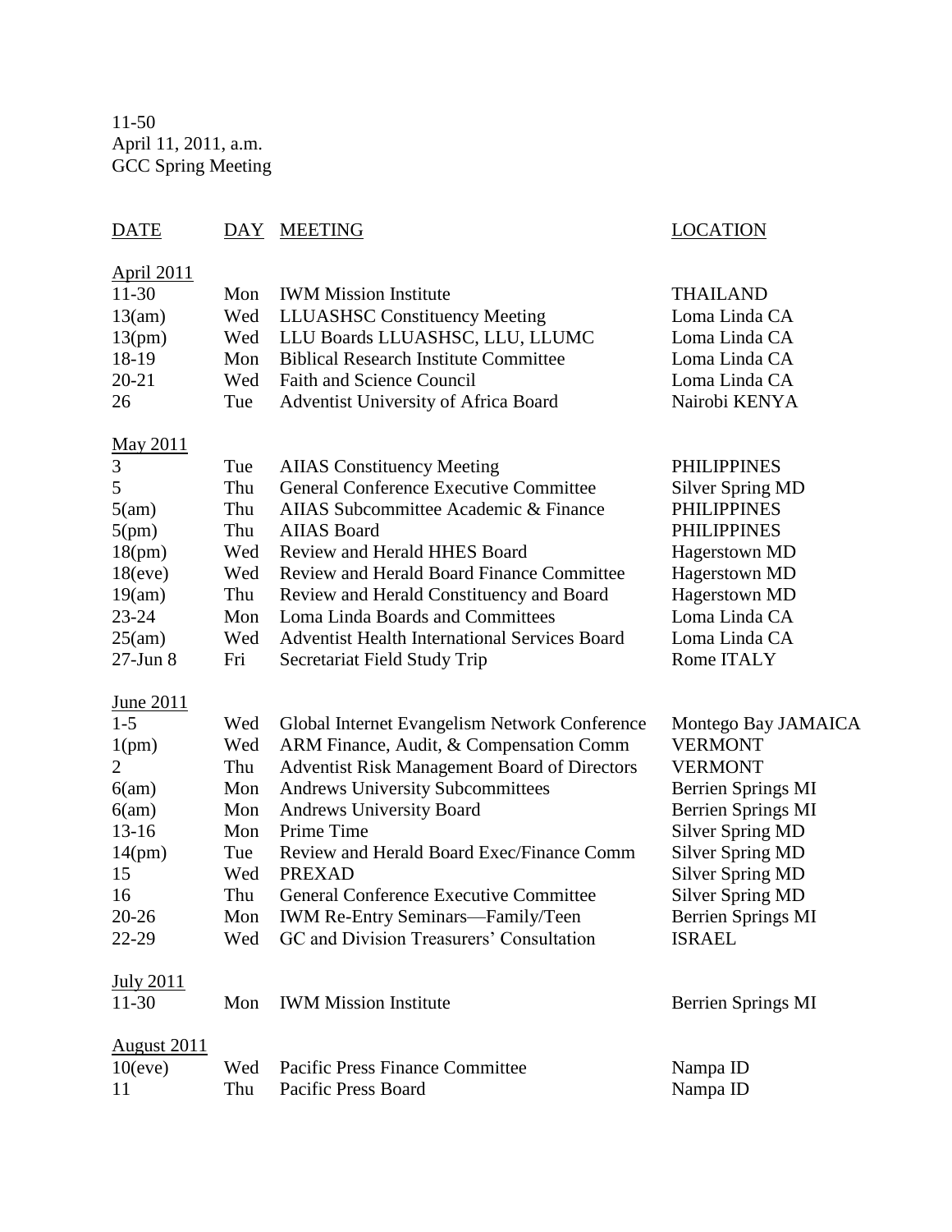11-50
April 11, 2011, a.m.
GCC Spring Meeting

| DATE | DAY | MEETING | LOCATION |
|---|---|---|---|
| **April 2011** | | | |
| 11-30 | Mon | IWM Mission Institute | THAILAND |
| 13(am) | Wed | LLUASHSC Constituency Meeting | Loma Linda CA |
| 13(pm) | Wed | LLU Boards LLUASHSC, LLU, LLUMC | Loma Linda CA |
| 18-19 | Mon | Biblical Research Institute Committee | Loma Linda CA |
| 20-21 | Wed | Faith and Science Council | Loma Linda CA |
| 26 | Tue | Adventist University of Africa Board | Nairobi KENYA |
| **May 2011** | | | |
| 3 | Tue | AIIAS Constituency Meeting | PHILIPPINES |
| 5 | Thu | General Conference Executive Committee | Silver Spring MD |
| 5(am) | Thu | AIIAS Subcommittee Academic & Finance | PHILIPPINES |
| 5(pm) | Thu | AIIAS Board | PHILIPPINES |
| 18(pm) | Wed | Review and Herald HHES Board | Hagerstown MD |
| 18(eve) | Wed | Review and Herald Board Finance Committee | Hagerstown MD |
| 19(am) | Thu | Review and Herald Constituency and Board | Hagerstown MD |
| 23-24 | Mon | Loma Linda Boards and Committees | Loma Linda CA |
| 25(am) | Wed | Adventist Health International Services Board | Loma Linda CA |
| 27-Jun 8 | Fri | Secretariat Field Study Trip | Rome ITALY |
| **June 2011** | | | |
| 1-5 | Wed | Global Internet Evangelism Network Conference | Montego Bay JAMAICA |
| 1(pm) | Wed | ARM Finance, Audit, & Compensation Comm | VERMONT |
| 2 | Thu | Adventist Risk Management Board of Directors | VERMONT |
| 6(am) | Mon | Andrews University Subcommittees | Berrien Springs MI |
| 6(am) | Mon | Andrews University Board | Berrien Springs MI |
| 13-16 | Mon | Prime Time | Silver Spring MD |
| 14(pm) | Tue | Review and Herald Board Exec/Finance Comm | Silver Spring MD |
| 15 | Wed | PREXAD | Silver Spring MD |
| 16 | Thu | General Conference Executive Committee | Silver Spring MD |
| 20-26 | Mon | IWM Re-Entry Seminars—Family/Teen | Berrien Springs MI |
| 22-29 | Wed | GC and Division Treasurers' Consultation | ISRAEL |
| **July 2011** | | | |
| 11-30 | Mon | IWM Mission Institute | Berrien Springs MI |
| **August 2011** | | | |
| 10(eve) | Wed | Pacific Press Finance Committee | Nampa ID |
| 11 | Thu | Pacific Press Board | Nampa ID |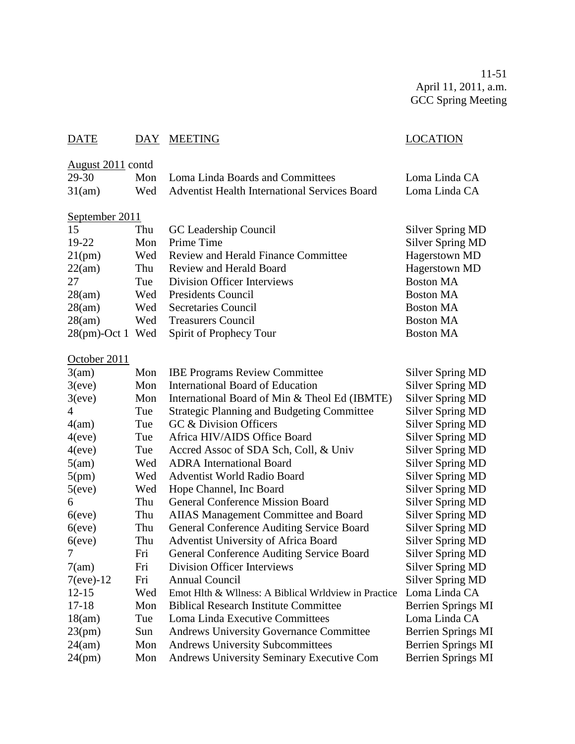11-51
April 11, 2011, a.m.
GCC Spring Meeting

| DATE | DAY | MEETING | LOCATION |
|---|---|---|---|
| August 2011 contd | | | |
| 29-30 | Mon | Loma Linda Boards and Committees | Loma Linda CA |
| 31(am) | Wed | Adventist Health International Services Board | Loma Linda CA |
| September 2011 | | | |
| 15 | Thu | GC Leadership Council | Silver Spring MD |
| 19-22 | Mon | Prime Time | Silver Spring MD |
| 21(pm) | Wed | Review and Herald Finance Committee | Hagerstown MD |
| 22(am) | Thu | Review and Herald Board | Hagerstown MD |
| 27 | Tue | Division Officer Interviews | Boston MA |
| 28(am) | Wed | Presidents Council | Boston MA |
| 28(am) | Wed | Secretaries Council | Boston MA |
| 28(am) | Wed | Treasurers Council | Boston MA |
| 28(pm)-Oct 1 | Wed | Spirit of Prophecy Tour | Boston MA |
| October 2011 | | | |
| 3(am) | Mon | IBE Programs Review Committee | Silver Spring MD |
| 3(eve) | Mon | International Board of Education | Silver Spring MD |
| 3(eve) | Mon | International Board of Min & Theol Ed (IBMTE) | Silver Spring MD |
| 4 | Tue | Strategic Planning and Budgeting Committee | Silver Spring MD |
| 4(am) | Tue | GC & Division Officers | Silver Spring MD |
| 4(eve) | Tue | Africa HIV/AIDS Office Board | Silver Spring MD |
| 4(eve) | Tue | Accred Assoc of SDA Sch, Coll, & Univ | Silver Spring MD |
| 5(am) | Wed | ADRA International Board | Silver Spring MD |
| 5(pm) | Wed | Adventist World Radio Board | Silver Spring MD |
| 5(eve) | Wed | Hope Channel, Inc Board | Silver Spring MD |
| 6 | Thu | General Conference Mission Board | Silver Spring MD |
| 6(eve) | Thu | AIIAS Management Committee and Board | Silver Spring MD |
| 6(eve) | Thu | General Conference Auditing Service Board | Silver Spring MD |
| 6(eve) | Thu | Adventist University of Africa Board | Silver Spring MD |
| 7 | Fri | General Conference Auditing Service Board | Silver Spring MD |
| 7(am) | Fri | Division Officer Interviews | Silver Spring MD |
| 7(eve)-12 | Fri | Annual Council | Silver Spring MD |
| 12-15 | Wed | Emot Hlth & Wllness: A Biblical Wrldview in Practice | Loma Linda CA |
| 17-18 | Mon | Biblical Research Institute Committee | Berrien Springs MI |
| 18(am) | Tue | Loma Linda Executive Committees | Loma Linda CA |
| 23(pm) | Sun | Andrews University Governance Committee | Berrien Springs MI |
| 24(am) | Mon | Andrews University Subcommittees | Berrien Springs MI |
| 24(pm) | Mon | Andrews University Seminary Executive Com | Berrien Springs MI |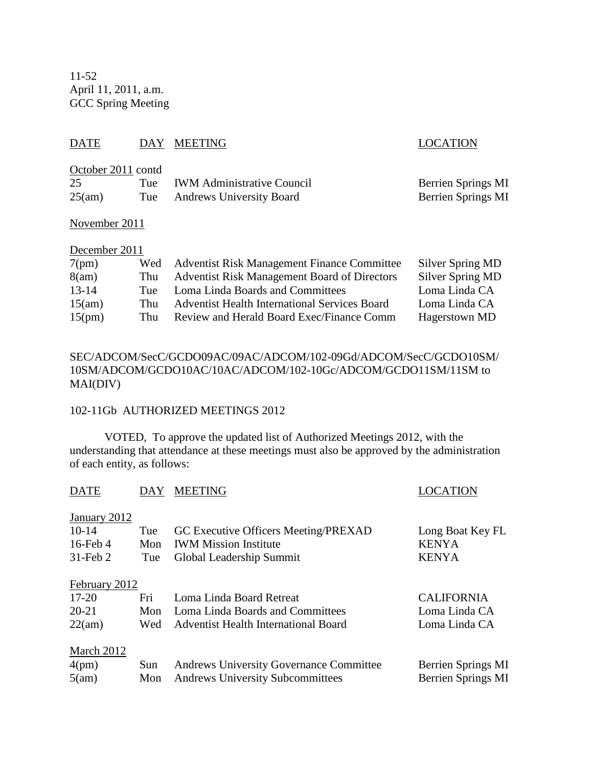11-52
April 11, 2011, a.m.
GCC Spring Meeting

| DATE | DAY | MEETING | LOCATION |
|---|---|---|---|
| October 2011 contd | | | |
| 25 | Tue | IWM Administrative Council | Berrien Springs MI |
| 25(am) | Tue | Andrews University Board | Berrien Springs MI |
| November 2011 | | | |
| December 2011 | | | |
| 7(pm) | Wed | Adventist Risk Management Finance Committee | Silver Spring MD |
| 8(am) | Thu | Adventist Risk Management Board of Directors | Silver Spring MD |
| 13-14 | Tue | Loma Linda Boards and Committees | Loma Linda CA |
| 15(am) | Thu | Adventist Health International Services Board | Loma Linda CA |
| 15(pm) | Thu | Review and Herald Board Exec/Finance Comm | Hagerstown MD |

SEC/ADCOM/SecC/GCDO09AC/09AC/ADCOM/102-09Gd/ADCOM/SecC/GCDO10SM/10SM/ADCOM/GCDO10AC/10AC/ADCOM/102-10Gc/ADCOM/GCDO11SM/11SM to MAI(DIV)

102-11Gb AUTHORIZED MEETINGS 2012

VOTED, To approve the updated list of Authorized Meetings 2012, with the understanding that attendance at these meetings must also be approved by the administration of each entity, as follows:

| DATE | DAY | MEETING | LOCATION |
|---|---|---|---|
| January 2012 | | | |
| 10-14 | Tue | GC Executive Officers Meeting/PREXAD | Long Boat Key FL |
| 16-Feb 4 | Mon | IWM Mission Institute | KENYA |
| 31-Feb 2 | Tue | Global Leadership Summit | KENYA |
| February 2012 | | | |
| 17-20 | Fri | Loma Linda Board Retreat | CALIFORNIA |
| 20-21 | Mon | Loma Linda Boards and Committees | Loma Linda CA |
| 22(am) | Wed | Adventist Health International Board | Loma Linda CA |
| March 2012 | | | |
| 4(pm) | Sun | Andrews University Governance Committee | Berrien Springs MI |
| 5(am) | Mon | Andrews University Subcommittees | Berrien Springs MI |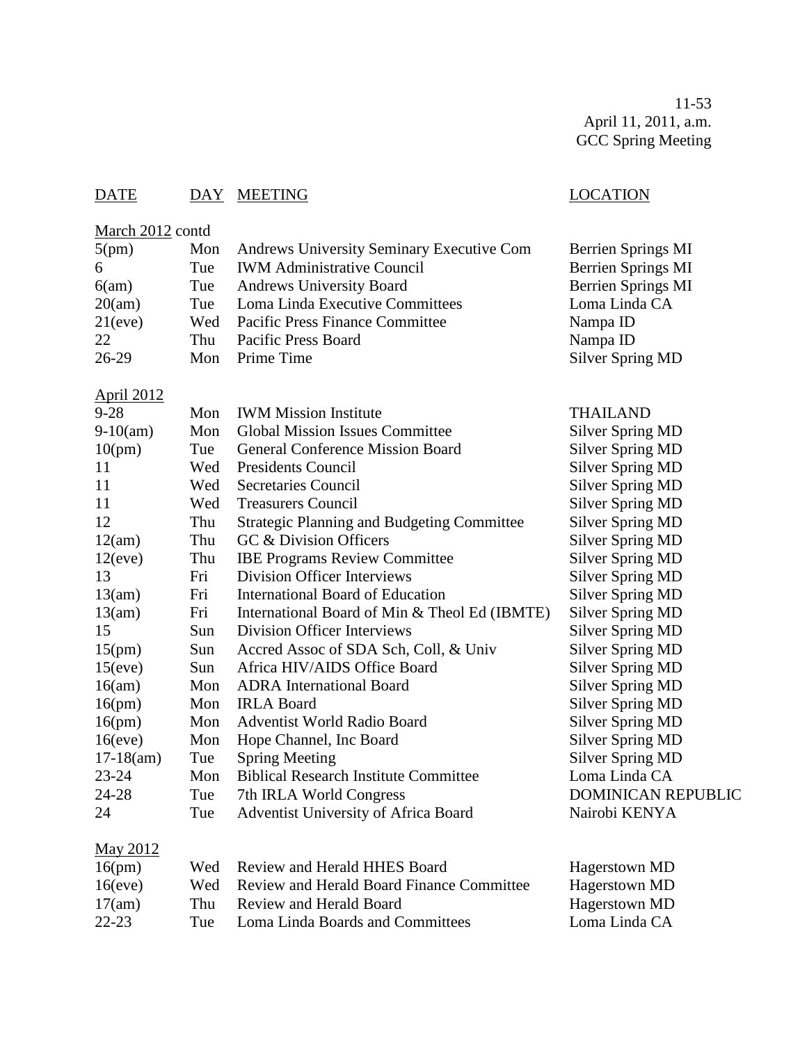11-53
April 11, 2011, a.m.
GCC Spring Meeting

| DATE | DAY | MEETING | LOCATION |
|---|---|---|---|
| March 2012 contd | | | |
| 5(pm) | Mon | Andrews University Seminary Executive Com | Berrien Springs MI |
| 6 | Tue | IWM Administrative Council | Berrien Springs MI |
| 6(am) | Tue | Andrews University Board | Berrien Springs MI |
| 20(am) | Tue | Loma Linda Executive Committees | Loma Linda CA |
| 21(eve) | Wed | Pacific Press Finance Committee | Nampa ID |
| 22 | Thu | Pacific Press Board | Nampa ID |
| 26-29 | Mon | Prime Time | Silver Spring MD |
| April 2012 | | | |
| 9-28 | Mon | IWM Mission Institute | THAILAND |
| 9-10(am) | Mon | Global Mission Issues Committee | Silver Spring MD |
| 10(pm) | Tue | General Conference Mission Board | Silver Spring MD |
| 11 | Wed | Presidents Council | Silver Spring MD |
| 11 | Wed | Secretaries Council | Silver Spring MD |
| 11 | Wed | Treasurers Council | Silver Spring MD |
| 12 | Thu | Strategic Planning and Budgeting Committee | Silver Spring MD |
| 12(am) | Thu | GC & Division Officers | Silver Spring MD |
| 12(eve) | Thu | IBE Programs Review Committee | Silver Spring MD |
| 13 | Fri | Division Officer Interviews | Silver Spring MD |
| 13(am) | Fri | International Board of Education | Silver Spring MD |
| 13(am) | Fri | International Board of Min & Theol Ed (IBMTE) | Silver Spring MD |
| 15 | Sun | Division Officer Interviews | Silver Spring MD |
| 15(pm) | Sun | Accred Assoc of SDA Sch, Coll, & Univ | Silver Spring MD |
| 15(eve) | Sun | Africa HIV/AIDS Office Board | Silver Spring MD |
| 16(am) | Mon | ADRA International Board | Silver Spring MD |
| 16(pm) | Mon | IRLA Board | Silver Spring MD |
| 16(pm) | Mon | Adventist World Radio Board | Silver Spring MD |
| 16(eve) | Mon | Hope Channel, Inc Board | Silver Spring MD |
| 17-18(am) | Tue | Spring Meeting | Silver Spring MD |
| 23-24 | Mon | Biblical Research Institute Committee | Loma Linda CA |
| 24-28 | Tue | 7th IRLA World Congress | DOMINICAN REPUBLIC |
| 24 | Tue | Adventist University of Africa Board | Nairobi KENYA |
| May 2012 | | | |
| 16(pm) | Wed | Review and Herald HHES Board | Hagerstown MD |
| 16(eve) | Wed | Review and Herald Board Finance Committee | Hagerstown MD |
| 17(am) | Thu | Review and Herald Board | Hagerstown MD |
| 22-23 | Tue | Loma Linda Boards and Committees | Loma Linda CA |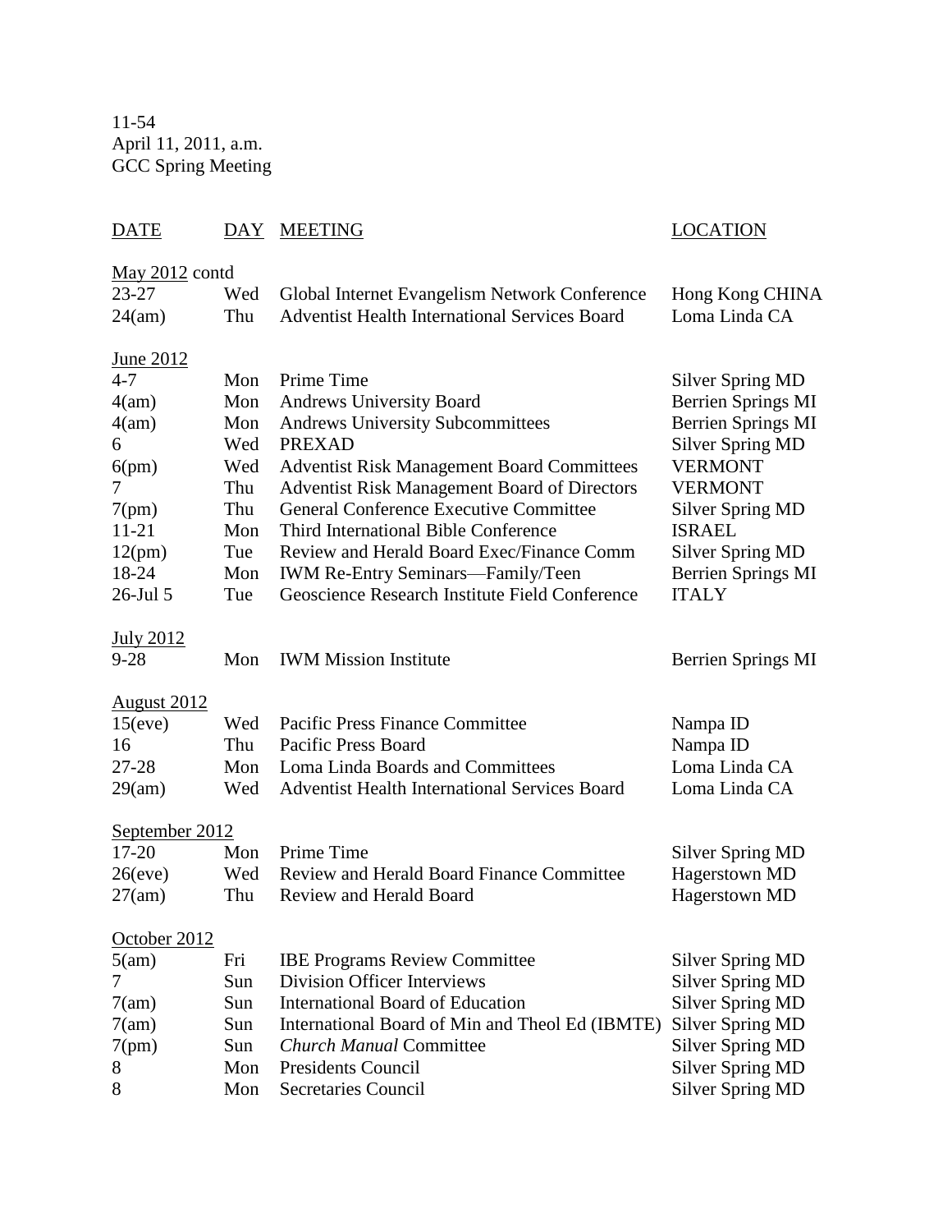11-54
April 11, 2011, a.m.
GCC Spring Meeting

| DATE | DAY | MEETING | LOCATION |
|---|---|---|---|
| May 2012 contd | | | |
| 23-27 | Wed | Global Internet Evangelism Network Conference | Hong Kong CHINA |
| 24(am) | Thu | Adventist Health International Services Board | Loma Linda CA |
| June 2012 | | | |
| 4-7 | Mon | Prime Time | Silver Spring MD |
| 4(am) | Mon | Andrews University Board | Berrien Springs MI |
| 4(am) | Mon | Andrews University Subcommittees | Berrien Springs MI |
| 6 | Wed | PREXAD | Silver Spring MD |
| 6(pm) | Wed | Adventist Risk Management Board Committees | VERMONT |
| 7 | Thu | Adventist Risk Management Board of Directors | VERMONT |
| 7(pm) | Thu | General Conference Executive Committee | Silver Spring MD |
| 11-21 | Mon | Third International Bible Conference | ISRAEL |
| 12(pm) | Tue | Review and Herald Board Exec/Finance Comm | Silver Spring MD |
| 18-24 | Mon | IWM Re-Entry Seminars—Family/Teen | Berrien Springs MI |
| 26-Jul 5 | Tue | Geoscience Research Institute Field Conference | ITALY |
| July 2012 | | | |
| 9-28 | Mon | IWM Mission Institute | Berrien Springs MI |
| August 2012 | | | |
| 15(eve) | Wed | Pacific Press Finance Committee | Nampa ID |
| 16 | Thu | Pacific Press Board | Nampa ID |
| 27-28 | Mon | Loma Linda Boards and Committees | Loma Linda CA |
| 29(am) | Wed | Adventist Health International Services Board | Loma Linda CA |
| September 2012 | | | |
| 17-20 | Mon | Prime Time | Silver Spring MD |
| 26(eve) | Wed | Review and Herald Board Finance Committee | Hagerstown MD |
| 27(am) | Thu | Review and Herald Board | Hagerstown MD |
| October 2012 | | | |
| 5(am) | Fri | IBE Programs Review Committee | Silver Spring MD |
| 7 | Sun | Division Officer Interviews | Silver Spring MD |
| 7(am) | Sun | International Board of Education | Silver Spring MD |
| 7(am) | Sun | International Board of Min and Theol Ed (IBMTE) | Silver Spring MD |
| 7(pm) | Sun | *Church Manual* Committee | Silver Spring MD |
| 8 | Mon | Presidents Council | Silver Spring MD |
| 8 | Mon | Secretaries Council | Silver Spring MD |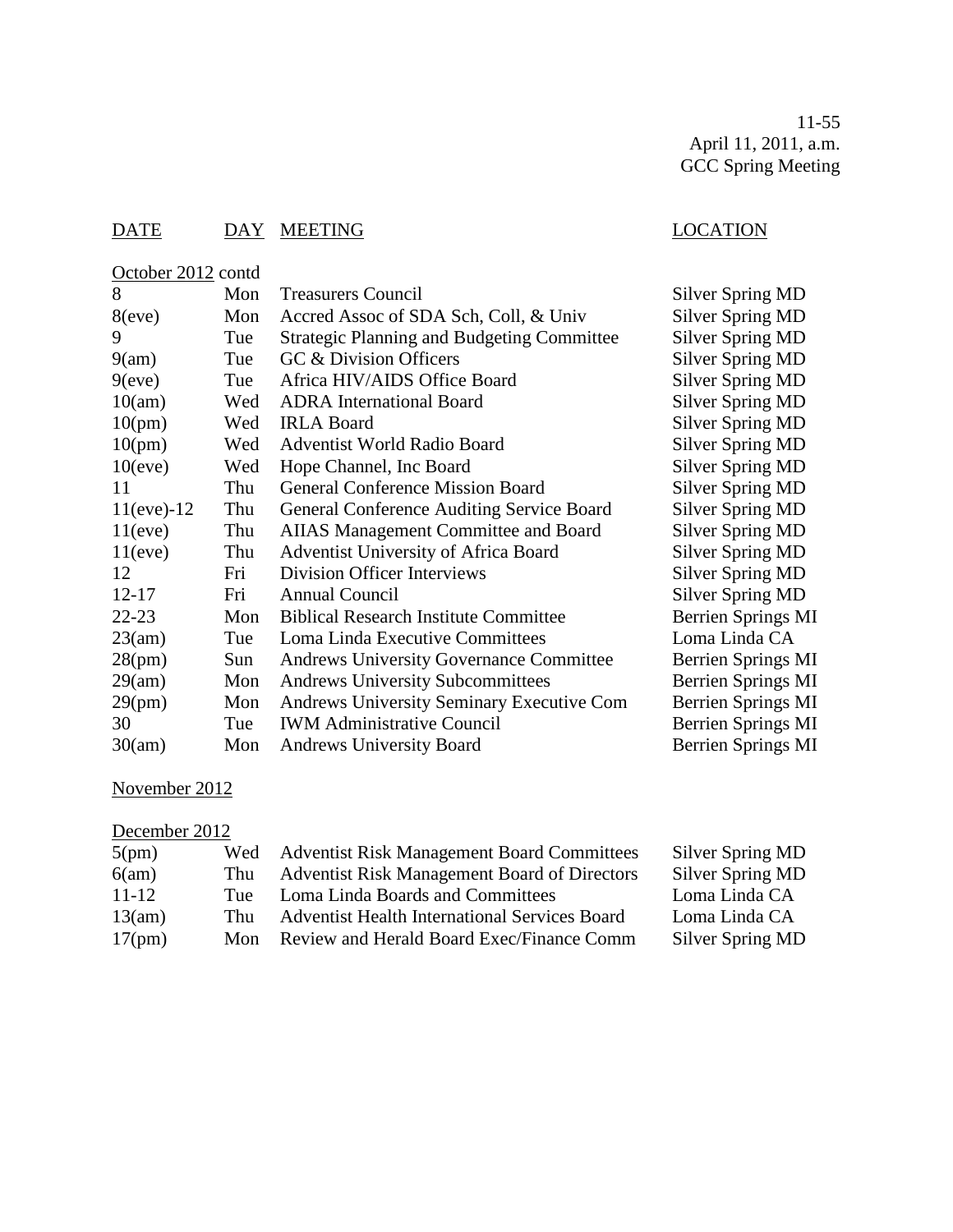11-55
April 11, 2011, a.m.
GCC Spring Meeting

| DATE | DAY | MEETING | LOCATION |
|---|---|---|---|
| October 2012 contd | | | |
| 8 | Mon | Treasurers Council | Silver Spring MD |
| 8(eve) | Mon | Accred Assoc of SDA Sch, Coll, & Univ | Silver Spring MD |
| 9 | Tue | Strategic Planning and Budgeting Committee | Silver Spring MD |
| 9(am) | Tue | GC & Division Officers | Silver Spring MD |
| 9(eve) | Tue | Africa HIV/AIDS Office Board | Silver Spring MD |
| 10(am) | Wed | ADRA International Board | Silver Spring MD |
| 10(pm) | Wed | IRLA Board | Silver Spring MD |
| 10(pm) | Wed | Adventist World Radio Board | Silver Spring MD |
| 10(eve) | Wed | Hope Channel, Inc Board | Silver Spring MD |
| 11 | Thu | General Conference Mission Board | Silver Spring MD |
| 11(eve)-12 | Thu | General Conference Auditing Service Board | Silver Spring MD |
| 11(eve) | Thu | AIIAS Management Committee and Board | Silver Spring MD |
| 11(eve) | Thu | Adventist University of Africa Board | Silver Spring MD |
| 12 | Fri | Division Officer Interviews | Silver Spring MD |
| 12-17 | Fri | Annual Council | Silver Spring MD |
| 22-23 | Mon | Biblical Research Institute Committee | Berrien Springs MI |
| 23(am) | Tue | Loma Linda Executive Committees | Loma Linda CA |
| 28(pm) | Sun | Andrews University Governance Committee | Berrien Springs MI |
| 29(am) | Mon | Andrews University Subcommittees | Berrien Springs MI |
| 29(pm) | Mon | Andrews University Seminary Executive Com | Berrien Springs MI |
| 30 | Tue | IWM Administrative Council | Berrien Springs MI |
| 30(am) | Mon | Andrews University Board | Berrien Springs MI |
| November 2012 | | | |
| December 2012 | | | |
| 5(pm) | Wed | Adventist Risk Management Board Committees | Silver Spring MD |
| 6(am) | Thu | Adventist Risk Management Board of Directors | Silver Spring MD |
| 11-12 | Tue | Loma Linda Boards and Committees | Loma Linda CA |
| 13(am) | Thu | Adventist Health International Services Board | Loma Linda CA |
| 17(pm) | Mon | Review and Herald Board Exec/Finance Comm | Silver Spring MD |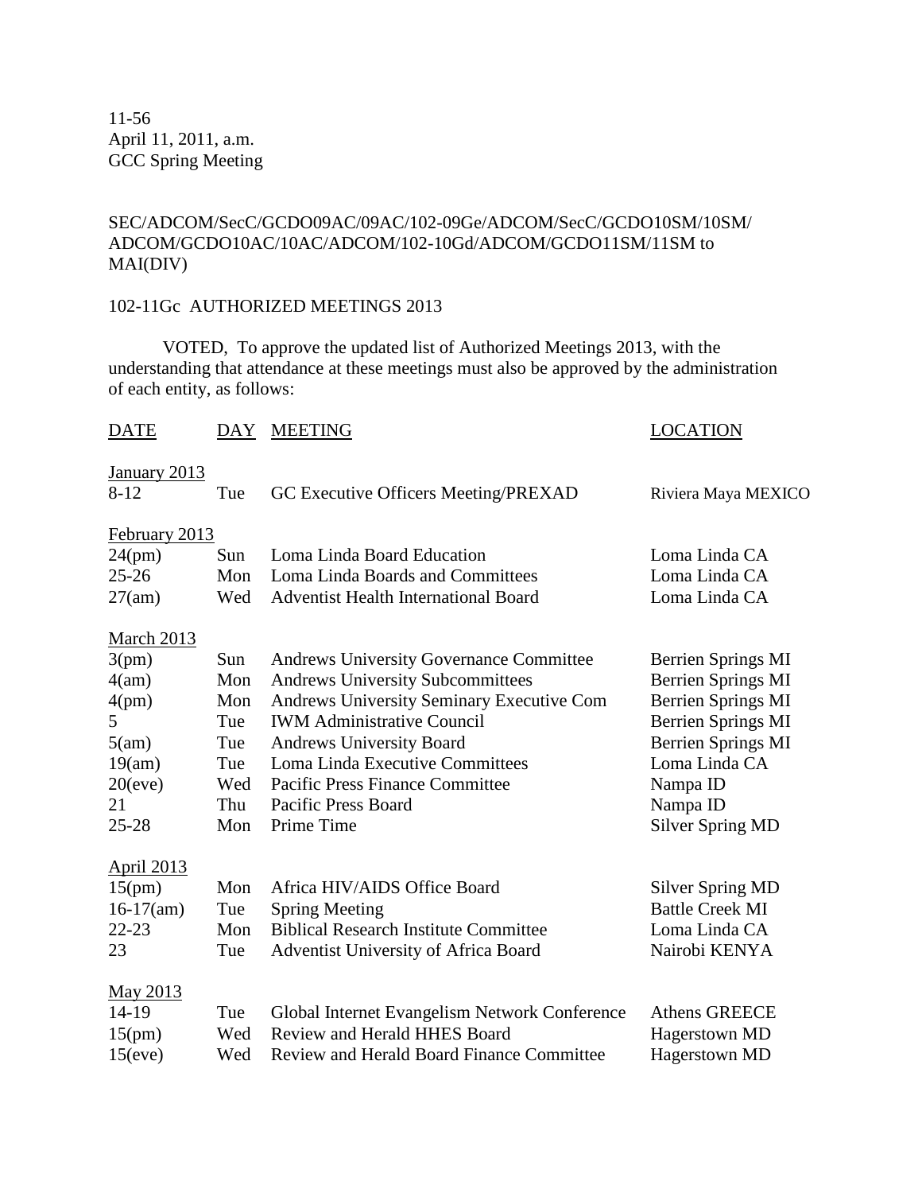11-56
April 11, 2011, a.m.
GCC Spring Meeting

SEC/ADCOM/SecC/GCDO09AC/09AC/102-09Ge/ADCOM/SecC/GCDO10SM/10SM/ADCOM/GCDO10AC/10AC/ADCOM/102-10Gd/ADCOM/GCDO11SM/11SM to MAI(DIV)

102-11Gc AUTHORIZED MEETINGS 2013

VOTED, To approve the updated list of Authorized Meetings 2013, with the understanding that attendance at these meetings must also be approved by the administration of each entity, as follows:

| DATE | DAY | MEETING | LOCATION |
|---|---|---|---|
| **January 2013** | | | |
| 8-12 | Tue | GC Executive Officers Meeting/PREXAD | Riviera Maya MEXICO |
| **February 2013** | | | |
| 24(pm) | Sun | Loma Linda Board Education | Loma Linda CA |
| 25-26 | Mon | Loma Linda Boards and Committees | Loma Linda CA |
| 27(am) | Wed | Adventist Health International Board | Loma Linda CA |
| **March 2013** | | | |
| 3(pm) | Sun | Andrews University Governance Committee | Berrien Springs MI |
| 4(am) | Mon | Andrews University Subcommittees | Berrien Springs MI |
| 4(pm) | Mon | Andrews University Seminary Executive Com | Berrien Springs MI |
| 5 | Tue | IWM Administrative Council | Berrien Springs MI |
| 5(am) | Tue | Andrews University Board | Berrien Springs MI |
| 19(am) | Tue | Loma Linda Executive Committees | Loma Linda CA |
| 20(eve) | Wed | Pacific Press Finance Committee | Nampa ID |
| 21 | Thu | Pacific Press Board | Nampa ID |
| 25-28 | Mon | Prime Time | Silver Spring MD |
| **April 2013** | | | |
| 15(pm) | Mon | Africa HIV/AIDS Office Board | Silver Spring MD |
| 16-17(am) | Tue | Spring Meeting | Battle Creek MI |
| 22-23 | Mon | Biblical Research Institute Committee | Loma Linda CA |
| 23 | Tue | Adventist University of Africa Board | Nairobi KENYA |
| **May 2013** | | | |
| 14-19 | Tue | Global Internet Evangelism Network Conference | Athens GREECE |
| 15(pm) | Wed | Review and Herald HHES Board | Hagerstown MD |
| 15(eve) | Wed | Review and Herald Board Finance Committee | Hagerstown MD |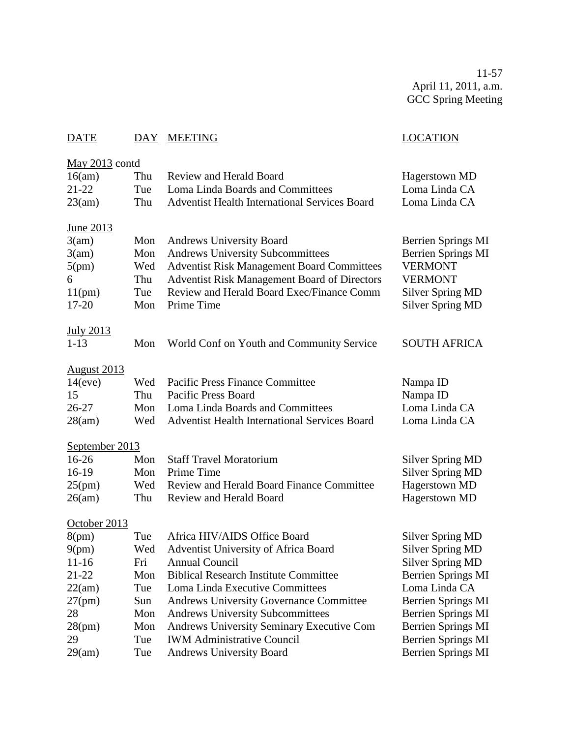11-57
April 11, 2011, a.m.
GCC Spring Meeting

| DATE | DAY | MEETING | LOCATION |
|---|---|---|---|
| May 2013 contd | | | |
| 16(am) | Thu | Review and Herald Board | Hagerstown MD |
| 21-22 | Tue | Loma Linda Boards and Committees | Loma Linda CA |
| 23(am) | Thu | Adventist Health International Services Board | Loma Linda CA |
| June 2013 | | | |
| 3(am) | Mon | Andrews University Board | Berrien Springs MI |
| 3(am) | Mon | Andrews University Subcommittees | Berrien Springs MI |
| 5(pm) | Wed | Adventist Risk Management Board Committees | VERMONT |
| 6 | Thu | Adventist Risk Management Board of Directors | VERMONT |
| 11(pm) | Tue | Review and Herald Board Exec/Finance Comm | Silver Spring MD |
| 17-20 | Mon | Prime Time | Silver Spring MD |
| July 2013 | | | |
| 1-13 | Mon | World Conf on Youth and Community Service | SOUTH AFRICA |
| August 2013 | | | |
| 14(eve) | Wed | Pacific Press Finance Committee | Nampa ID |
| 15 | Thu | Pacific Press Board | Nampa ID |
| 26-27 | Mon | Loma Linda Boards and Committees | Loma Linda CA |
| 28(am) | Wed | Adventist Health International Services Board | Loma Linda CA |
| September 2013 | | | |
| 16-26 | Mon | Staff Travel Moratorium | Silver Spring MD |
| 16-19 | Mon | Prime Time | Silver Spring MD |
| 25(pm) | Wed | Review and Herald Board Finance Committee | Hagerstown MD |
| 26(am) | Thu | Review and Herald Board | Hagerstown MD |
| October 2013 | | | |
| 8(pm) | Tue | Africa HIV/AIDS Office Board | Silver Spring MD |
| 9(pm) | Wed | Adventist University of Africa Board | Silver Spring MD |
| 11-16 | Fri | Annual Council | Silver Spring MD |
| 21-22 | Mon | Biblical Research Institute Committee | Berrien Springs MI |
| 22(am) | Tue | Loma Linda Executive Committees | Loma Linda CA |
| 27(pm) | Sun | Andrews University Governance Committee | Berrien Springs MI |
| 28 | Mon | Andrews University Subcommittees | Berrien Springs MI |
| 28(pm) | Mon | Andrews University Seminary Executive Com | Berrien Springs MI |
| 29 | Tue | IWM Administrative Council | Berrien Springs MI |
| 29(am) | Tue | Andrews University Board | Berrien Springs MI |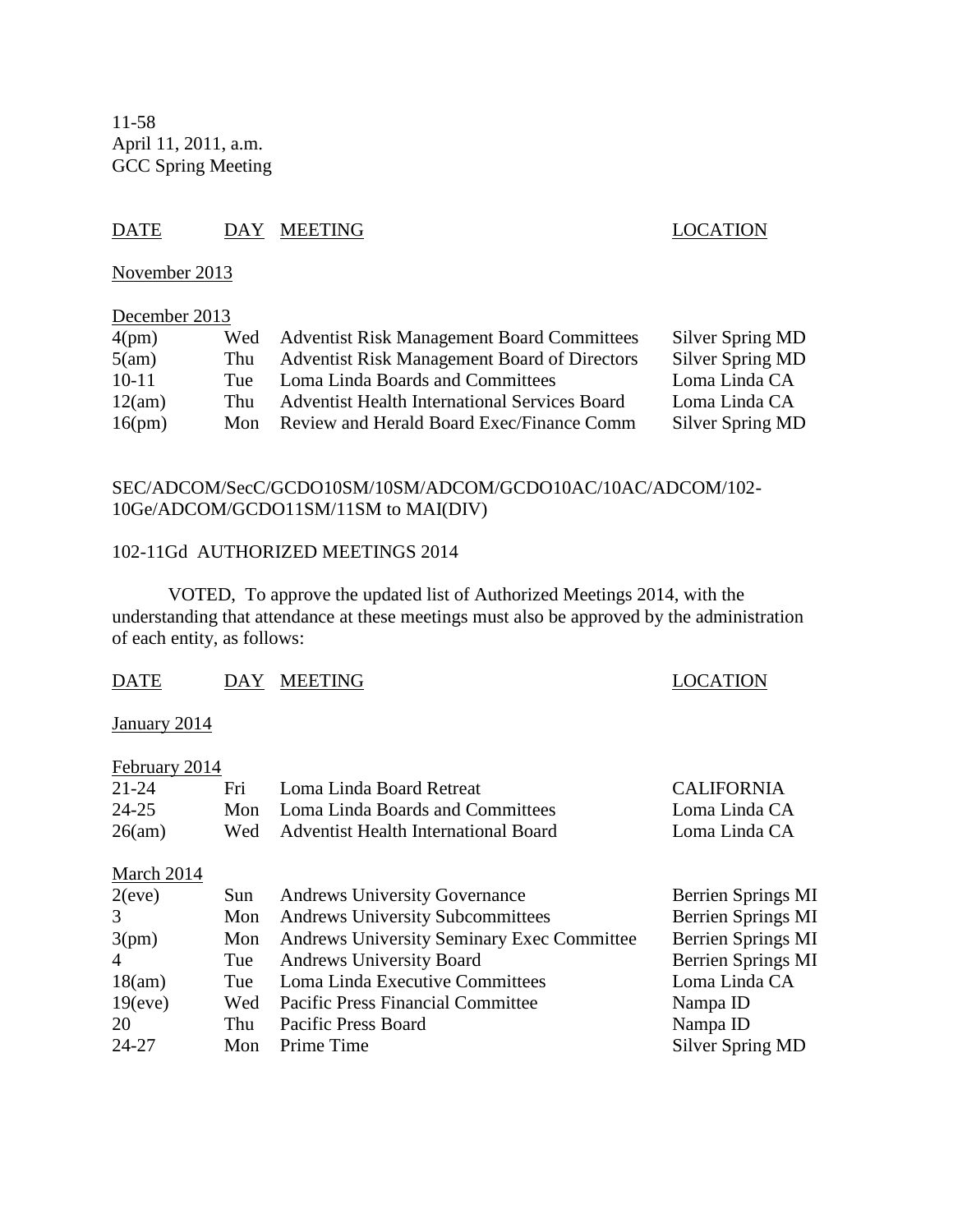11-58
April 11, 2011, a.m.
GCC Spring Meeting

| DATE | DAY | MEETING | LOCATION |
|---|---|---|---|
| November 2013 | | | |
| December 2013 | | | |
| 4(pm) | Wed | Adventist Risk Management Board Committees | Silver Spring MD |
| 5(am) | Thu | Adventist Risk Management Board of Directors | Silver Spring MD |
| 10-11 | Tue | Loma Linda Boards and Committees | Loma Linda CA |
| 12(am) | Thu | Adventist Health International Services Board | Loma Linda CA |
| 16(pm) | Mon | Review and Herald Board Exec/Finance Comm | Silver Spring MD |

SEC/ADCOM/SecC/GCDO10SM/10SM/ADCOM/GCDO10AC/10AC/ADCOM/102-10Ge/ADCOM/GCDO11SM/11SM to MAI(DIV)

102-11Gd AUTHORIZED MEETINGS 2014

VOTED, To approve the updated list of Authorized Meetings 2014, with the understanding that attendance at these meetings must also be approved by the administration of each entity, as follows:

| DATE | DAY | MEETING | LOCATION |
|---|---|---|---|
| January 2014 | | | |
| February 2014 | | | |
| 21-24 | Fri | Loma Linda Board Retreat | CALIFORNIA |
| 24-25 | Mon | Loma Linda Boards and Committees | Loma Linda CA |
| 26(am) | Wed | Adventist Health International Board | Loma Linda CA |
| March 2014 | | | |
| 2(eve) | Sun | Andrews University Governance | Berrien Springs MI |
| 3 | Mon | Andrews University Subcommittees | Berrien Springs MI |
| 3(pm) | Mon | Andrews University Seminary Exec Committee | Berrien Springs MI |
| 4 | Tue | Andrews University Board | Berrien Springs MI |
| 18(am) | Tue | Loma Linda Executive Committees | Loma Linda CA |
| 19(eve) | Wed | Pacific Press Financial Committee | Nampa ID |
| 20 | Thu | Pacific Press Board | Nampa ID |
| 24-27 | Mon | Prime Time | Silver Spring MD |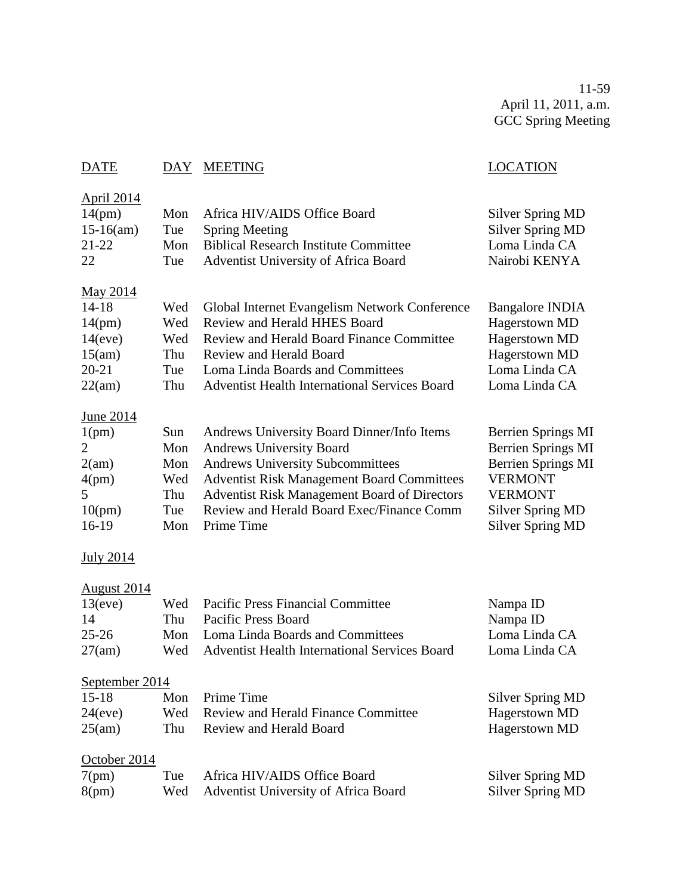11-59
April 11, 2011, a.m.
GCC Spring Meeting

| DATE | DAY | MEETING | LOCATION |
|---|---|---|---|
| April 2014 | | | |
| 14(pm) | Mon | Africa HIV/AIDS Office Board | Silver Spring MD |
| 15-16(am) | Tue | Spring Meeting | Silver Spring MD |
| 21-22 | Mon | Biblical Research Institute Committee | Loma Linda CA |
| 22 | Tue | Adventist University of Africa Board | Nairobi KENYA |
| May 2014 | | | |
| 14-18 | Wed | Global Internet Evangelism Network Conference | Bangalore INDIA |
| 14(pm) | Wed | Review and Herald HHES Board | Hagerstown MD |
| 14(eve) | Wed | Review and Herald Board Finance Committee | Hagerstown MD |
| 15(am) | Thu | Review and Herald Board | Hagerstown MD |
| 20-21 | Tue | Loma Linda Boards and Committees | Loma Linda CA |
| 22(am) | Thu | Adventist Health International Services Board | Loma Linda CA |
| June 2014 | | | |
| 1(pm) | Sun | Andrews University Board Dinner/Info Items | Berrien Springs MI |
| 2 | Mon | Andrews University Board | Berrien Springs MI |
| 2(am) | Mon | Andrews University Subcommittees | Berrien Springs MI |
| 4(pm) | Wed | Adventist Risk Management Board Committees | VERMONT |
| 5 | Thu | Adventist Risk Management Board of Directors | VERMONT |
| 10(pm) | Tue | Review and Herald Board Exec/Finance Comm | Silver Spring MD |
| 16-19 | Mon | Prime Time | Silver Spring MD |
| July 2014 | | | |
| August 2014 | | | |
| 13(eve) | Wed | Pacific Press Financial Committee | Nampa ID |
| 14 | Thu | Pacific Press Board | Nampa ID |
| 25-26 | Mon | Loma Linda Boards and Committees | Loma Linda CA |
| 27(am) | Wed | Adventist Health International Services Board | Loma Linda CA |
| September 2014 | | | |
| 15-18 | Mon | Prime Time | Silver Spring MD |
| 24(eve) | Wed | Review and Herald Finance Committee | Hagerstown MD |
| 25(am) | Thu | Review and Herald Board | Hagerstown MD |
| October 2014 | | | |
| 7(pm) | Tue | Africa HIV/AIDS Office Board | Silver Spring MD |
| 8(pm) | Wed | Adventist University of Africa Board | Silver Spring MD |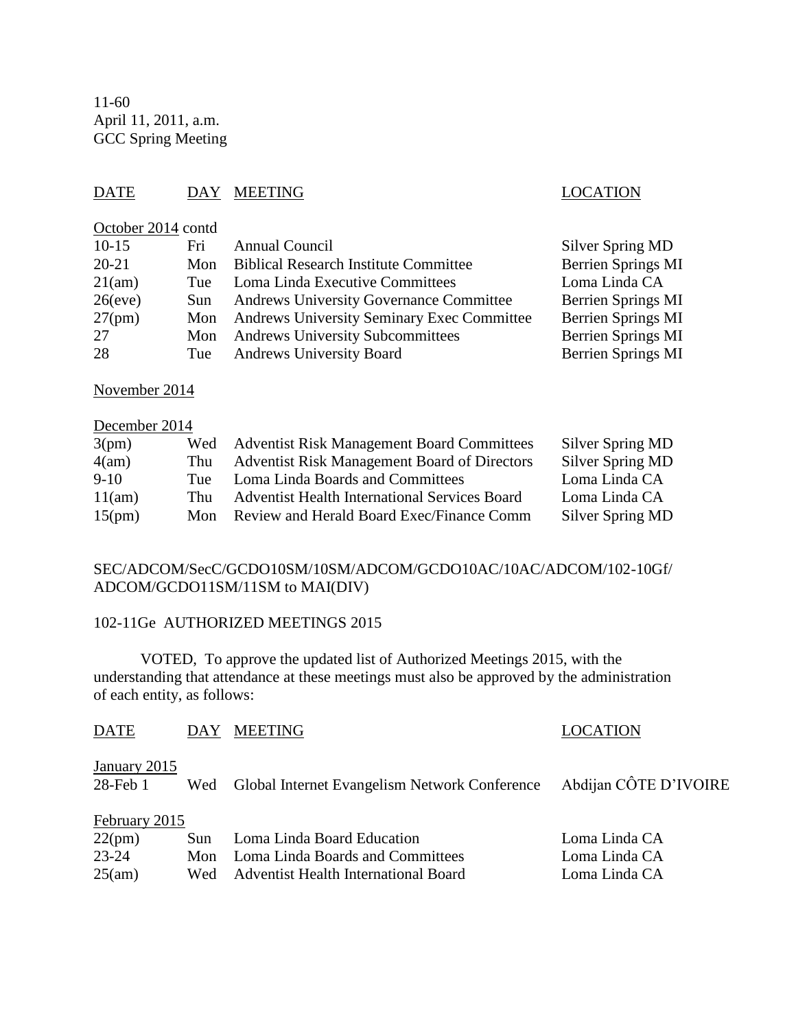11-60
April 11, 2011, a.m.
GCC Spring Meeting

| DATE | DAY | MEETING | LOCATION |
|---|---|---|---|
| October 2014 contd | | | |
| 10-15 | Fri | Annual Council | Silver Spring MD |
| 20-21 | Mon | Biblical Research Institute Committee | Berrien Springs MI |
| 21(am) | Tue | Loma Linda Executive Committees | Loma Linda CA |
| 26(eve) | Sun | Andrews University Governance Committee | Berrien Springs MI |
| 27(pm) | Mon | Andrews University Seminary Exec Committee | Berrien Springs MI |
| 27 | Mon | Andrews University Subcommittees | Berrien Springs MI |
| 28 | Tue | Andrews University Board | Berrien Springs MI |
| November 2014 | | | |
| December 2014 | | | |
| 3(pm) | Wed | Adventist Risk Management Board Committees | Silver Spring MD |
| 4(am) | Thu | Adventist Risk Management Board of Directors | Silver Spring MD |
| 9-10 | Tue | Loma Linda Boards and Committees | Loma Linda CA |
| 11(am) | Thu | Adventist Health International Services Board | Loma Linda CA |
| 15(pm) | Mon | Review and Herald Board Exec/Finance Comm | Silver Spring MD |

SEC/ADCOM/SecC/GCDO10SM/10SM/ADCOM/GCDO10AC/10AC/ADCOM/102-10Gf/
ADCOM/GCDO11SM/11SM to MAI(DIV)

102-11Ge AUTHORIZED MEETINGS 2015

VOTED, To approve the updated list of Authorized Meetings 2015, with the understanding that attendance at these meetings must also be approved by the administration of each entity, as follows:

| DATE | DAY | MEETING | LOCATION |
|---|---|---|---|
| January 2015 | | | |
| 28-Feb 1 | Wed | Global Internet Evangelism Network Conference | Abdijan CÔTE D'IVOIRE |
| February 2015 | | | |
| 22(pm) | Sun | Loma Linda Board Education | Loma Linda CA |
| 23-24 | Mon | Loma Linda Boards and Committees | Loma Linda CA |
| 25(am) | Wed | Adventist Health International Board | Loma Linda CA |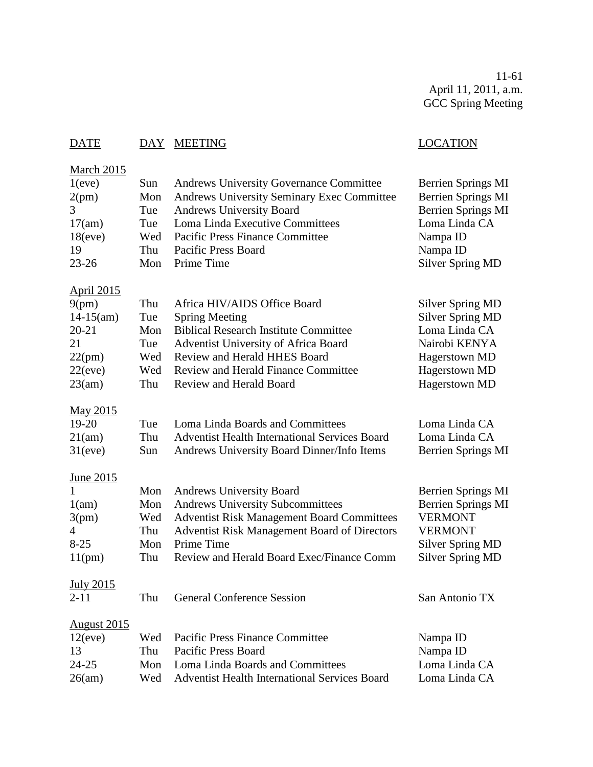11-61
April 11, 2011, a.m.
GCC Spring Meeting

| DATE | DAY | MEETING | LOCATION |
|---|---|---|---|
| **March 2015** | | | |
| 1(eve) | Sun | Andrews University Governance Committee | Berrien Springs MI |
| 2(pm) | Mon | Andrews University Seminary Exec Committee | Berrien Springs MI |
| 3 | Tue | Andrews University Board | Berrien Springs MI |
| 17(am) | Tue | Loma Linda Executive Committees | Loma Linda CA |
| 18(eve) | Wed | Pacific Press Finance Committee | Nampa ID |
| 19 | Thu | Pacific Press Board | Nampa ID |
| 23-26 | Mon | Prime Time | Silver Spring MD |
| **April 2015** | | | |
| 9(pm) | Thu | Africa HIV/AIDS Office Board | Silver Spring MD |
| 14-15(am) | Tue | Spring Meeting | Silver Spring MD |
| 20-21 | Mon | Biblical Research Institute Committee | Loma Linda CA |
| 21 | Tue | Adventist University of Africa Board | Nairobi KENYA |
| 22(pm) | Wed | Review and Herald HHES Board | Hagerstown MD |
| 22(eve) | Wed | Review and Herald Finance Committee | Hagerstown MD |
| 23(am) | Thu | Review and Herald Board | Hagerstown MD |
| **May 2015** | | | |
| 19-20 | Tue | Loma Linda Boards and Committees | Loma Linda CA |
| 21(am) | Thu | Adventist Health International Services Board | Loma Linda CA |
| 31(eve) | Sun | Andrews University Board Dinner/Info Items | Berrien Springs MI |
| **June 2015** | | | |
| 1 | Mon | Andrews University Board | Berrien Springs MI |
| 1(am) | Mon | Andrews University Subcommittees | Berrien Springs MI |
| 3(pm) | Wed | Adventist Risk Management Board Committees | VERMONT |
| 4 | Thu | Adventist Risk Management Board of Directors | VERMONT |
| 8-25 | Mon | Prime Time | Silver Spring MD |
| 11(pm) | Thu | Review and Herald Board Exec/Finance Comm | Silver Spring MD |
| **July 2015** | | | |
| 2-11 | Thu | General Conference Session | San Antonio TX |
| **August 2015** | | | |
| 12(eve) | Wed | Pacific Press Finance Committee | Nampa ID |
| 13 | Thu | Pacific Press Board | Nampa ID |
| 24-25 | Mon | Loma Linda Boards and Committees | Loma Linda CA |
| 26(am) | Wed | Adventist Health International Services Board | Loma Linda CA |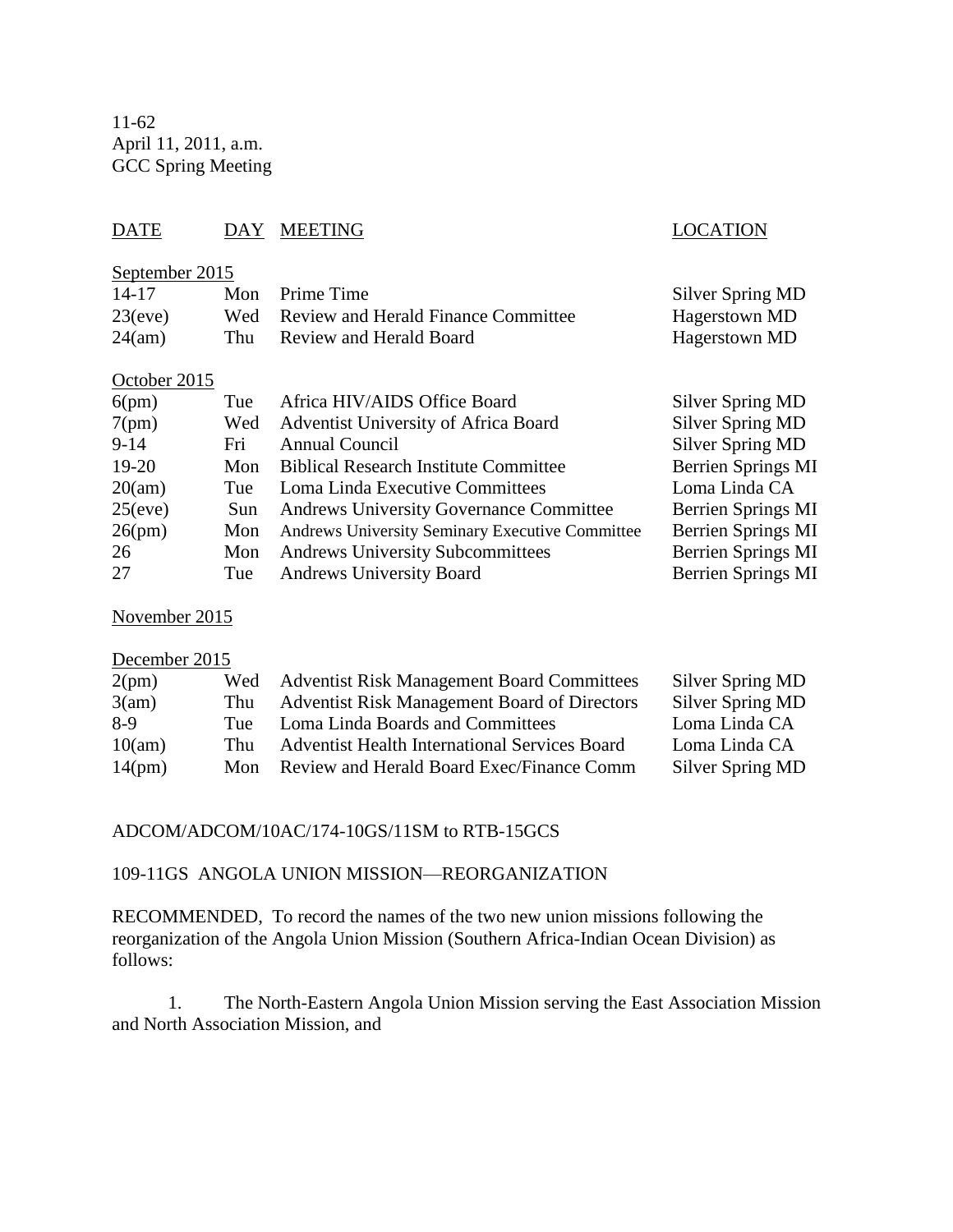11-62
April 11, 2011, a.m.
GCC Spring Meeting

| DATE | DAY | MEETING | LOCATION |
|---|---|---|---|
| **September 2015** | | | |
| 14-17 | Mon | Prime Time | Silver Spring MD |
| 23(eve) | Wed | Review and Herald Finance Committee | Hagerstown MD |
| 24(am) | Thu | Review and Herald Board | Hagerstown MD |
| **October 2015** | | | |
| 6(pm) | Tue | Africa HIV/AIDS Office Board | Silver Spring MD |
| 7(pm) | Wed | Adventist University of Africa Board | Silver Spring MD |
| 9-14 | Fri | Annual Council | Silver Spring MD |
| 19-20 | Mon | Biblical Research Institute Committee | Berrien Springs MI |
| 20(am) | Tue | Loma Linda Executive Committees | Loma Linda CA |
| 25(eve) | Sun | Andrews University Governance Committee | Berrien Springs MI |
| 26(pm) | Mon | Andrews University Seminary Executive Committee | Berrien Springs MI |
| 26 | Mon | Andrews University Subcommittees | Berrien Springs MI |
| 27 | Tue | Andrews University Board | Berrien Springs MI |
| **November 2015** | | | |
| **December 2015** | | | |
| 2(pm) | Wed | Adventist Risk Management Board Committees | Silver Spring MD |
| 3(am) | Thu | Adventist Risk Management Board of Directors | Silver Spring MD |
| 8-9 | Tue | Loma Linda Boards and Committees | Loma Linda CA |
| 10(am) | Thu | Adventist Health International Services Board | Loma Linda CA |
| 14(pm) | Mon | Review and Herald Board Exec/Finance Comm | Silver Spring MD |

ADCOM/ADCOM/10AC/174-10GS/11SM to RTB-15GCS

109-11GS ANGOLA UNION MISSION—REORGANIZATION

RECOMMENDED, To record the names of the two new union missions following the reorganization of the Angola Union Mission (Southern Africa-Indian Ocean Division) as follows:

1. The North-Eastern Angola Union Mission serving the East Association Mission and North Association Mission, and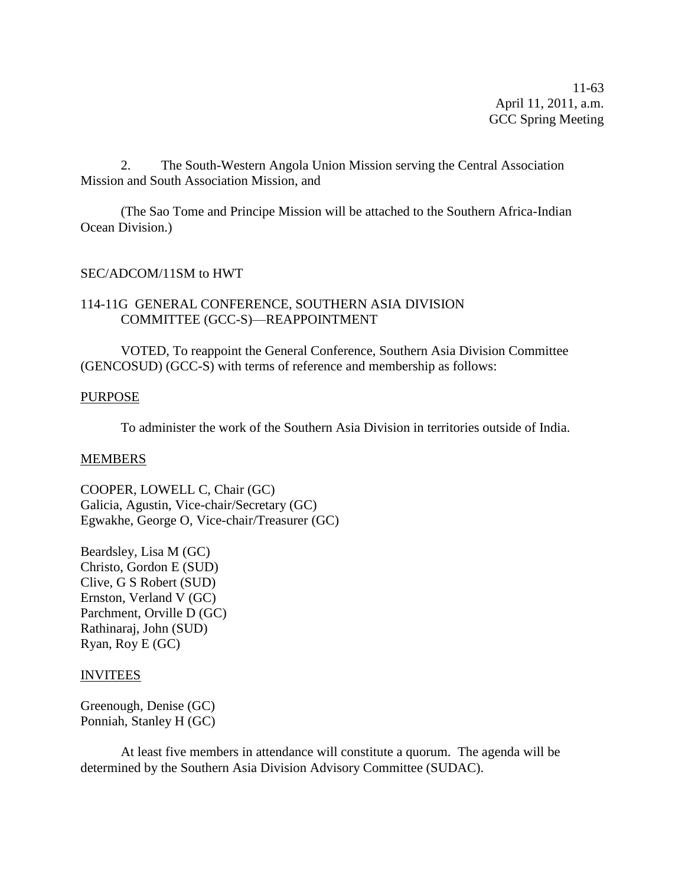2. The South-Western Angola Union Mission serving the Central Association Mission and South Association Mission, and

(The Sao Tome and Principe Mission will be attached to the Southern Africa-Indian Ocean Division.)

SEC/ADCOM/11SM to HWT

114-11G GENERAL CONFERENCE, SOUTHERN ASIA DIVISION COMMITTEE (GCC-S)—REAPPOINTMENT

VOTED, To reappoint the General Conference, Southern Asia Division Committee (GENCOSUD) (GCC-S) with terms of reference and membership as follows:

PURPOSE

To administer the work of the Southern Asia Division in territories outside of India.

MEMBERS

COOPER, LOWELL C, Chair (GC)
Galicia, Agustin, Vice-chair/Secretary (GC)
Egwakhe, George O, Vice-chair/Treasurer (GC)

Beardsley, Lisa M (GC)
Christo, Gordon E (SUD)
Clive, G S Robert (SUD)
Ernston, Verland V (GC)
Parchment, Orville D (GC)
Rathinaraj, John (SUD)
Ryan, Roy E (GC)

INVITEES

Greenough, Denise (GC)
Ponniah, Stanley H (GC)

At least five members in attendance will constitute a quorum. The agenda will be determined by the Southern Asia Division Advisory Committee (SUDAC).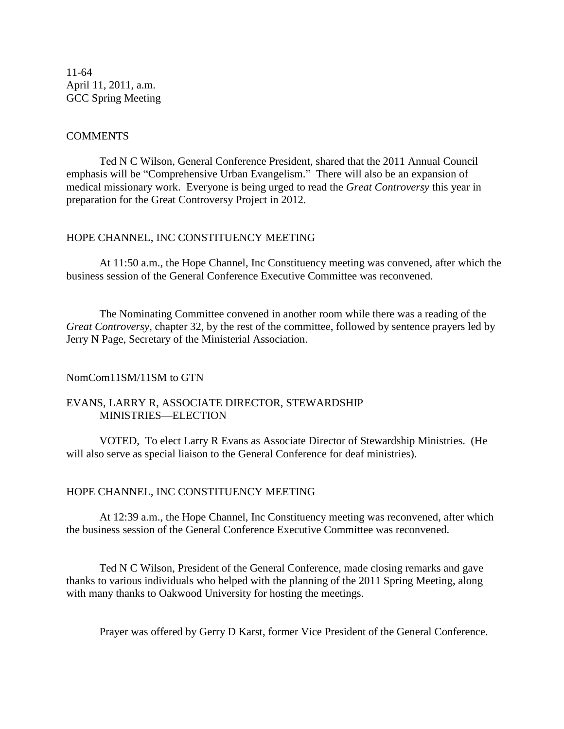11-64
April 11, 2011, a.m.
GCC Spring Meeting

COMMENTS

Ted N C Wilson, General Conference President, shared that the 2011 Annual Council emphasis will be "Comprehensive Urban Evangelism." There will also be an expansion of medical missionary work. Everyone is being urged to read the *Great Controversy* this year in preparation for the Great Controversy Project in 2012.

HOPE CHANNEL, INC CONSTITUENCY MEETING

At 11:50 a.m., the Hope Channel, Inc Constituency meeting was convened, after which the business session of the General Conference Executive Committee was reconvened.

The Nominating Committee convened in another room while there was a reading of the *Great Controversy*, chapter 32, by the rest of the committee, followed by sentence prayers led by Jerry N Page, Secretary of the Ministerial Association.

NomCom11SM/11SM to GTN

EVANS, LARRY R, ASSOCIATE DIRECTOR, STEWARDSHIP MINISTRIES—ELECTION

VOTED, To elect Larry R Evans as Associate Director of Stewardship Ministries. (He will also serve as special liaison to the General Conference for deaf ministries).

HOPE CHANNEL, INC CONSTITUENCY MEETING

At 12:39 a.m., the Hope Channel, Inc Constituency meeting was reconvened, after which the business session of the General Conference Executive Committee was reconvened.

Ted N C Wilson, President of the General Conference, made closing remarks and gave thanks to various individuals who helped with the planning of the 2011 Spring Meeting, along with many thanks to Oakwood University for hosting the meetings.

Prayer was offered by Gerry D Karst, former Vice President of the General Conference.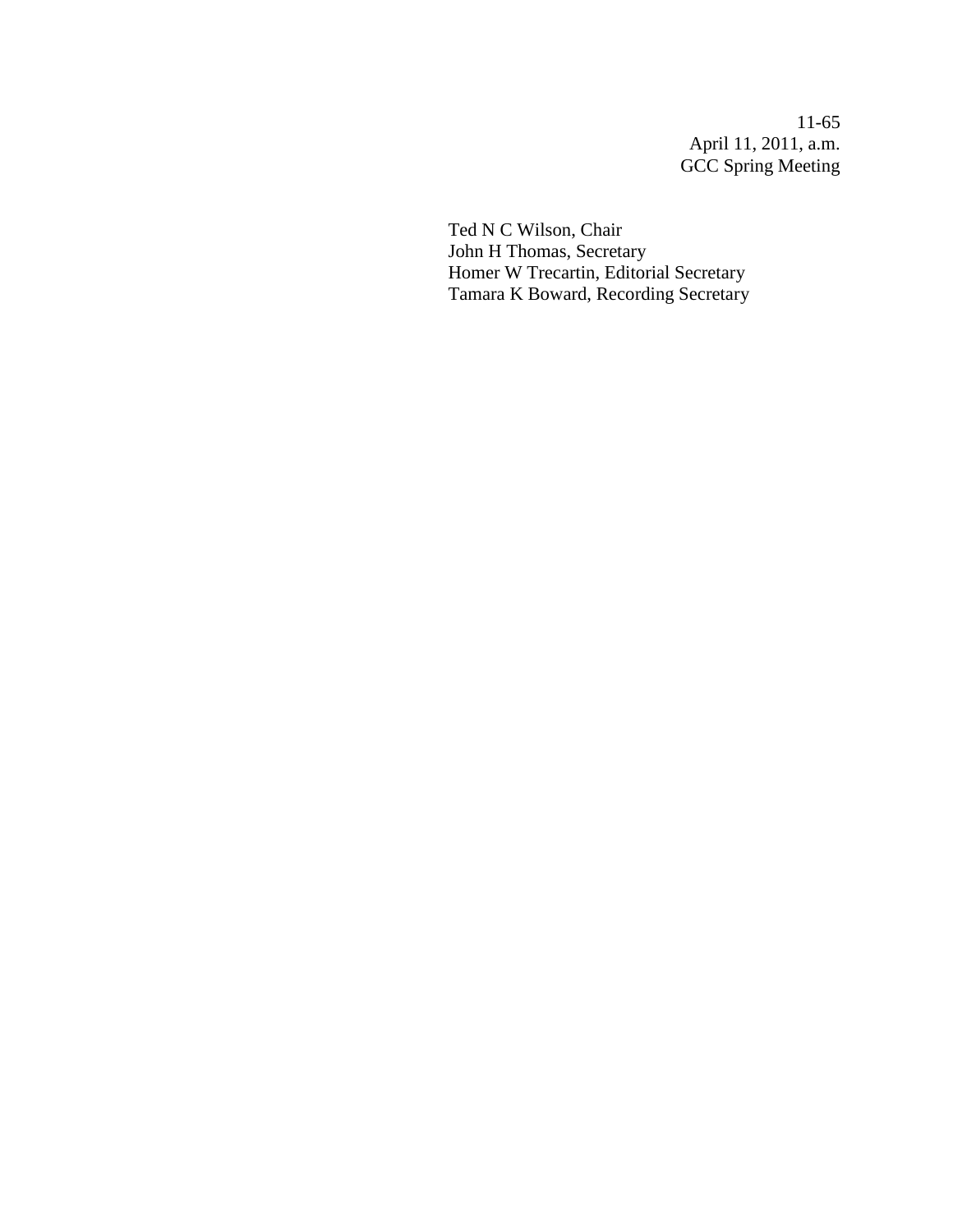11-65
April 11, 2011, a.m.
GCC Spring Meeting

Ted N C Wilson, Chair
John H Thomas, Secretary
Homer W Trecartin, Editorial Secretary
Tamara K Boward, Recording Secretary